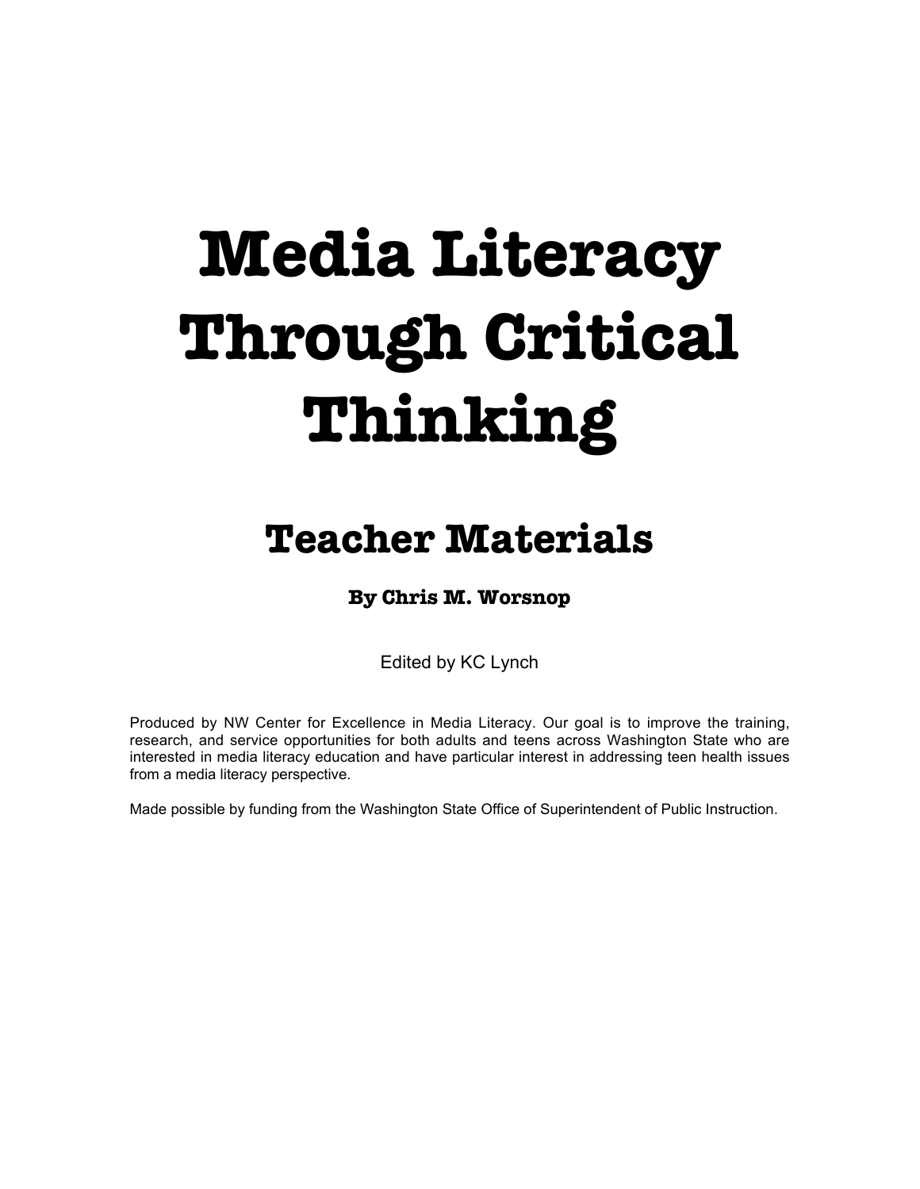# Media Literacy Through Critical Thinking

## Teacher Materials

### By Chris M. Worsnop

Edited by KC Lynch

Produced by NW Center for Excellence in Media Literacy. Our goal is to improve the training, research, and service opportunities for both adults and teens across Washington State who are interested in media literacy education and have particular interest in addressing teen health issues from a media literacy perspective.

Made possible by funding from the Washington State Office of Superintendent of Public Instruction.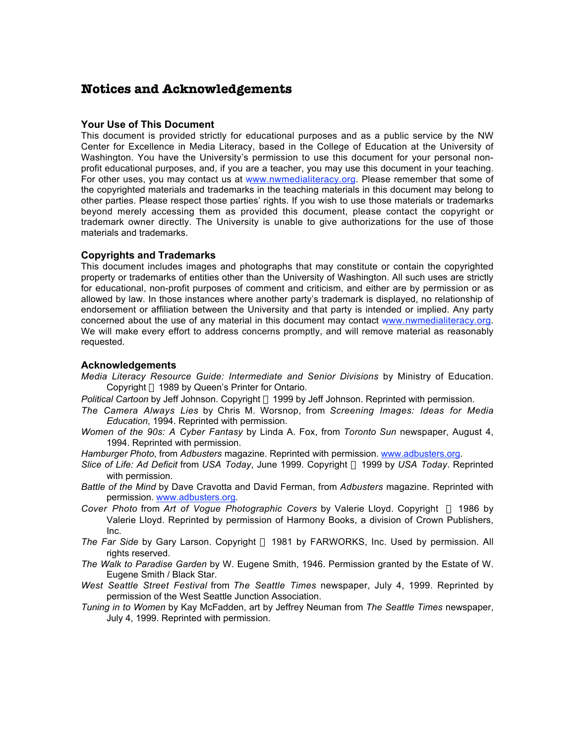# Notices and Acknowledgements

### Your Use of This Document

This document is provided strictly for educational purposes and as a public service by the NW Center for Excellence in Media Literacy, based in the College of Education at the University of Washington. You have the University's permission to use this document for your personal non-profit educational purposes, and, if you are a teacher, you may use this document in your teaching. For other uses, you may contact us at www.nwmedialiteracy.org. Please remember that some of the copyrighted materials and trademarks in the teaching materials in this document may belong to other parties. Please respect those parties' rights. If you wish to use those materials or trademarks beyond merely accessing them as provided this document, please contact the copyright or trademark owner directly. The University is unable to give authorizations for the use of those materials and trademarks.

### Copyrights and Trademarks

This document includes images and photographs that may constitute or contain the copyrighted property or trademarks of entities other than the University of Washington. All such uses are strictly for educational, non-profit purposes of comment and criticism, and either are by permission or as allowed by law. In those instances where another party's trademark is displayed, no relationship of endorsement or affiliation between the University and that party is intended or implied. Any party concerned about the use of any material in this document may contact www.nwmedialiteracy.org. We will make every effort to address concerns promptly, and will remove material as reasonably requested.

### Acknowledgements

*Media Literacy Resource Guide: Intermediate and Senior Divisions* by Ministry of Education. Copyright © 1989 by Queen's Printer for Ontario.

*Political Cartoon* by Jeff Johnson. Copyright © 1999 by Jeff Johnson. Reprinted with permission.

*The Camera Always Lies* by Chris M. Worsnop, from *Screening Images: Ideas for Media Education*, 1994. Reprinted with permission.

*Women of the 90s: A Cyber Fantasy* by Linda A. Fox, from *Toronto Sun* newspaper, August 4, 1994. Reprinted with permission.

*Hamburger Photo*, from *Adbusters* magazine. Reprinted with permission. www.adbusters.org.

*Slice of Life: Ad Deficit* from *USA Today*, June 1999. Copyright © 1999 by *USA Today*. Reprinted with permission.

*Battle of the Mind* by Dave Cravotta and David Ferman, from *Adbusters* magazine. Reprinted with permission. www.adbusters.org.

*Cover Photo* from *Art of Vogue Photographic Covers* by Valerie Lloyd. Copyright © 1986 by Valerie Lloyd. Reprinted by permission of Harmony Books, a division of Crown Publishers, Inc.

*The Far Side* by Gary Larson. Copyright © 1981 by FARWORKS, Inc. Used by permission. All rights reserved.

*The Walk to Paradise Garden* by W. Eugene Smith, 1946. Permission granted by the Estate of W. Eugene Smith / Black Star.

*West Seattle Street Festival* from *The Seattle Times* newspaper, July 4, 1999. Reprinted by permission of the West Seattle Junction Association.

*Tuning in to Women* by Kay McFadden, art by Jeffrey Neuman from *The Seattle Times* newspaper, July 4, 1999. Reprinted with permission.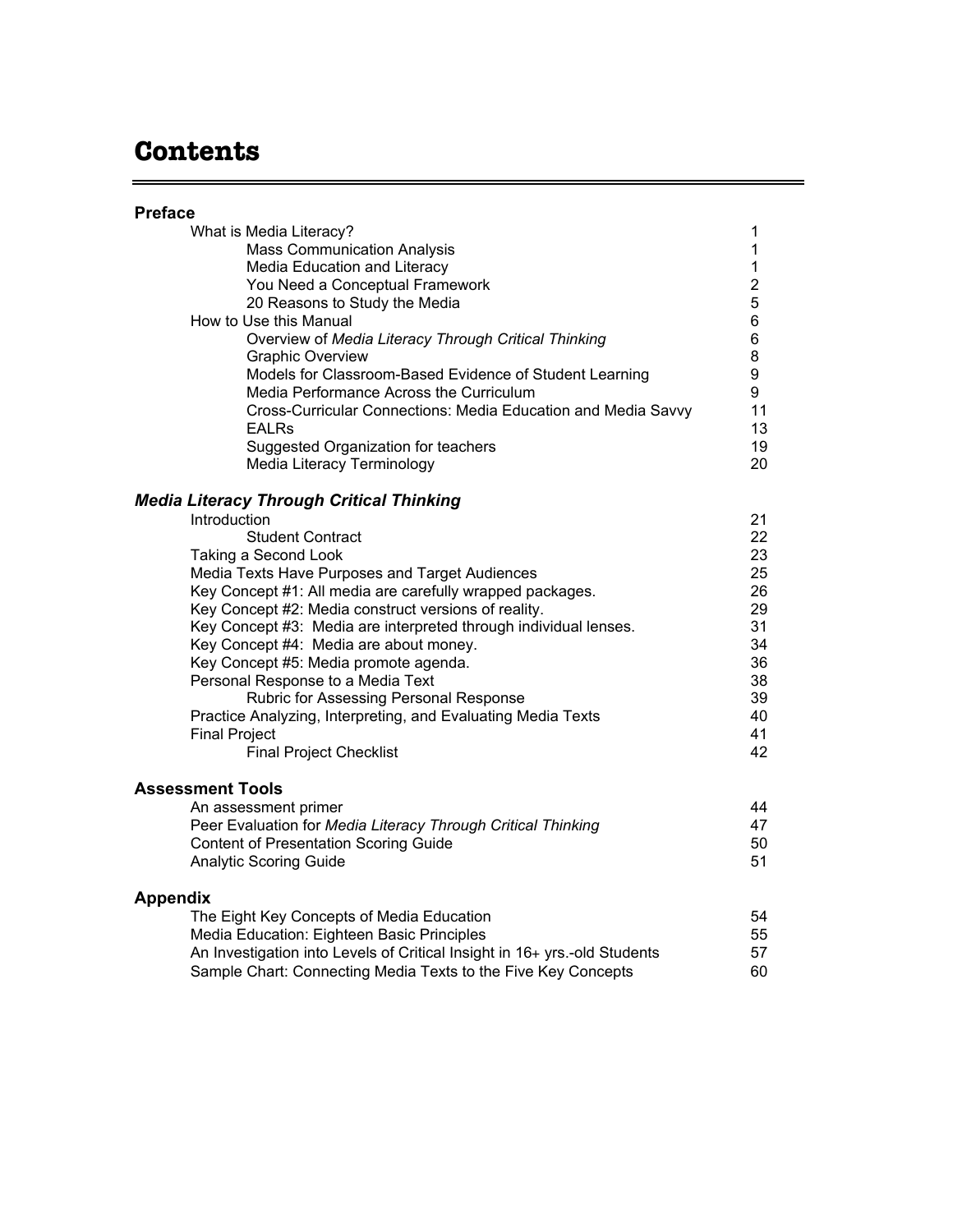# Contents

## Preface

| | |
|---|---|
| What is Media Literacy? | 1 |
| &nbsp;&nbsp;&nbsp;&nbsp;Mass Communication Analysis | 1 |
| &nbsp;&nbsp;&nbsp;&nbsp;Media Education and Literacy | 1 |
| &nbsp;&nbsp;&nbsp;&nbsp;You Need a Conceptual Framework | 2 |
| &nbsp;&nbsp;&nbsp;&nbsp;20 Reasons to Study the Media | 5 |
| How to Use this Manual | 6 |
| &nbsp;&nbsp;&nbsp;&nbsp;Overview of *Media Literacy Through Critical Thinking* | 6 |
| &nbsp;&nbsp;&nbsp;&nbsp;Graphic Overview | 8 |
| &nbsp;&nbsp;&nbsp;&nbsp;Models for Classroom-Based Evidence of Student Learning | 9 |
| &nbsp;&nbsp;&nbsp;&nbsp;Media Performance Across the Curriculum | 9 |
| &nbsp;&nbsp;&nbsp;&nbsp;Cross-Curricular Connections: Media Education and Media Savvy | 11 |
| &nbsp;&nbsp;&nbsp;&nbsp;EALRs | 13 |
| &nbsp;&nbsp;&nbsp;&nbsp;Suggested Organization for teachers | 19 |
| &nbsp;&nbsp;&nbsp;&nbsp;Media Literacy Terminology | 20 |

## *Media Literacy Through Critical Thinking*

| | |
|---|---|
| Introduction | 21 |
| &nbsp;&nbsp;&nbsp;&nbsp;Student Contract | 22 |
| Taking a Second Look | 23 |
| Media Texts Have Purposes and Target Audiences | 25 |
| Key Concept #1: All media are carefully wrapped packages. | 26 |
| Key Concept #2: Media construct versions of reality. | 29 |
| Key Concept #3: Media are interpreted through individual lenses. | 31 |
| Key Concept #4: Media are about money. | 34 |
| Key Concept #5: Media promote agenda. | 36 |
| Personal Response to a Media Text | 38 |
| &nbsp;&nbsp;&nbsp;&nbsp;Rubric for Assessing Personal Response | 39 |
| Practice Analyzing, Interpreting, and Evaluating Media Texts | 40 |
| Final Project | 41 |
| &nbsp;&nbsp;&nbsp;&nbsp;Final Project Checklist | 42 |

## Assessment Tools

| | |
|---|---|
| An assessment primer | 44 |
| Peer Evaluation for *Media Literacy Through Critical Thinking* | 47 |
| Content of Presentation Scoring Guide | 50 |
| Analytic Scoring Guide | 51 |

## Appendix

| | |
|---|---|
| The Eight Key Concepts of Media Education | 54 |
| Media Education: Eighteen Basic Principles | 55 |
| An Investigation into Levels of Critical Insight in 16+ yrs.-old Students | 57 |
| Sample Chart: Connecting Media Texts to the Five Key Concepts | 60 |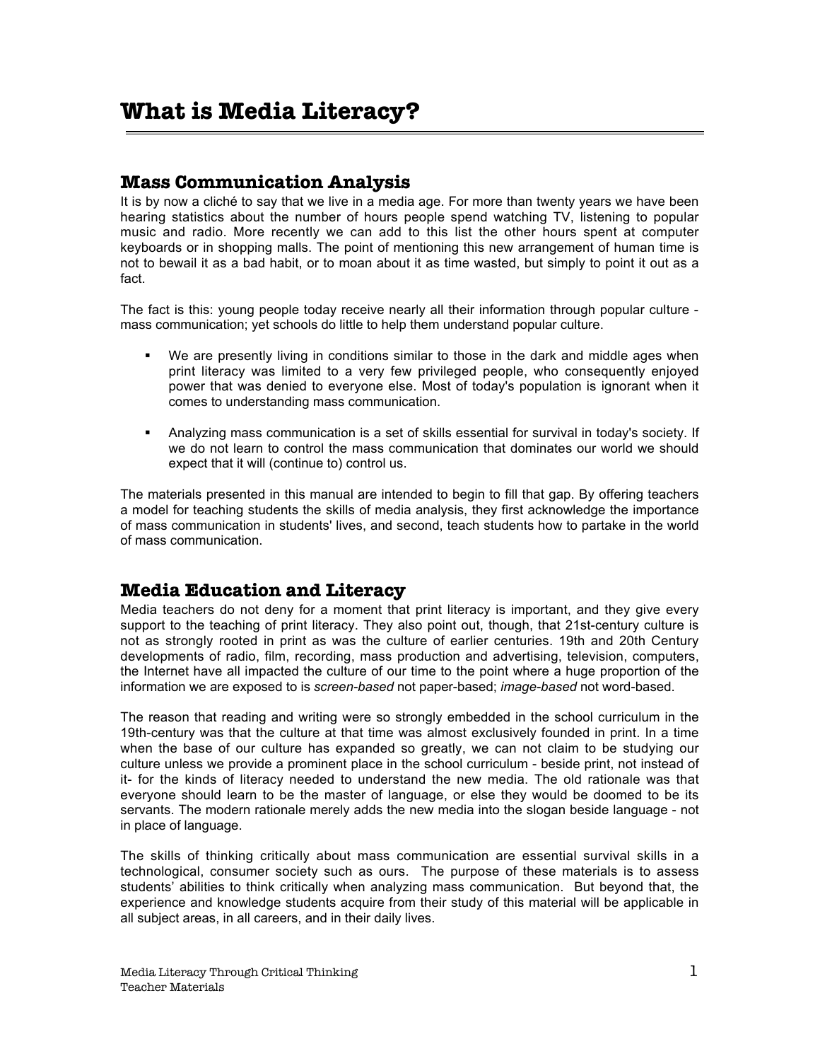# What is Media Literacy?

## Mass Communication Analysis

It is by now a cliché to say that we live in a media age. For more than twenty years we have been hearing statistics about the number of hours people spend watching TV, listening to popular music and radio. More recently we can add to this list the other hours spent at computer keyboards or in shopping malls. The point of mentioning this new arrangement of human time is not to bewail it as a bad habit, or to moan about it as time wasted, but simply to point it out as a fact.

The fact is this: young people today receive nearly all their information through popular culture - mass communication; yet schools do little to help them understand popular culture.

- We are presently living in conditions similar to those in the dark and middle ages when print literacy was limited to a very few privileged people, who consequently enjoyed power that was denied to everyone else. Most of today's population is ignorant when it comes to understanding mass communication.
- Analyzing mass communication is a set of skills essential for survival in today's society. If we do not learn to control the mass communication that dominates our world we should expect that it will (continue to) control us.

The materials presented in this manual are intended to begin to fill that gap. By offering teachers a model for teaching students the skills of media analysis, they first acknowledge the importance of mass communication in students' lives, and second, teach students how to partake in the world of mass communication.

## Media Education and Literacy

Media teachers do not deny for a moment that print literacy is important, and they give every support to the teaching of print literacy. They also point out, though, that 21st-century culture is not as strongly rooted in print as was the culture of earlier centuries. 19th and 20th Century developments of radio, film, recording, mass production and advertising, television, computers, the Internet have all impacted the culture of our time to the point where a huge proportion of the information we are exposed to is *screen-based* not paper-based; *image-based* not word-based.

The reason that reading and writing were so strongly embedded in the school curriculum in the 19th-century was that the culture at that time was almost exclusively founded in print. In a time when the base of our culture has expanded so greatly, we can not claim to be studying our culture unless we provide a prominent place in the school curriculum - beside print, not instead of it- for the kinds of literacy needed to understand the new media. The old rationale was that everyone should learn to be the master of language, or else they would be doomed to be its servants. The modern rationale merely adds the new media into the slogan beside language - not in place of language.

The skills of thinking critically about mass communication are essential survival skills in a technological, consumer society such as ours. The purpose of these materials is to assess students' abilities to think critically when analyzing mass communication. But beyond that, the experience and knowledge students acquire from their study of this material will be applicable in all subject areas, in all careers, and in their daily lives.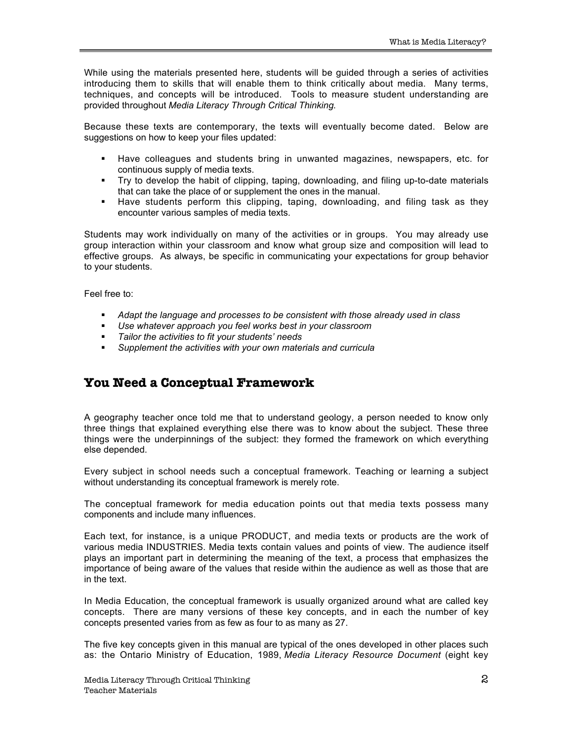While using the materials presented here, students will be guided through a series of activities introducing them to skills that will enable them to think critically about media. Many terms, techniques, and concepts will be introduced. Tools to measure student understanding are provided throughout *Media Literacy Through Critical Thinking*.

Because these texts are contemporary, the texts will eventually become dated. Below are suggestions on how to keep your files updated:

- Have colleagues and students bring in unwanted magazines, newspapers, etc. for continuous supply of media texts.
- Try to develop the habit of clipping, taping, downloading, and filing up-to-date materials that can take the place of or supplement the ones in the manual.
- Have students perform this clipping, taping, downloading, and filing task as they encounter various samples of media texts.

Students may work individually on many of the activities or in groups. You may already use group interaction within your classroom and know what group size and composition will lead to effective groups. As always, be specific in communicating your expectations for group behavior to your students.

Feel free to:

- *Adapt the language and processes to be consistent with those already used in class*
- *Use whatever approach you feel works best in your classroom*
- *Tailor the activities to fit your students' needs*
- *Supplement the activities with your own materials and curricula*

## You Need a Conceptual Framework

A geography teacher once told me that to understand geology, a person needed to know only three things that explained everything else there was to know about the subject. These three things were the underpinnings of the subject: they formed the framework on which everything else depended.

Every subject in school needs such a conceptual framework. Teaching or learning a subject without understanding its conceptual framework is merely rote.

The conceptual framework for media education points out that media texts possess many components and include many influences.

Each text, for instance, is a unique PRODUCT, and media texts or products are the work of various media INDUSTRIES. Media texts contain values and points of view. The audience itself plays an important part in determining the meaning of the text, a process that emphasizes the importance of being aware of the values that reside within the audience as well as those that are in the text.

In Media Education, the conceptual framework is usually organized around what are called key concepts. There are many versions of these key concepts, and in each the number of key concepts presented varies from as few as four to as many as 27.

The five key concepts given in this manual are typical of the ones developed in other places such as: the Ontario Ministry of Education, 1989, *Media Literacy Resource Document* (eight key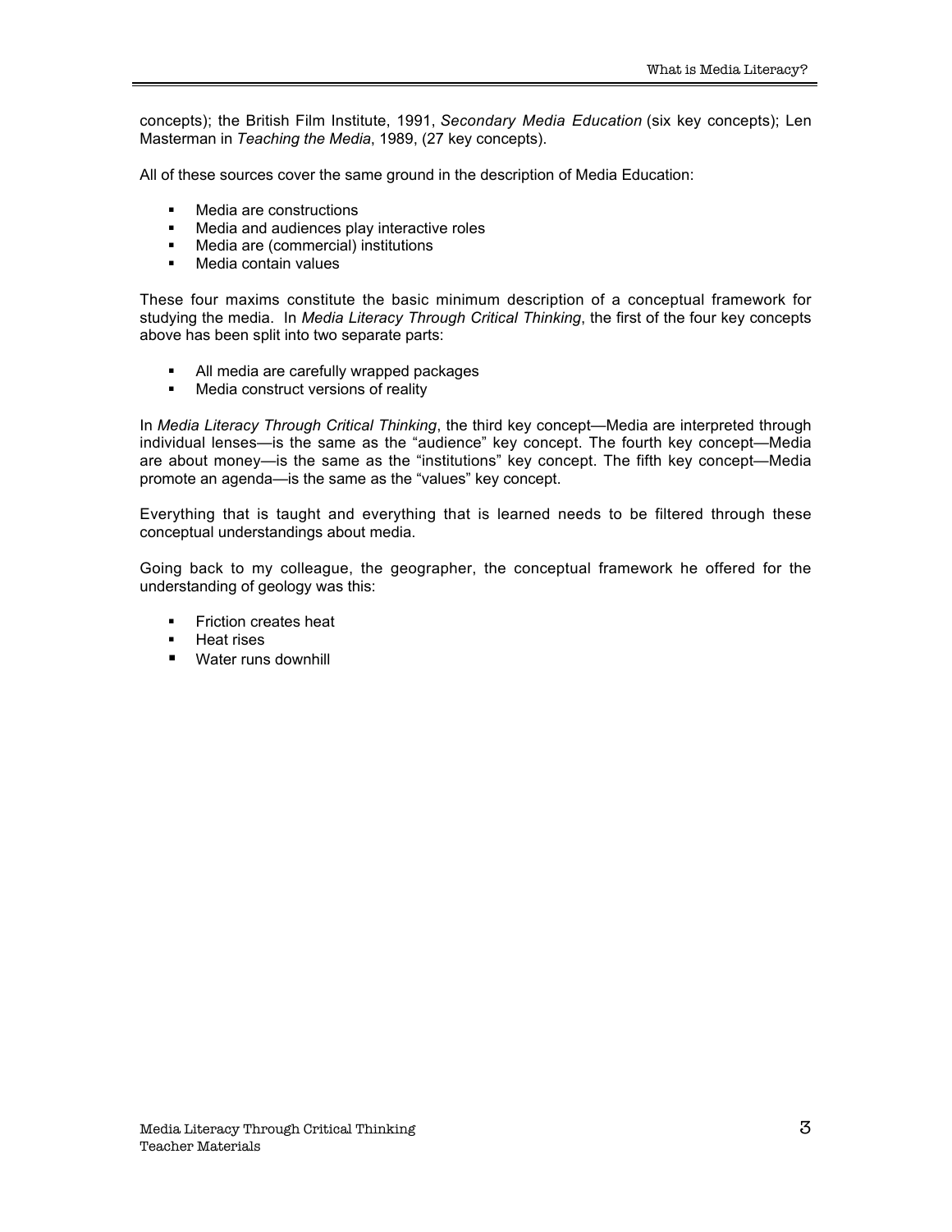concepts); the British Film Institute, 1991, *Secondary Media Education* (six key concepts); Len Masterman in *Teaching the Media*, 1989, (27 key concepts).

All of these sources cover the same ground in the description of Media Education:

- Media are constructions
- Media and audiences play interactive roles
- Media are (commercial) institutions
- Media contain values

These four maxims constitute the basic minimum description of a conceptual framework for studying the media. In *Media Literacy Through Critical Thinking*, the first of the four key concepts above has been split into two separate parts:

- All media are carefully wrapped packages
- Media construct versions of reality

In *Media Literacy Through Critical Thinking*, the third key concept—Media are interpreted through individual lenses—is the same as the "audience" key concept. The fourth key concept—Media are about money—is the same as the "institutions" key concept. The fifth key concept—Media promote an agenda—is the same as the "values" key concept.

Everything that is taught and everything that is learned needs to be filtered through these conceptual understandings about media.

Going back to my colleague, the geographer, the conceptual framework he offered for the understanding of geology was this:

- Friction creates heat
- Heat rises
- Water runs downhill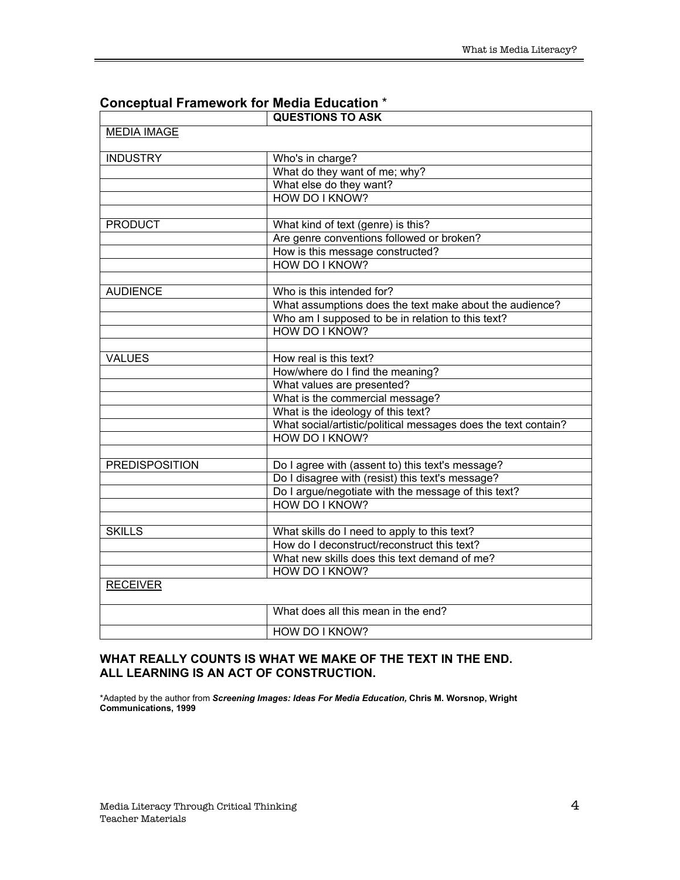## Conceptual Framework for Media Education *

| | QUESTIONS TO ASK |
|---|---|
| MEDIA IMAGE | |
| INDUSTRY | Who's in charge? |
| | What do they want of me; why? |
| | What else do they want? |
| | HOW DO I KNOW? |
| | |
| PRODUCT | What kind of text (genre) is this? |
| | Are genre conventions followed or broken? |
| | How is this message constructed? |
| | HOW DO I KNOW? |
| | |
| AUDIENCE | Who is this intended for? |
| | What assumptions does the text make about the audience? |
| | Who am I supposed to be in relation to this text? |
| | HOW DO I KNOW? |
| | |
| VALUES | How real is this text? |
| | How/where do I find the meaning? |
| | What values are presented? |
| | What is the commercial message? |
| | What is the ideology of this text? |
| | What social/artistic/political messages does the text contain? |
| | HOW DO I KNOW? |
| | |
| PREDISPOSITION | Do I agree with (assent to) this text's message? |
| | Do I disagree with (resist) this text's message? |
| | Do I argue/negotiate with the message of this text? |
| | HOW DO I KNOW? |
| | |
| SKILLS | What skills do I need to apply to this text? |
| | How do I deconstruct/reconstruct this text? |
| | What new skills does this text demand of me? |
| | HOW DO I KNOW? |
| RECEIVER | |
| | What does all this mean in the end? |
| | HOW DO I KNOW? |

**WHAT REALLY COUNTS IS WHAT WE MAKE OF THE TEXT IN THE END.**
**ALL LEARNING IS AN ACT OF CONSTRUCTION.**

*Adapted by the author from ***Screening Images: Ideas For Media Education,*** **Chris M. Worsnop, Wright Communications, 1999**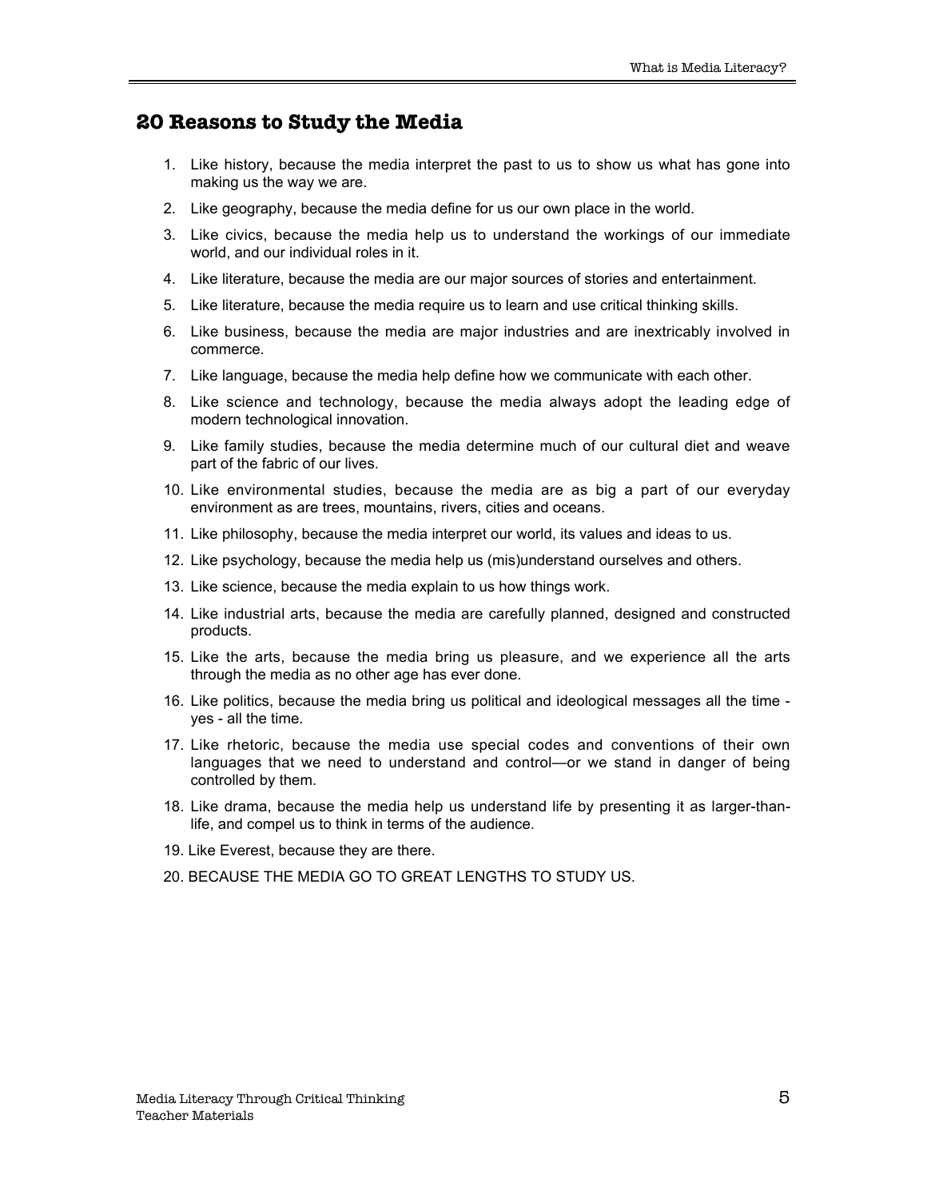## 20 Reasons to Study the Media

1. Like history, because the media interpret the past to us to show us what has gone into making us the way we are.
2. Like geography, because the media define for us our own place in the world.
3. Like civics, because the media help us to understand the workings of our immediate world, and our individual roles in it.
4. Like literature, because the media are our major sources of stories and entertainment.
5. Like literature, because the media require us to learn and use critical thinking skills.
6. Like business, because the media are major industries and are inextricably involved in commerce.
7. Like language, because the media help define how we communicate with each other.
8. Like science and technology, because the media always adopt the leading edge of modern technological innovation.
9. Like family studies, because the media determine much of our cultural diet and weave part of the fabric of our lives.
10. Like environmental studies, because the media are as big a part of our everyday environment as are trees, mountains, rivers, cities and oceans.
11. Like philosophy, because the media interpret our world, its values and ideas to us.
12. Like psychology, because the media help us (mis)understand ourselves and others.
13. Like science, because the media explain to us how things work.
14. Like industrial arts, because the media are carefully planned, designed and constructed products.
15. Like the arts, because the media bring us pleasure, and we experience all the arts through the media as no other age has ever done.
16. Like politics, because the media bring us political and ideological messages all the time - yes - all the time.
17. Like rhetoric, because the media use special codes and conventions of their own languages that we need to understand and control—or we stand in danger of being controlled by them.
18. Like drama, because the media help us understand life by presenting it as larger-than-life, and compel us to think in terms of the audience.
19. Like Everest, because they are there.
20. BECAUSE THE MEDIA GO TO GREAT LENGTHS TO STUDY US.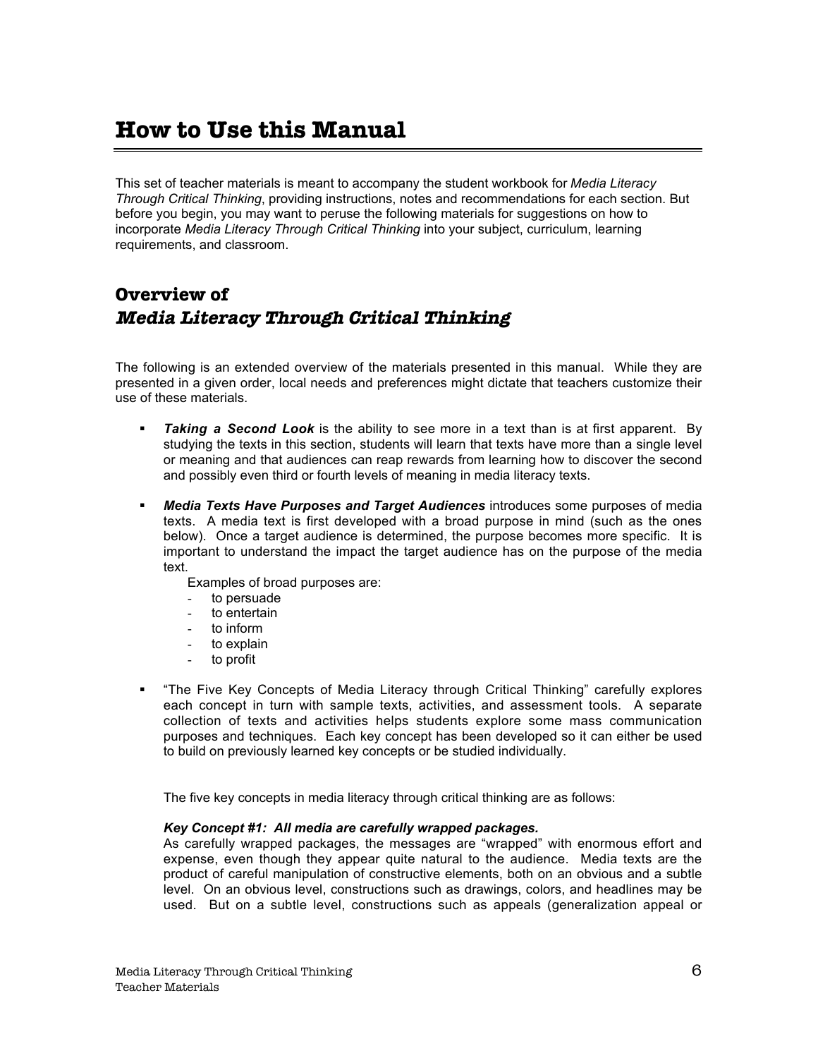# How to Use this Manual

This set of teacher materials is meant to accompany the student workbook for *Media Literacy Through Critical Thinking*, providing instructions, notes and recommendations for each section. But before you begin, you may want to peruse the following materials for suggestions on how to incorporate *Media Literacy Through Critical Thinking* into your subject, curriculum, learning requirements, and classroom.

## Overview of *Media Literacy Through Critical Thinking*

The following is an extended overview of the materials presented in this manual. While they are presented in a given order, local needs and preferences might dictate that teachers customize their use of these materials.

- ***Taking a Second Look*** is the ability to see more in a text than is at first apparent. By studying the texts in this section, students will learn that texts have more than a single level or meaning and that audiences can reap rewards from learning how to discover the second and possibly even third or fourth levels of meaning in media literacy texts.

- ***Media Texts Have Purposes and Target Audiences*** introduces some purposes of media texts. A media text is first developed with a broad purpose in mind (such as the ones below). Once a target audience is determined, the purpose becomes more specific. It is important to understand the impact the target audience has on the purpose of the media text.

  Examples of broad purposes are:
  - to persuade
  - to entertain
  - to inform
  - to explain
  - to profit

- "The Five Key Concepts of Media Literacy through Critical Thinking" carefully explores each concept in turn with sample texts, activities, and assessment tools. A separate collection of texts and activities helps students explore some mass communication purposes and techniques. Each key concept has been developed so it can either be used to build on previously learned key concepts or be studied individually.

  The five key concepts in media literacy through critical thinking are as follows:

  ***Key Concept #1: All media are carefully wrapped packages.***
  As carefully wrapped packages, the messages are "wrapped" with enormous effort and expense, even though they appear quite natural to the audience. Media texts are the product of careful manipulation of constructive elements, both on an obvious and a subtle level. On an obvious level, constructions such as drawings, colors, and headlines may be used. But on a subtle level, constructions such as appeals (generalization appeal or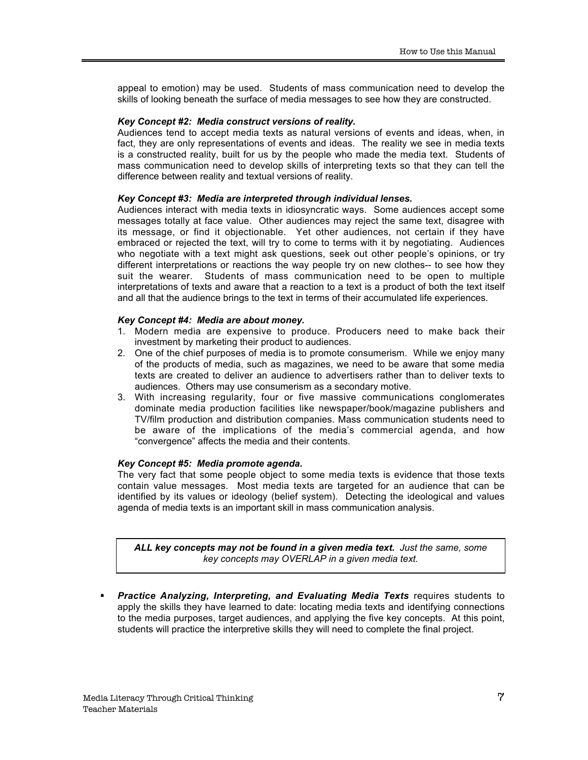appeal to emotion) may be used. Students of mass communication need to develop the skills of looking beneath the surface of media messages to see how they are constructed.

***Key Concept #2: Media construct versions of reality.***
Audiences tend to accept media texts as natural versions of events and ideas, when, in fact, they are only representations of events and ideas. The reality we see in media texts is a constructed reality, built for us by the people who made the media text. Students of mass communication need to develop skills of interpreting texts so that they can tell the difference between reality and textual versions of reality.

***Key Concept #3: Media are interpreted through individual lenses.***
Audiences interact with media texts in idiosyncratic ways. Some audiences accept some messages totally at face value. Other audiences may reject the same text, disagree with its message, or find it objectionable. Yet other audiences, not certain if they have embraced or rejected the text, will try to come to terms with it by negotiating. Audiences who negotiate with a text might ask questions, seek out other people's opinions, or try different interpretations or reactions the way people try on new clothes-- to see how they suit the wearer. Students of mass communication need to be open to multiple interpretations of texts and aware that a reaction to a text is a product of both the text itself and all that the audience brings to the text in terms of their accumulated life experiences.

***Key Concept #4: Media are about money.***

1. Modern media are expensive to produce. Producers need to make back their investment by marketing their product to audiences.
2. One of the chief purposes of media is to promote consumerism. While we enjoy many of the products of media, such as magazines, we need to be aware that some media texts are created to deliver an audience to advertisers rather than to deliver texts to audiences. Others may use consumerism as a secondary motive.
3. With increasing regularity, four or five massive communications conglomerates dominate media production facilities like newspaper/book/magazine publishers and TV/film production and distribution companies. Mass communication students need to be aware of the implications of the media's commercial agenda, and how "convergence" affects the media and their contents.

***Key Concept #5: Media promote agenda.***
The very fact that some people object to some media texts is evidence that those texts contain value messages. Most media texts are targeted for an audience that can be identified by its values or ideology (belief system). Detecting the ideological and values agenda of media texts is an important skill in mass communication analysis.

> ***ALL key concepts may not be found in a given media text.*** *Just the same, some key concepts may OVERLAP in a given media text.*

- ***Practice Analyzing, Interpreting, and Evaluating Media Texts*** requires students to apply the skills they have learned to date: locating media texts and identifying connections to the media purposes, target audiences, and applying the five key concepts. At this point, students will practice the interpretive skills they will need to complete the final project.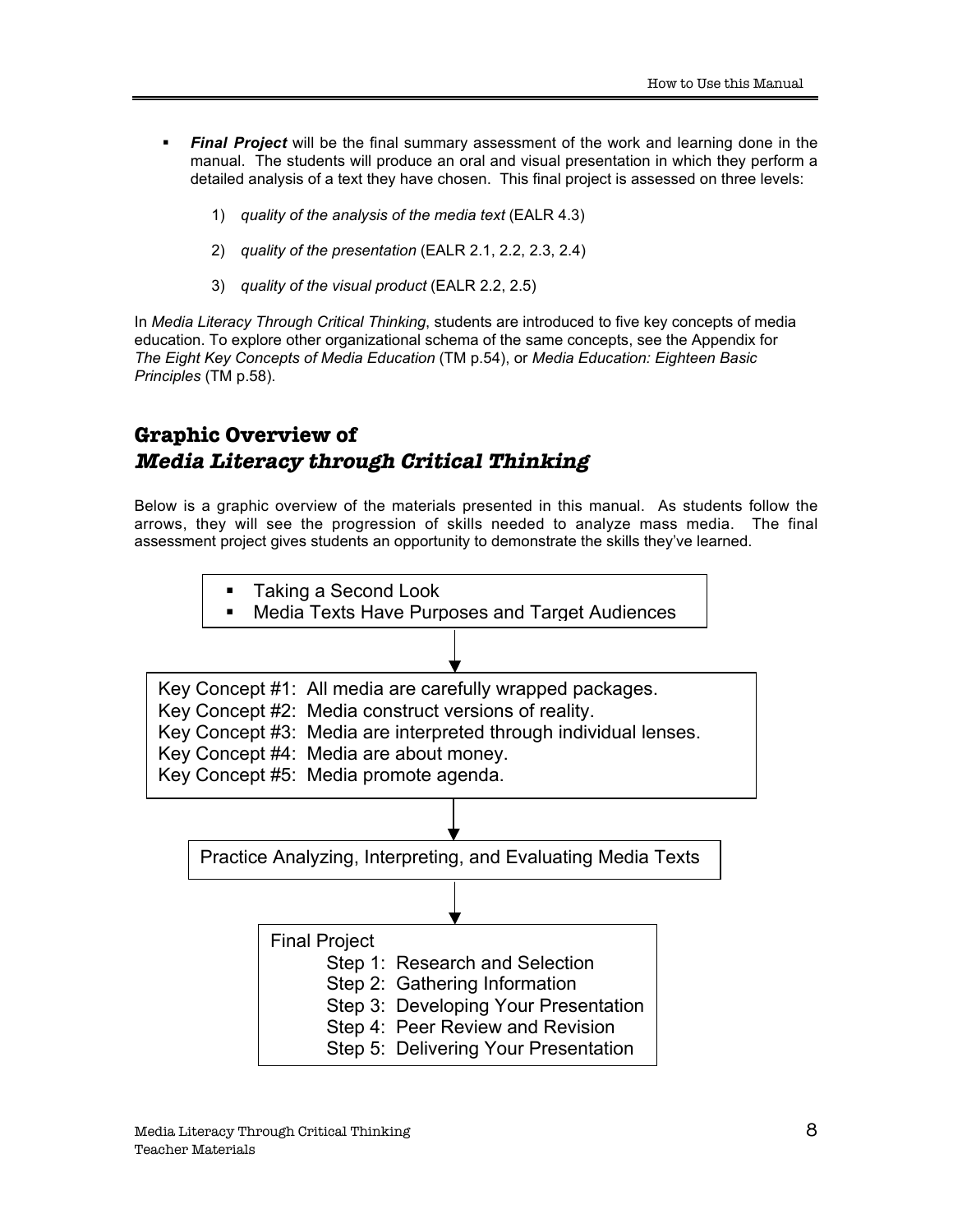- ***Final Project*** will be the final summary assessment of the work and learning done in the manual. The students will produce an oral and visual presentation in which they perform a detailed analysis of a text they have chosen. This final project is assessed on three levels:

    1) *quality of the analysis of the media text* (EALR 4.3)

    2) *quality of the presentation* (EALR 2.1, 2.2, 2.3, 2.4)

    3) *quality of the visual product* (EALR 2.2, 2.5)

In *Media Literacy Through Critical Thinking*, students are introduced to five key concepts of media education. To explore other organizational schema of the same concepts, see the Appendix for *The Eight Key Concepts of Media Education* (TM p.54), or *Media Education: Eighteen Basic Principles* (TM p.58).

## Graphic Overview of *Media Literacy through Critical Thinking*

Below is a graphic overview of the materials presented in this manual. As students follow the arrows, they will see the progression of skills needed to analyze mass media. The final assessment project gives students an opportunity to demonstrate the skills they've learned.

- Taking a Second Look
- Media Texts Have Purposes and Target Audiences

↓

Key Concept #1: All media are carefully wrapped packages.
Key Concept #2: Media construct versions of reality.
Key Concept #3: Media are interpreted through individual lenses.
Key Concept #4: Media are about money.
Key Concept #5: Media promote agenda.

↓

Practice Analyzing, Interpreting, and Evaluating Media Texts

↓

Final Project
- Step 1: Research and Selection
- Step 2: Gathering Information
- Step 3: Developing Your Presentation
- Step 4: Peer Review and Revision
- Step 5: Delivering Your Presentation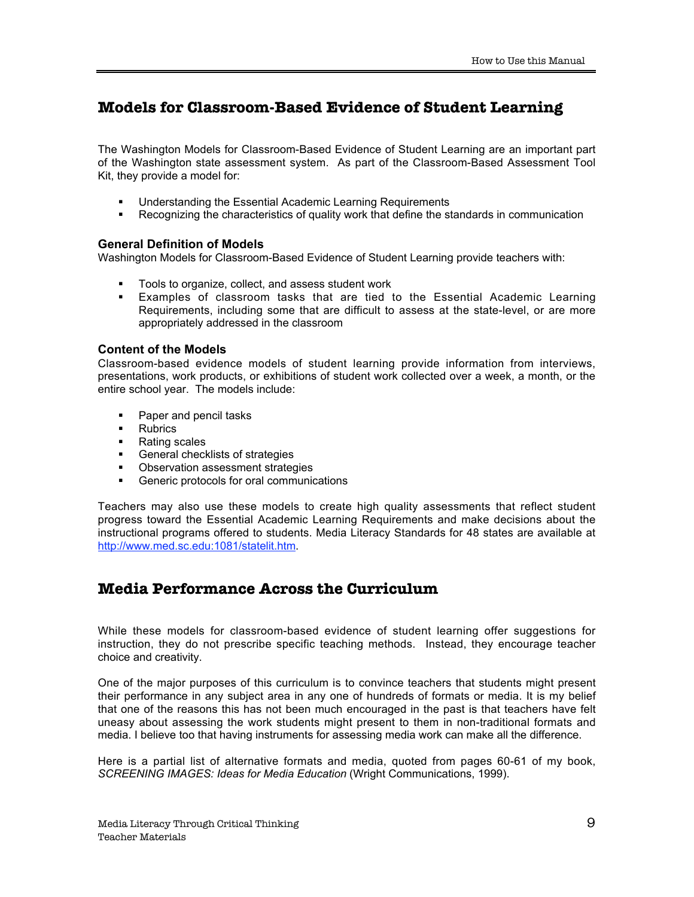## Models for Classroom-Based Evidence of Student Learning

The Washington Models for Classroom-Based Evidence of Student Learning are an important part of the Washington state assessment system. As part of the Classroom-Based Assessment Tool Kit, they provide a model for:

- Understanding the Essential Academic Learning Requirements
- Recognizing the characteristics of quality work that define the standards in communication

### General Definition of Models

Washington Models for Classroom-Based Evidence of Student Learning provide teachers with:

- Tools to organize, collect, and assess student work
- Examples of classroom tasks that are tied to the Essential Academic Learning Requirements, including some that are difficult to assess at the state-level, or are more appropriately addressed in the classroom

### Content of the Models

Classroom-based evidence models of student learning provide information from interviews, presentations, work products, or exhibitions of student work collected over a week, a month, or the entire school year. The models include:

- Paper and pencil tasks
- Rubrics
- Rating scales
- General checklists of strategies
- Observation assessment strategies
- Generic protocols for oral communications

Teachers may also use these models to create high quality assessments that reflect student progress toward the Essential Academic Learning Requirements and make decisions about the instructional programs offered to students. Media Literacy Standards for 48 states are available at http://www.med.sc.edu:1081/statelit.htm.

## Media Performance Across the Curriculum

While these models for classroom-based evidence of student learning offer suggestions for instruction, they do not prescribe specific teaching methods. Instead, they encourage teacher choice and creativity.

One of the major purposes of this curriculum is to convince teachers that students might present their performance in any subject area in any one of hundreds of formats or media. It is my belief that one of the reasons this has not been much encouraged in the past is that teachers have felt uneasy about assessing the work students might present to them in non-traditional formats and media. I believe too that having instruments for assessing media work can make all the difference.

Here is a partial list of alternative formats and media, quoted from pages 60-61 of my book, *SCREENING IMAGES: Ideas for Media Education* (Wright Communications, 1999).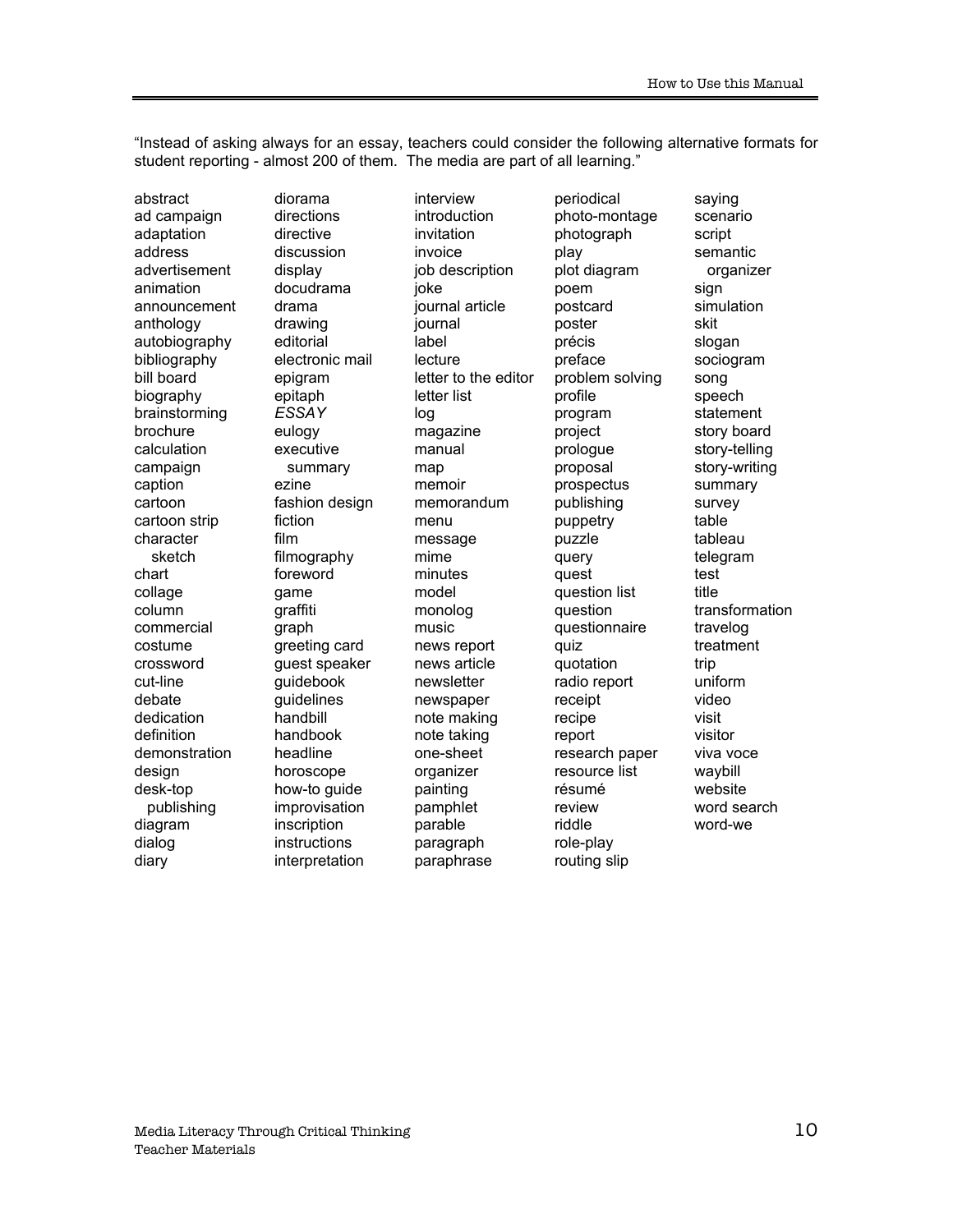"Instead of asking always for an essay, teachers could consider the following alternative formats for student reporting - almost 200 of them. The media are part of all learning."

abstract
ad campaign
adaptation
address
advertisement
animation
announcement
anthology
autobiography
bibliography
bill board
biography
brainstorming
brochure
calculation
campaign
caption
cartoon
cartoon strip
character sketch
chart
collage
column
commercial
costume
crossword
cut-line
debate
dedication
definition
demonstration
design
desk-top publishing
diagram
dialog
diary
diorama
directions
directive
discussion
display
docudrama
drama
drawing
editorial
electronic mail
epigram
epitaph
*ESSAY*
eulogy
executive summary
ezine
fashion design
fiction
film
filmography
foreword
game
graffiti
graph
greeting card
guest speaker
guidebook
guidelines
handbill
handbook
headline
horoscope
how-to guide
improvisation
inscription
instructions
interpretation
interview
introduction
invitation
invoice
job description
joke
journal article
journal
label
lecture
letter to the editor
letter list
log
magazine
manual
map
memoir
memorandum
menu
message
mime
minutes
model
monolog
music
news report
news article
newsletter
newspaper
note making
note taking
one-sheet
organizer
painting
pamphlet
parable
paragraph
paraphrase
periodical
photo-montage
photograph
play
plot diagram
poem
postcard
poster
précis
preface
problem solving
profile
program
project
prologue
proposal
prospectus
publishing
puppetry
puzzle
query
quest
question list
question
questionnaire
quiz
quotation
radio report
receipt
recipe
report
research paper
resource list
résumé
review
riddle
role-play
routing slip
saying
scenario
script
semantic organizer
sign
simulation
skit
slogan
sociogram
song
speech
statement
story board
story-telling
story-writing
summary
survey
table
tableau
telegram
test
title
transformation
travelog
treatment
trip
uniform
video
visit
visitor
viva voce
waybill
website
word search
word-we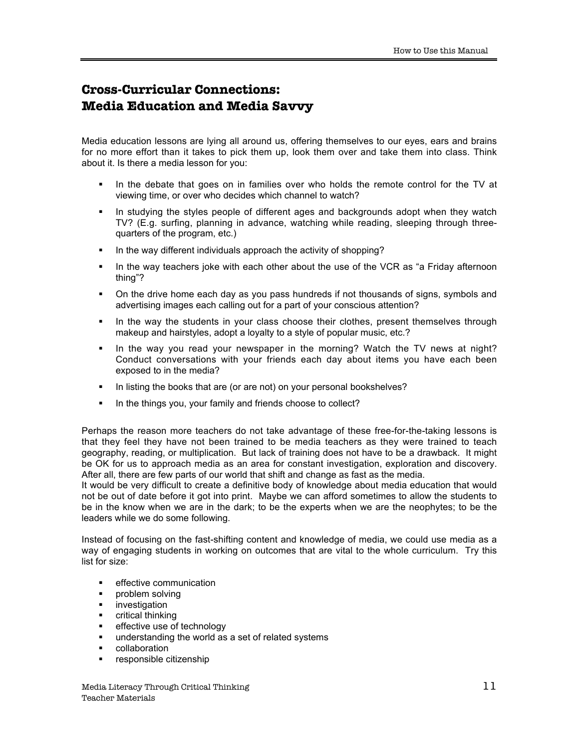## Cross-Curricular Connections: Media Education and Media Savvy

Media education lessons are lying all around us, offering themselves to our eyes, ears and brains for no more effort than it takes to pick them up, look them over and take them into class. Think about it. Is there a media lesson for you:

- In the debate that goes on in families over who holds the remote control for the TV at viewing time, or over who decides which channel to watch?
- In studying the styles people of different ages and backgrounds adopt when they watch TV? (E.g. surfing, planning in advance, watching while reading, sleeping through three-quarters of the program, etc.)
- In the way different individuals approach the activity of shopping?
- In the way teachers joke with each other about the use of the VCR as "a Friday afternoon thing"?
- On the drive home each day as you pass hundreds if not thousands of signs, symbols and advertising images each calling out for a part of your conscious attention?
- In the way the students in your class choose their clothes, present themselves through makeup and hairstyles, adopt a loyalty to a style of popular music, etc.?
- In the way you read your newspaper in the morning? Watch the TV news at night? Conduct conversations with your friends each day about items you have each been exposed to in the media?
- In listing the books that are (or are not) on your personal bookshelves?
- In the things you, your family and friends choose to collect?

Perhaps the reason more teachers do not take advantage of these free-for-the-taking lessons is that they feel they have not been trained to be media teachers as they were trained to teach geography, reading, or multiplication. But lack of training does not have to be a drawback. It might be OK for us to approach media as an area for constant investigation, exploration and discovery. After all, there are few parts of our world that shift and change as fast as the media.
It would be very difficult to create a definitive body of knowledge about media education that would not be out of date before it got into print. Maybe we can afford sometimes to allow the students to be in the know when we are in the dark; to be the experts when we are the neophytes; to be the leaders while we do some following.

Instead of focusing on the fast-shifting content and knowledge of media, we could use media as a way of engaging students in working on outcomes that are vital to the whole curriculum. Try this list for size:

- effective communication
- problem solving
- investigation
- critical thinking
- effective use of technology
- understanding the world as a set of related systems
- collaboration
- responsible citizenship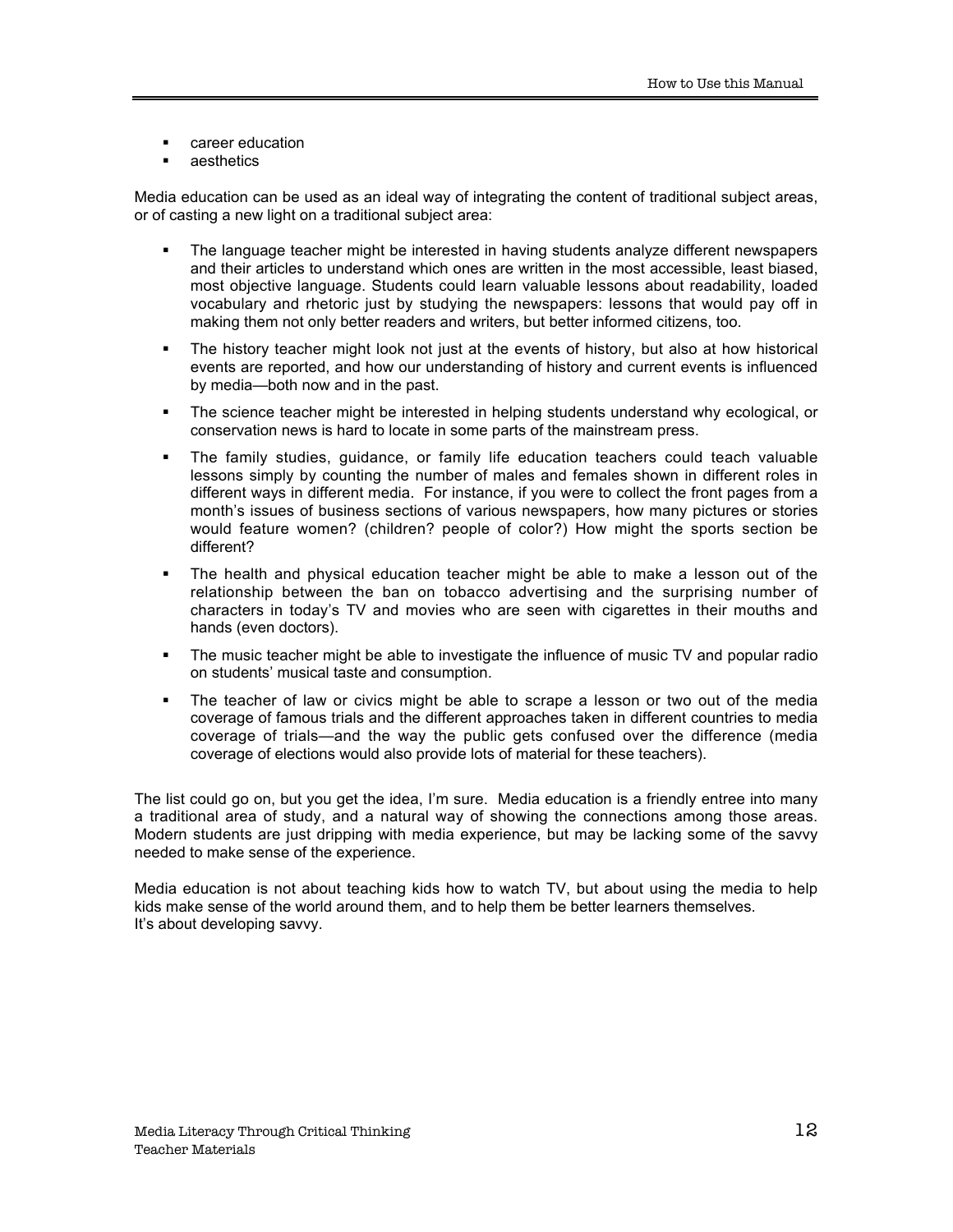- career education
- aesthetics

Media education can be used as an ideal way of integrating the content of traditional subject areas, or of casting a new light on a traditional subject area:

- The language teacher might be interested in having students analyze different newspapers and their articles to understand which ones are written in the most accessible, least biased, most objective language. Students could learn valuable lessons about readability, loaded vocabulary and rhetoric just by studying the newspapers: lessons that would pay off in making them not only better readers and writers, but better informed citizens, too.
- The history teacher might look not just at the events of history, but also at how historical events are reported, and how our understanding of history and current events is influenced by media—both now and in the past.
- The science teacher might be interested in helping students understand why ecological, or conservation news is hard to locate in some parts of the mainstream press.
- The family studies, guidance, or family life education teachers could teach valuable lessons simply by counting the number of males and females shown in different roles in different ways in different media. For instance, if you were to collect the front pages from a month's issues of business sections of various newspapers, how many pictures or stories would feature women? (children? people of color?) How might the sports section be different?
- The health and physical education teacher might be able to make a lesson out of the relationship between the ban on tobacco advertising and the surprising number of characters in today's TV and movies who are seen with cigarettes in their mouths and hands (even doctors).
- The music teacher might be able to investigate the influence of music TV and popular radio on students' musical taste and consumption.
- The teacher of law or civics might be able to scrape a lesson or two out of the media coverage of famous trials and the different approaches taken in different countries to media coverage of trials—and the way the public gets confused over the difference (media coverage of elections would also provide lots of material for these teachers).

The list could go on, but you get the idea, I'm sure. Media education is a friendly entree into many a traditional area of study, and a natural way of showing the connections among those areas. Modern students are just dripping with media experience, but may be lacking some of the savvy needed to make sense of the experience.

Media education is not about teaching kids how to watch TV, but about using the media to help kids make sense of the world around them, and to help them be better learners themselves. It's about developing savvy.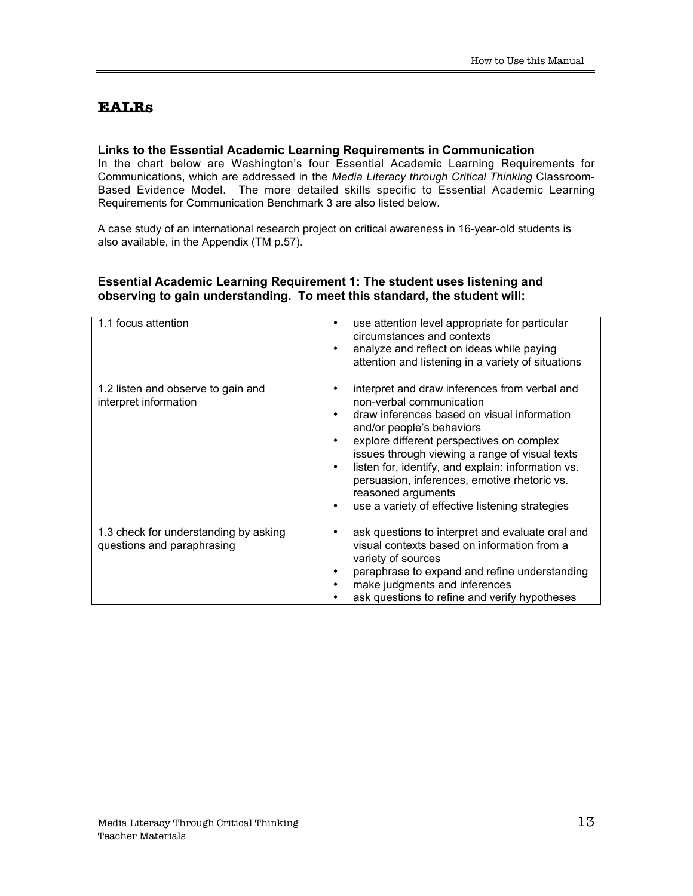## EALRs

### Links to the Essential Academic Learning Requirements in Communication

In the chart below are Washington's four Essential Academic Learning Requirements for Communications, which are addressed in the *Media Literacy through Critical Thinking* Classroom-Based Evidence Model. The more detailed skills specific to Essential Academic Learning Requirements for Communication Benchmark 3 are also listed below.

A case study of an international research project on critical awareness in 16-year-old students is also available, in the Appendix (TM p.57).

### Essential Academic Learning Requirement 1: The student uses listening and observing to gain understanding. To meet this standard, the student will:

| | |
|---|---|
| 1.1 focus attention | • use attention level appropriate for particular circumstances and contexts<br>• analyze and reflect on ideas while paying attention and listening in a variety of situations |
| 1.2 listen and observe to gain and interpret information | • interpret and draw inferences from verbal and non-verbal communication<br>• draw inferences based on visual information and/or people's behaviors<br>• explore different perspectives on complex issues through viewing a range of visual texts<br>• listen for, identify, and explain: information vs. persuasion, inferences, emotive rhetoric vs. reasoned arguments<br>• use a variety of effective listening strategies |
| 1.3 check for understanding by asking questions and paraphrasing | • ask questions to interpret and evaluate oral and visual contexts based on information from a variety of sources<br>• paraphrase to expand and refine understanding<br>• make judgments and inferences<br>• ask questions to refine and verify hypotheses |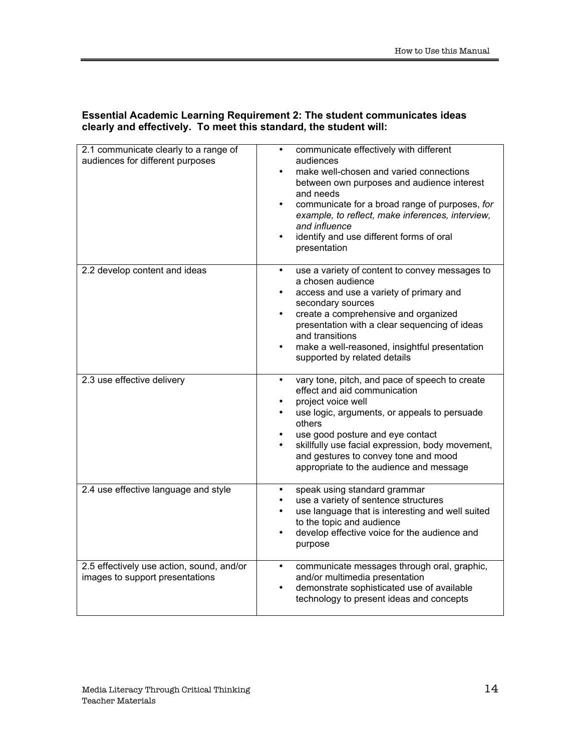**Essential Academic Learning Requirement 2: The student communicates ideas clearly and effectively. To meet this standard, the student will:**

| | |
|---|---|
| 2.1 communicate clearly to a range of audiences for different purposes | • communicate effectively with different audiences<br>• make well-chosen and varied connections between own purposes and audience interest and needs<br>• communicate for a broad range of purposes, *for example, to reflect, make inferences, interview, and influence*<br>• identify and use different forms of oral presentation |
| 2.2 develop content and ideas | • use a variety of content to convey messages to a chosen audience<br>• access and use a variety of primary and secondary sources<br>• create a comprehensive and organized presentation with a clear sequencing of ideas and transitions<br>• make a well-reasoned, insightful presentation supported by related details |
| 2.3 use effective delivery | • vary tone, pitch, and pace of speech to create effect and aid communication<br>• project voice well<br>• use logic, arguments, or appeals to persuade others<br>• use good posture and eye contact<br>• skillfully use facial expression, body movement, and gestures to convey tone and mood appropriate to the audience and message |
| 2.4 use effective language and style | • speak using standard grammar<br>• use a variety of sentence structures<br>• use language that is interesting and well suited to the topic and audience<br>• develop effective voice for the audience and purpose |
| 2.5 effectively use action, sound, and/or images to support presentations | • communicate messages through oral, graphic, and/or multimedia presentation<br>• demonstrate sophisticated use of available technology to present ideas and concepts |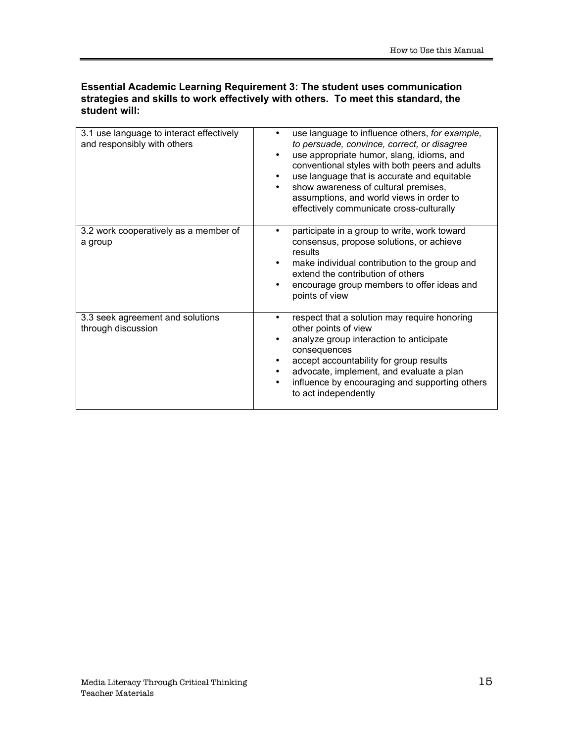**Essential Academic Learning Requirement 3: The student uses communication strategies and skills to work effectively with others. To meet this standard, the student will:**

| | |
|---|---|
| 3.1 use language to interact effectively and responsibly with others | • use language to influence others, *for example, to persuade, convince, correct, or disagree*<br>• use appropriate humor, slang, idioms, and conventional styles with both peers and adults<br>• use language that is accurate and equitable<br>• show awareness of cultural premises, assumptions, and world views in order to effectively communicate cross-culturally |
| 3.2 work cooperatively as a member of a group | • participate in a group to write, work toward consensus, propose solutions, or achieve results<br>• make individual contribution to the group and extend the contribution of others<br>• encourage group members to offer ideas and points of view |
| 3.3 seek agreement and solutions through discussion | • respect that a solution may require honoring other points of view<br>• analyze group interaction to anticipate consequences<br>• accept accountability for group results<br>• advocate, implement, and evaluate a plan<br>• influence by encouraging and supporting others to act independently |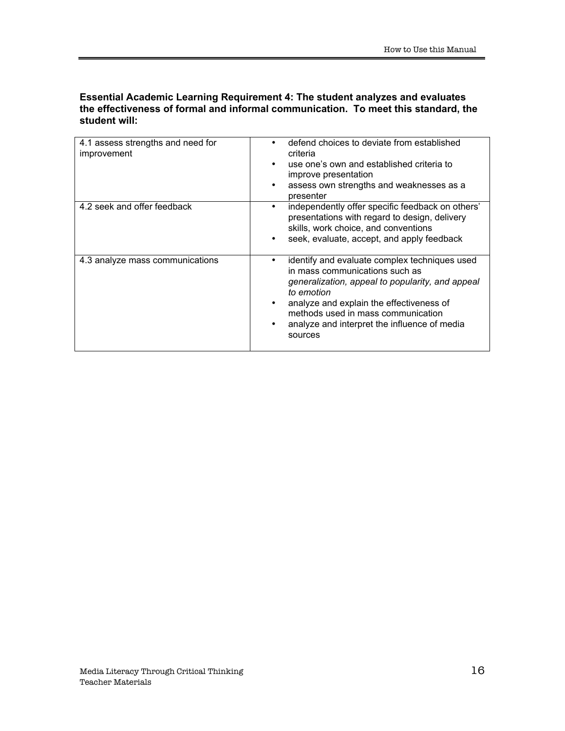**Essential Academic Learning Requirement 4: The student analyzes and evaluates the effectiveness of formal and informal communication. To meet this standard, the student will:**

| | |
|---|---|
| 4.1 assess strengths and need for improvement | • defend choices to deviate from established criteria<br>• use one's own and established criteria to improve presentation<br>• assess own strengths and weaknesses as a presenter |
| 4.2 seek and offer feedback | • independently offer specific feedback on others' presentations with regard to design, delivery skills, work choice, and conventions<br>• seek, evaluate, accept, and apply feedback |
| 4.3 analyze mass communications | • identify and evaluate complex techniques used in mass communications such as *generalization, appeal to popularity, and appeal to emotion*<br>• analyze and explain the effectiveness of methods used in mass communication<br>• analyze and interpret the influence of media sources |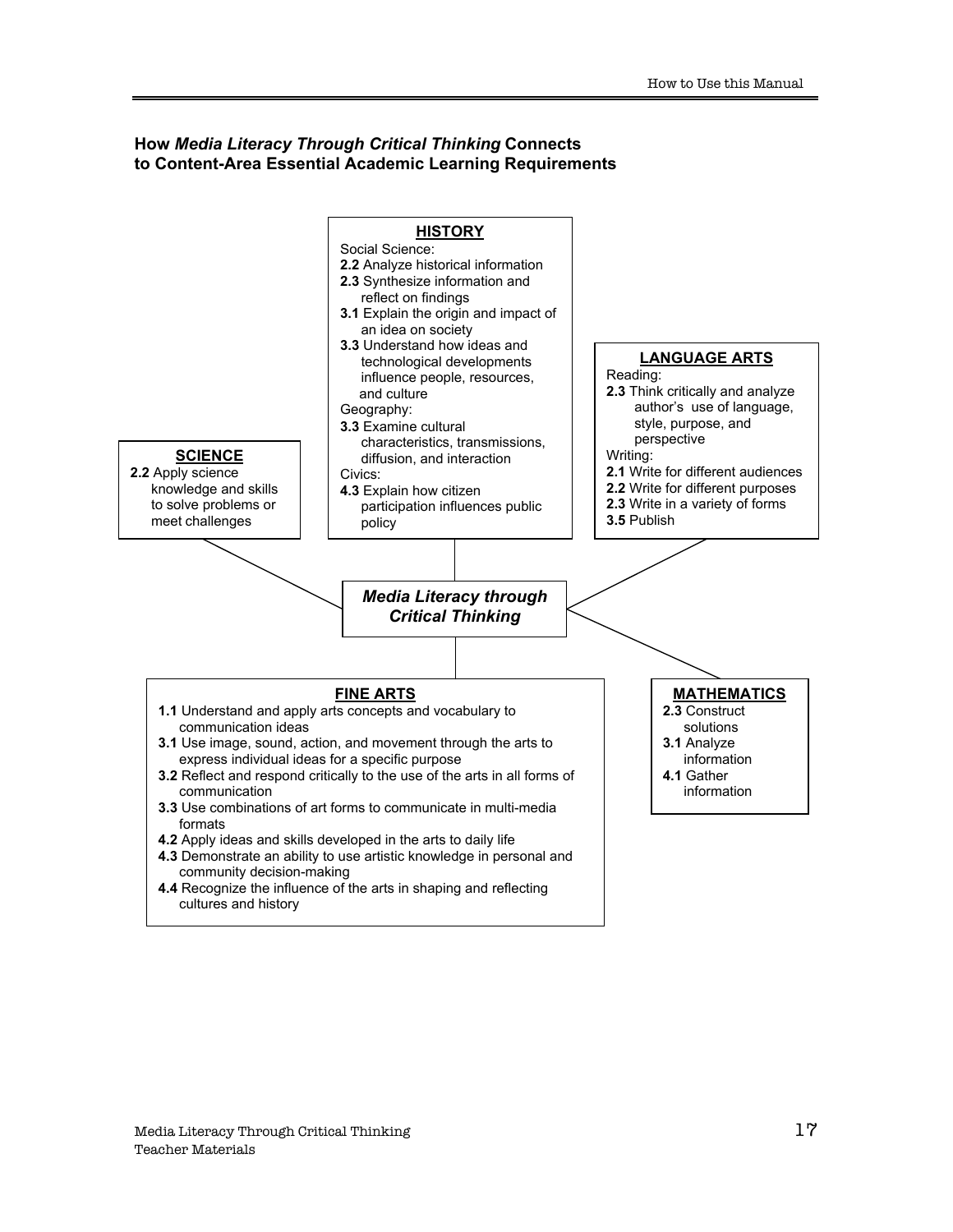## How *Media Literacy Through Critical Thinking* Connects to Content-Area Essential Academic Learning Requirements

### HISTORY

Social Science:

- **2.2** Analyze historical information
- **2.3** Synthesize information and reflect on findings
- **3.1** Explain the origin and impact of an idea on society
- **3.3** Understand how ideas and technological developments influence people, resources, and culture

Geography:

- **3.3** Examine cultural characteristics, transmissions, diffusion, and interaction

Civics:

- **4.3** Explain how citizen participation influences public policy

### SCIENCE

- **2.2** Apply science knowledge and skills to solve problems or meet challenges

### LANGUAGE ARTS

Reading:

- **2.3** Think critically and analyze author's use of language, style, purpose, and perspective

Writing:

- **2.1** Write for different audiences
- **2.2** Write for different purposes
- **2.3** Write in a variety of forms
- **3.5** Publish

### *Media Literacy through Critical Thinking*

### FINE ARTS

- **1.1** Understand and apply arts concepts and vocabulary to communication ideas
- **3.1** Use image, sound, action, and movement through the arts to express individual ideas for a specific purpose
- **3.2** Reflect and respond critically to the use of the arts in all forms of communication
- **3.3** Use combinations of art forms to communicate in multi-media formats
- **4.2** Apply ideas and skills developed in the arts to daily life
- **4.3** Demonstrate an ability to use artistic knowledge in personal and community decision-making
- **4.4** Recognize the influence of the arts in shaping and reflecting cultures and history

### MATHEMATICS

- **2.3** Construct solutions
- **3.1** Analyze information
- **4.1** Gather information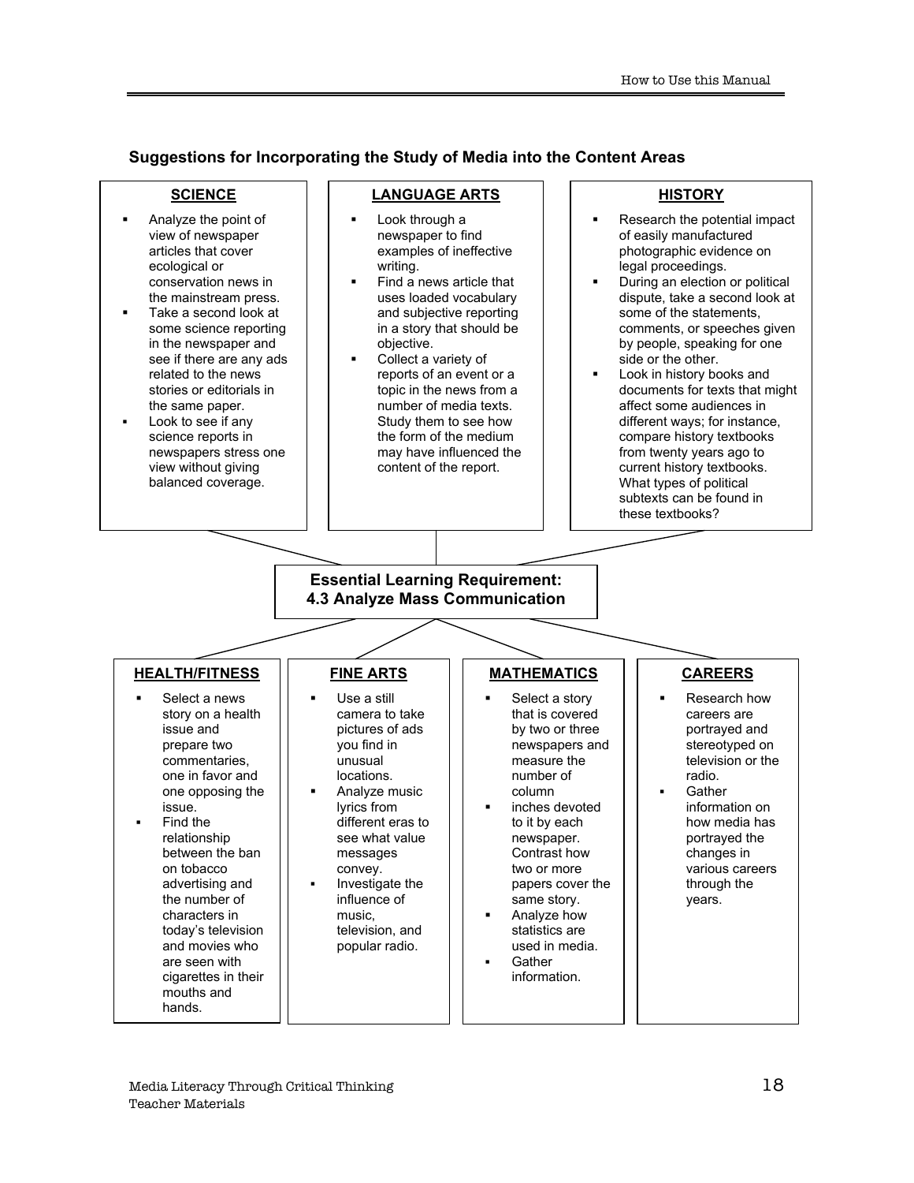## Suggestions for Incorporating the Study of Media into the Content Areas

### SCIENCE

- Analyze the point of view of newspaper articles that cover ecological or conservation news in the mainstream press.
- Take a second look at some science reporting in the newspaper and see if there are any ads related to the news stories or editorials in the same paper.
- Look to see if any science reports in newspapers stress one view without giving balanced coverage.

### LANGUAGE ARTS

- Look through a newspaper to find examples of ineffective writing.
- Find a news article that uses loaded vocabulary and subjective reporting in a story that should be objective.
- Collect a variety of reports of an event or a topic in the news from a number of media texts. Study them to see how the form of the medium may have influenced the content of the report.

### HISTORY

- Research the potential impact of easily manufactured photographic evidence on legal proceedings.
- During an election or political dispute, take a second look at some of the statements, comments, or speeches given by people, speaking for one side or the other.
- Look in history books and documents for texts that might affect some audiences in different ways; for instance, compare history textbooks from twenty years ago to current history textbooks. What types of political subtexts can be found in these textbooks?

**Essential Learning Requirement:**
**4.3 Analyze Mass Communication**

### HEALTH/FITNESS

- Select a news story on a health issue and prepare two commentaries, one in favor and one opposing the issue.
- Find the relationship between the ban on tobacco advertising and the number of characters in today's television and movies who are seen with cigarettes in their mouths and hands.

### FINE ARTS

- Use a still camera to take pictures of ads you find in unusual locations.
- Analyze music lyrics from different eras to see what value messages convey.
- Investigate the influence of music, television, and popular radio.

### MATHEMATICS

- Select a story that is covered by two or three newspapers and measure the number of column
- inches devoted to it by each newspaper. Contrast how two or more papers cover the same story.
- Analyze how statistics are used in media.
- Gather information.

### CAREERS

- Research how careers are portrayed and stereotyped on television or the radio.
- Gather information on how media has portrayed the changes in various careers through the years.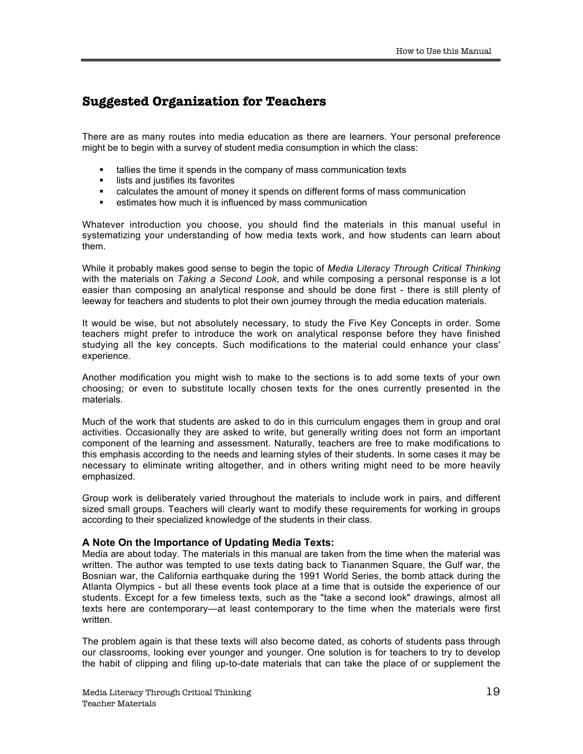## Suggested Organization for Teachers

There are as many routes into media education as there are learners. Your personal preference might be to begin with a survey of student media consumption in which the class:

- tallies the time it spends in the company of mass communication texts
- lists and justifies its favorites
- calculates the amount of money it spends on different forms of mass communication
- estimates how much it is influenced by mass communication

Whatever introduction you choose, you should find the materials in this manual useful in systematizing your understanding of how media texts work, and how students can learn about them.

While it probably makes good sense to begin the topic of *Media Literacy Through Critical Thinking* with the materials on *Taking a Second Look*, and while composing a personal response is a lot easier than composing an analytical response and should be done first - there is still plenty of leeway for teachers and students to plot their own journey through the media education materials.

It would be wise, but not absolutely necessary, to study the Five Key Concepts in order. Some teachers might prefer to introduce the work on analytical response before they have finished studying all the key concepts. Such modifications to the material could enhance your class' experience.

Another modification you might wish to make to the sections is to add some texts of your own choosing; or even to substitute locally chosen texts for the ones currently presented in the materials.

Much of the work that students are asked to do in this curriculum engages them in group and oral activities. Occasionally they are asked to write, but generally writing does not form an important component of the learning and assessment. Naturally, teachers are free to make modifications to this emphasis according to the needs and learning styles of their students. In some cases it may be necessary to eliminate writing altogether, and in others writing might need to be more heavily emphasized.

Group work is deliberately varied throughout the materials to include work in pairs, and different sized small groups. Teachers will clearly want to modify these requirements for working in groups according to their specialized knowledge of the students in their class.

### A Note On the Importance of Updating Media Texts:

Media are about today. The materials in this manual are taken from the time when the material was written. The author was tempted to use texts dating back to Tiananmen Square, the Gulf war, the Bosnian war, the California earthquake during the 1991 World Series, the bomb attack during the Atlanta Olympics - but all these events took place at a time that is outside the experience of our students. Except for a few timeless texts, such as the "take a second look" drawings, almost all texts here are contemporary—at least contemporary to the time when the materials were first written.

The problem again is that these texts will also become dated, as cohorts of students pass through our classrooms, looking ever younger and younger. One solution is for teachers to try to develop the habit of clipping and filing up-to-date materials that can take the place of or supplement the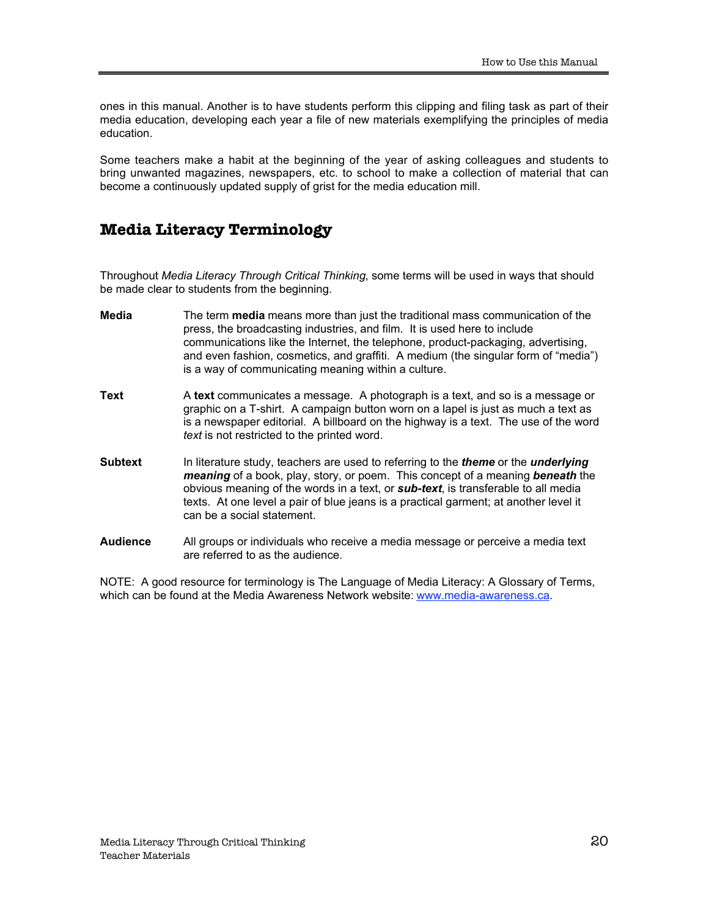ones in this manual. Another is to have students perform this clipping and filing task as part of their media education, developing each year a file of new materials exemplifying the principles of media education.

Some teachers make a habit at the beginning of the year of asking colleagues and students to bring unwanted magazines, newspapers, etc. to school to make a collection of material that can become a continuously updated supply of grist for the media education mill.

## Media Literacy Terminology

Throughout *Media Literacy Through Critical Thinking*, some terms will be used in ways that should be made clear to students from the beginning.

**Media** — The term **media** means more than just the traditional mass communication of the press, the broadcasting industries, and film. It is used here to include communications like the Internet, the telephone, product-packaging, advertising, and even fashion, cosmetics, and graffiti. A medium (the singular form of "media") is a way of communicating meaning within a culture.

**Text** — A **text** communicates a message. A photograph is a text, and so is a message or graphic on a T-shirt. A campaign button worn on a lapel is just as much a text as is a newspaper editorial. A billboard on the highway is a text. The use of the word *text* is not restricted to the printed word.

**Subtext** — In literature study, teachers are used to referring to the ***theme*** or the ***underlying meaning*** of a book, play, story, or poem. This concept of a meaning ***beneath*** the obvious meaning of the words in a text, or ***sub-text***, is transferable to all media texts. At one level a pair of blue jeans is a practical garment; at another level it can be a social statement.

**Audience** — All groups or individuals who receive a media message or perceive a media text are referred to as the audience.

NOTE: A good resource for terminology is The Language of Media Literacy: A Glossary of Terms, which can be found at the Media Awareness Network website: [www.media-awareness.ca](www.media-awareness.ca).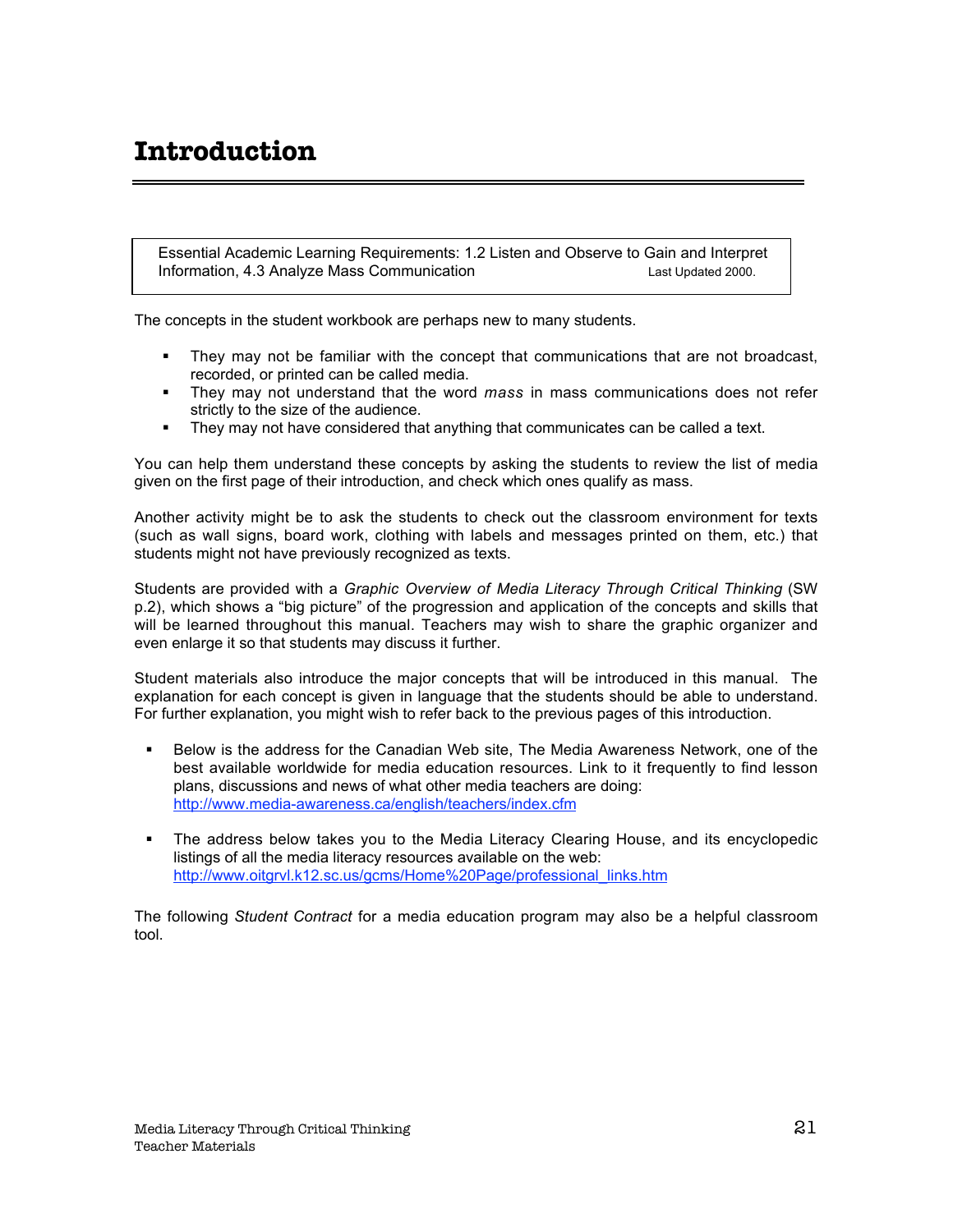# Introduction

Essential Academic Learning Requirements: 1.2 Listen and Observe to Gain and Interpret Information, 4.3 Analyze Mass Communication Last Updated 2000.

The concepts in the student workbook are perhaps new to many students.

- They may not be familiar with the concept that communications that are not broadcast, recorded, or printed can be called media.
- They may not understand that the word *mass* in mass communications does not refer strictly to the size of the audience.
- They may not have considered that anything that communicates can be called a text.

You can help them understand these concepts by asking the students to review the list of media given on the first page of their introduction, and check which ones qualify as mass.

Another activity might be to ask the students to check out the classroom environment for texts (such as wall signs, board work, clothing with labels and messages printed on them, etc.) that students might not have previously recognized as texts.

Students are provided with a *Graphic Overview of Media Literacy Through Critical Thinking* (SW p.2), which shows a "big picture" of the progression and application of the concepts and skills that will be learned throughout this manual. Teachers may wish to share the graphic organizer and even enlarge it so that students may discuss it further.

Student materials also introduce the major concepts that will be introduced in this manual. The explanation for each concept is given in language that the students should be able to understand. For further explanation, you might wish to refer back to the previous pages of this introduction.

- Below is the address for the Canadian Web site, The Media Awareness Network, one of the best available worldwide for media education resources. Link to it frequently to find lesson plans, discussions and news of what other media teachers are doing: http://www.media-awareness.ca/english/teachers/index.cfm

- The address below takes you to the Media Literacy Clearing House, and its encyclopedic listings of all the media literacy resources available on the web: http://www.oitgrvl.k12.sc.us/gcms/Home%20Page/professional_links.htm

The following *Student Contract* for a media education program may also be a helpful classroom tool.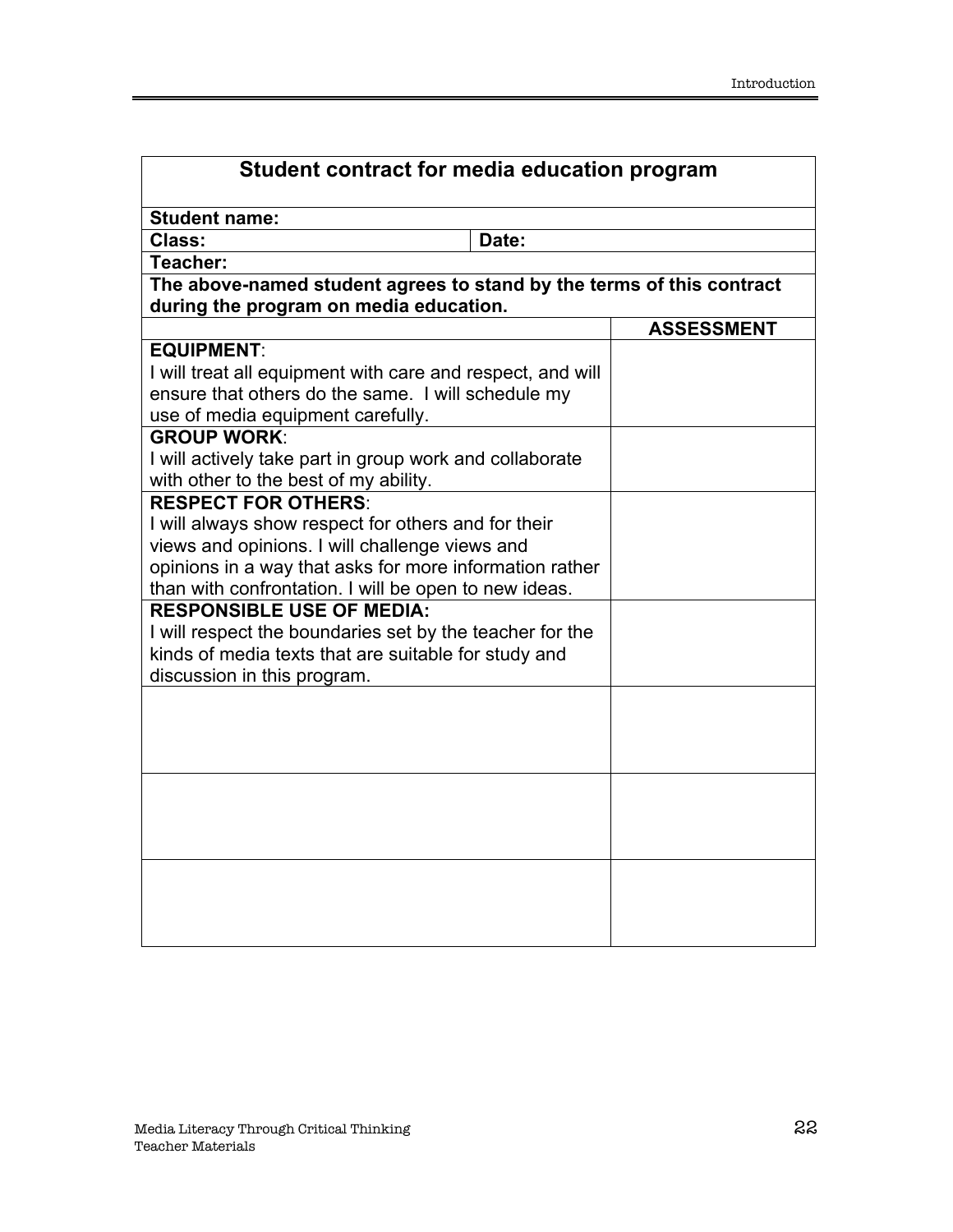| **Student contract for media education program** | | |
|---|---|---|
| **Student name:** | | |
| **Class:** | **Date:** | |
| **Teacher:** | | |
| **The above-named student agrees to stand by the terms of this contract during the program on media education.** | | |
| | | **ASSESSMENT** |
| **EQUIPMENT**: I will treat all equipment with care and respect, and will ensure that others do the same. I will schedule my use of media equipment carefully. | | |
| **GROUP WORK**: I will actively take part in group work and collaborate with other to the best of my ability. | | |
| **RESPECT FOR OTHERS**: I will always show respect for others and for their views and opinions. I will challenge views and opinions in a way that asks for more information rather than with confrontation. I will be open to new ideas. | | |
| **RESPONSIBLE USE OF MEDIA:** I will respect the boundaries set by the teacher for the kinds of media texts that are suitable for study and discussion in this program. | | |
| | | |
| | | |
| | | |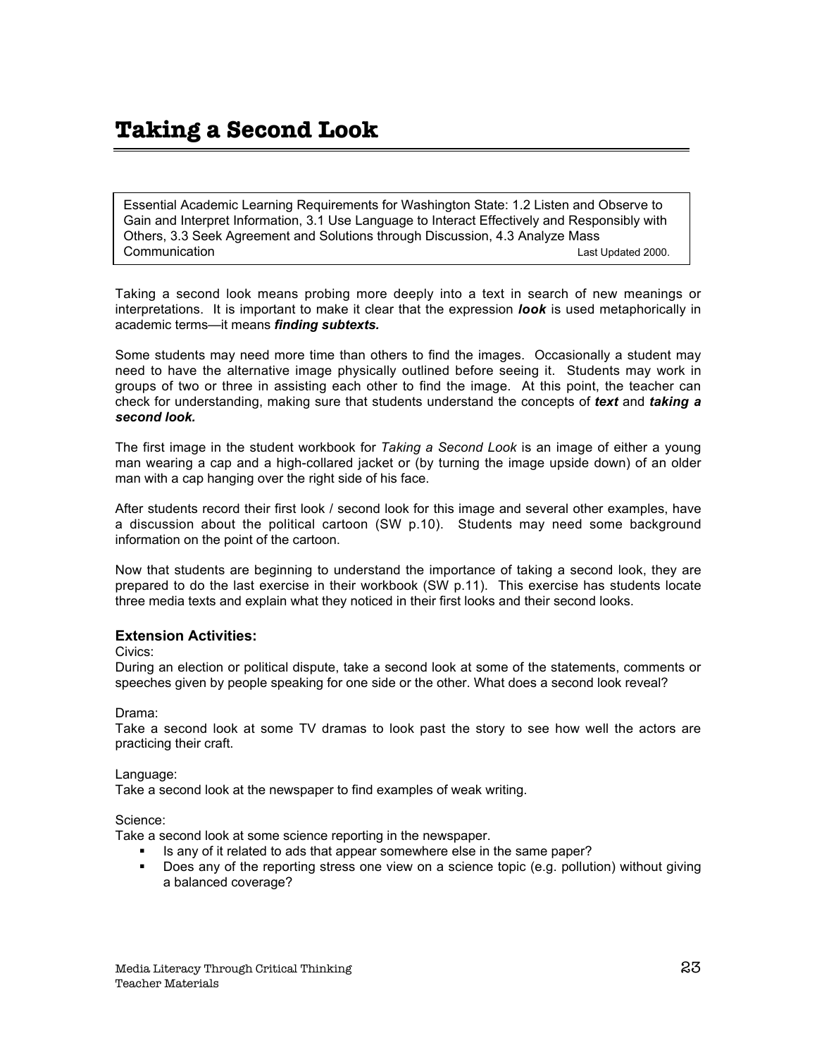# Taking a Second Look

Essential Academic Learning Requirements for Washington State: 1.2 Listen and Observe to Gain and Interpret Information, 3.1 Use Language to Interact Effectively and Responsibly with Others, 3.3 Seek Agreement and Solutions through Discussion, 4.3 Analyze Mass Communication Last Updated 2000.

Taking a second look means probing more deeply into a text in search of new meanings or interpretations. It is important to make it clear that the expression ***look*** is used metaphorically in academic terms—it means ***finding subtexts.***

Some students may need more time than others to find the images. Occasionally a student may need to have the alternative image physically outlined before seeing it. Students may work in groups of two or three in assisting each other to find the image. At this point, the teacher can check for understanding, making sure that students understand the concepts of ***text*** and ***taking a second look.***

The first image in the student workbook for *Taking a Second Look* is an image of either a young man wearing a cap and a high-collared jacket or (by turning the image upside down) of an older man with a cap hanging over the right side of his face.

After students record their first look / second look for this image and several other examples, have a discussion about the political cartoon (SW p.10). Students may need some background information on the point of the cartoon.

Now that students are beginning to understand the importance of taking a second look, they are prepared to do the last exercise in their workbook (SW p.11). This exercise has students locate three media texts and explain what they noticed in their first looks and their second looks.

### Extension Activities:

Civics:
During an election or political dispute, take a second look at some of the statements, comments or speeches given by people speaking for one side or the other. What does a second look reveal?

Drama:
Take a second look at some TV dramas to look past the story to see how well the actors are practicing their craft.

Language:
Take a second look at the newspaper to find examples of weak writing.

Science:
Take a second look at some science reporting in the newspaper.

- Is any of it related to ads that appear somewhere else in the same paper?
- Does any of the reporting stress one view on a science topic (e.g. pollution) without giving a balanced coverage?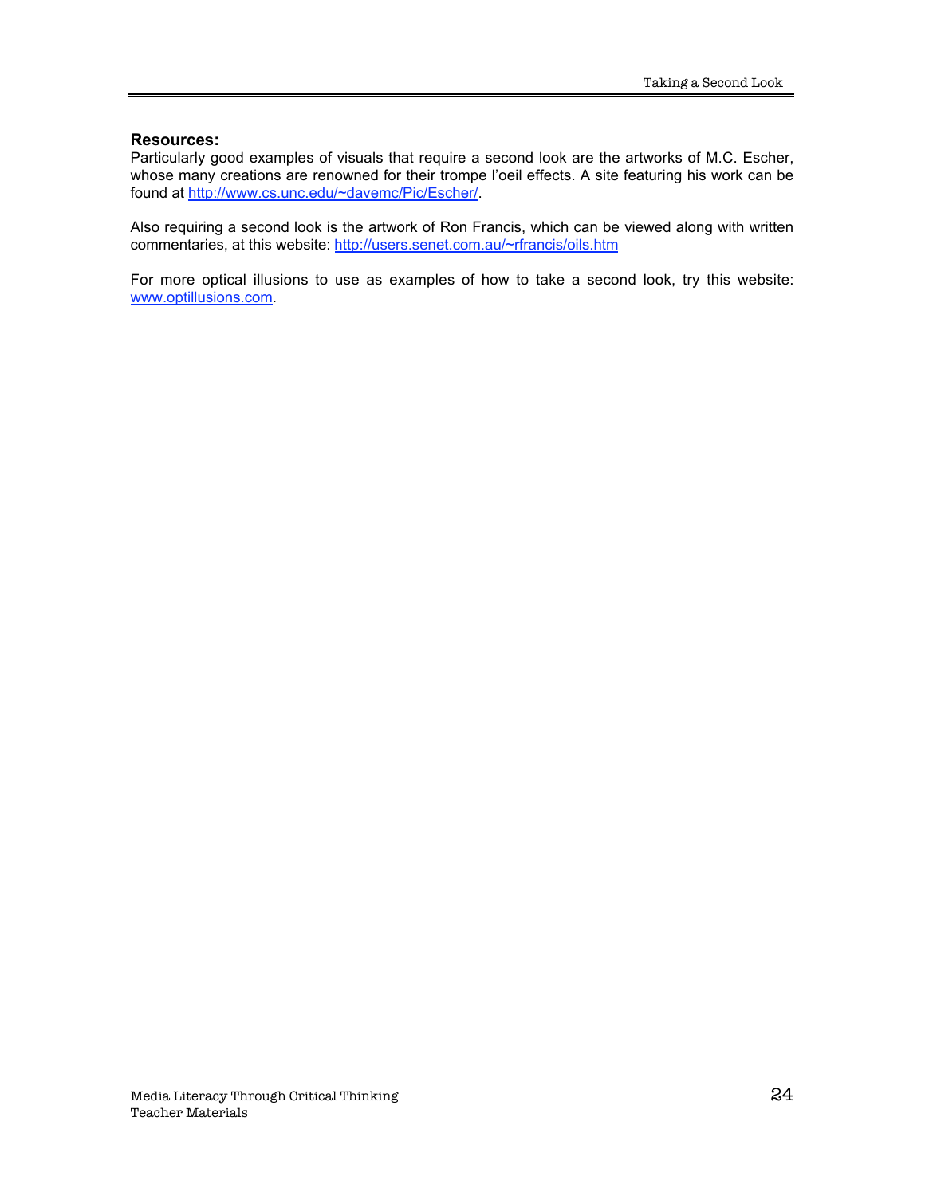**Resources:**

Particularly good examples of visuals that require a second look are the artworks of M.C. Escher, whose many creations are renowned for their trompe l'oeil effects. A site featuring his work can be found at [http://www.cs.unc.edu/~davemc/Pic/Escher/](http://www.cs.unc.edu/~davemc/Pic/Escher/).

Also requiring a second look is the artwork of Ron Francis, which can be viewed along with written commentaries, at this website: [http://users.senet.com.au/~rfrancis/oils.htm](http://users.senet.com.au/~rfrancis/oils.htm)

For more optical illusions to use as examples of how to take a second look, try this website: [www.optillusions.com](http://www.optillusions.com).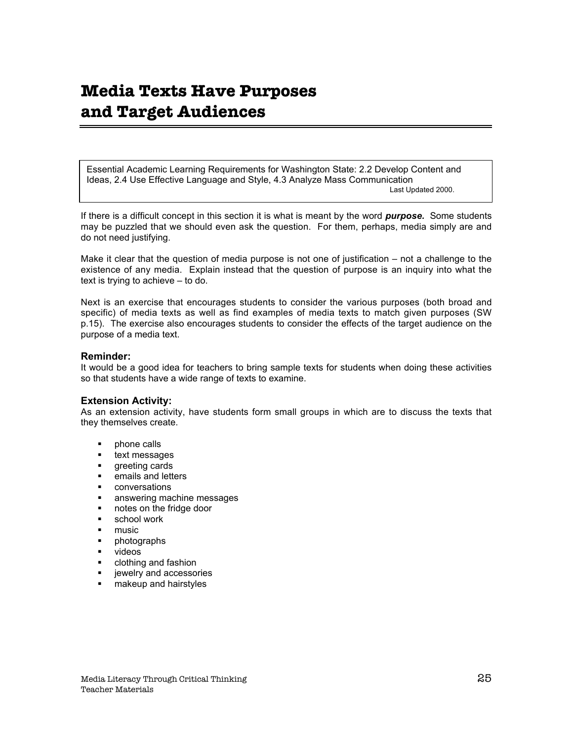# Media Texts Have Purposes and Target Audiences

Essential Academic Learning Requirements for Washington State: 2.2 Develop Content and Ideas, 2.4 Use Effective Language and Style, 4.3 Analyze Mass Communication
Last Updated 2000.

If there is a difficult concept in this section it is what is meant by the word ***purpose.*** Some students may be puzzled that we should even ask the question. For them, perhaps, media simply are and do not need justifying.

Make it clear that the question of media purpose is not one of justification – not a challenge to the existence of any media. Explain instead that the question of purpose is an inquiry into what the text is trying to achieve – to do.

Next is an exercise that encourages students to consider the various purposes (both broad and specific) of media texts as well as find examples of media texts to match given purposes (SW p.15). The exercise also encourages students to consider the effects of the target audience on the purpose of a media text.

### Reminder:

It would be a good idea for teachers to bring sample texts for students when doing these activities so that students have a wide range of texts to examine.

### Extension Activity:

As an extension activity, have students form small groups in which are to discuss the texts that they themselves create.

- phone calls
- text messages
- greeting cards
- emails and letters
- conversations
- answering machine messages
- notes on the fridge door
- school work
- music
- photographs
- videos
- clothing and fashion
- jewelry and accessories
- makeup and hairstyles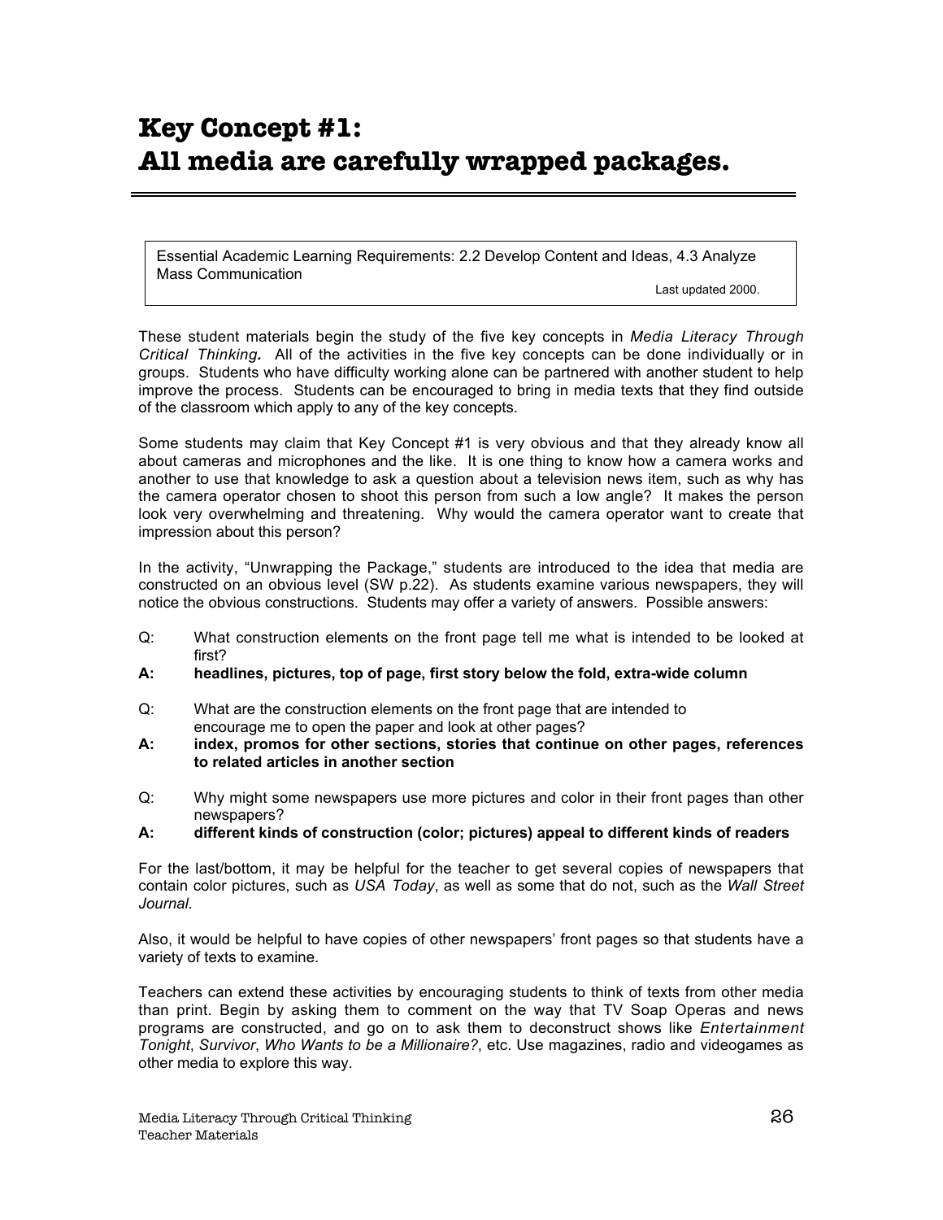# Key Concept #1:
# All media are carefully wrapped packages.

---

Essential Academic Learning Requirements: 2.2 Develop Content and Ideas, 4.3 Analyze Mass Communication

Last updated 2000.

These student materials begin the study of the five key concepts in *Media Literacy Through Critical Thinking.* All of the activities in the five key concepts can be done individually or in groups. Students who have difficulty working alone can be partnered with another student to help improve the process. Students can be encouraged to bring in media texts that they find outside of the classroom which apply to any of the key concepts.

Some students may claim that Key Concept #1 is very obvious and that they already know all about cameras and microphones and the like. It is one thing to know how a camera works and another to use that knowledge to ask a question about a television news item, such as why has the camera operator chosen to shoot this person from such a low angle? It makes the person look very overwhelming and threatening. Why would the camera operator want to create that impression about this person?

In the activity, "Unwrapping the Package," students are introduced to the idea that media are constructed on an obvious level (SW p.22). As students examine various newspapers, they will notice the obvious constructions. Students may offer a variety of answers. Possible answers:

Q: What construction elements on the front page tell me what is intended to be looked at first?

**A: headlines, pictures, top of page, first story below the fold, extra-wide column**

Q: What are the construction elements on the front page that are intended to encourage me to open the paper and look at other pages?

**A: index, promos for other sections, stories that continue on other pages, references to related articles in another section**

Q: Why might some newspapers use more pictures and color in their front pages than other newspapers?

**A: different kinds of construction (color; pictures) appeal to different kinds of readers**

For the last/bottom, it may be helpful for the teacher to get several copies of newspapers that contain color pictures, such as *USA Today*, as well as some that do not, such as the *Wall Street Journal*.

Also, it would be helpful to have copies of other newspapers' front pages so that students have a variety of texts to examine.

Teachers can extend these activities by encouraging students to think of texts from other media than print. Begin by asking them to comment on the way that TV Soap Operas and news programs are constructed, and go on to ask them to deconstruct shows like *Entertainment Tonight*, *Survivor*, *Who Wants to be a Millionaire?*, etc. Use magazines, radio and videogames as other media to explore this way.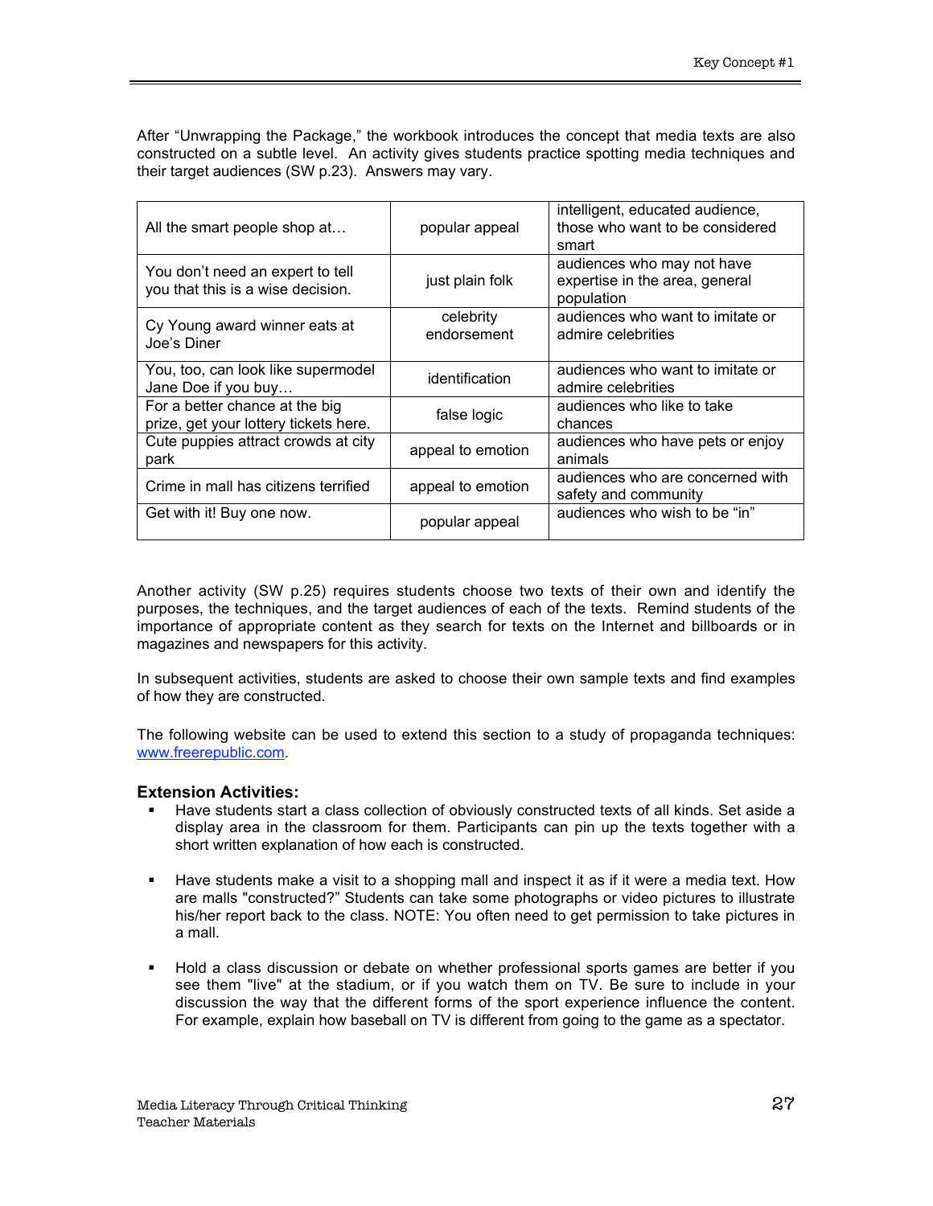After "Unwrapping the Package," the workbook introduces the concept that media texts are also constructed on a subtle level. An activity gives students practice spotting media techniques and their target audiences (SW p.23). Answers may vary.

| | | |
|---|---|---|
| All the smart people shop at… | popular appeal | intelligent, educated audience, those who want to be considered smart |
| You don't need an expert to tell you that this is a wise decision. | just plain folk | audiences who may not have expertise in the area, general population |
| Cy Young award winner eats at Joe's Diner | celebrity endorsement | audiences who want to imitate or admire celebrities |
| You, too, can look like supermodel Jane Doe if you buy… | identification | audiences who want to imitate or admire celebrities |
| For a better chance at the big prize, get your lottery tickets here. | false logic | audiences who like to take chances |
| Cute puppies attract crowds at city park | appeal to emotion | audiences who have pets or enjoy animals |
| Crime in mall has citizens terrified | appeal to emotion | audiences who are concerned with safety and community |
| Get with it! Buy one now. | popular appeal | audiences who wish to be "in" |

Another activity (SW p.25) requires students choose two texts of their own and identify the purposes, the techniques, and the target audiences of each of the texts. Remind students of the importance of appropriate content as they search for texts on the Internet and billboards or in magazines and newspapers for this activity.

In subsequent activities, students are asked to choose their own sample texts and find examples of how they are constructed.

The following website can be used to extend this section to a study of propaganda techniques: www.freerepublic.com.

**Extension Activities:**

- Have students start a class collection of obviously constructed texts of all kinds. Set aside a display area in the classroom for them. Participants can pin up the texts together with a short written explanation of how each is constructed.

- Have students make a visit to a shopping mall and inspect it as if it were a media text. How are malls "constructed?" Students can take some photographs or video pictures to illustrate his/her report back to the class. NOTE: You often need to get permission to take pictures in a mall.

- Hold a class discussion or debate on whether professional sports games are better if you see them "live" at the stadium, or if you watch them on TV. Be sure to include in your discussion the way that the different forms of the sport experience influence the content. For example, explain how baseball on TV is different from going to the game as a spectator.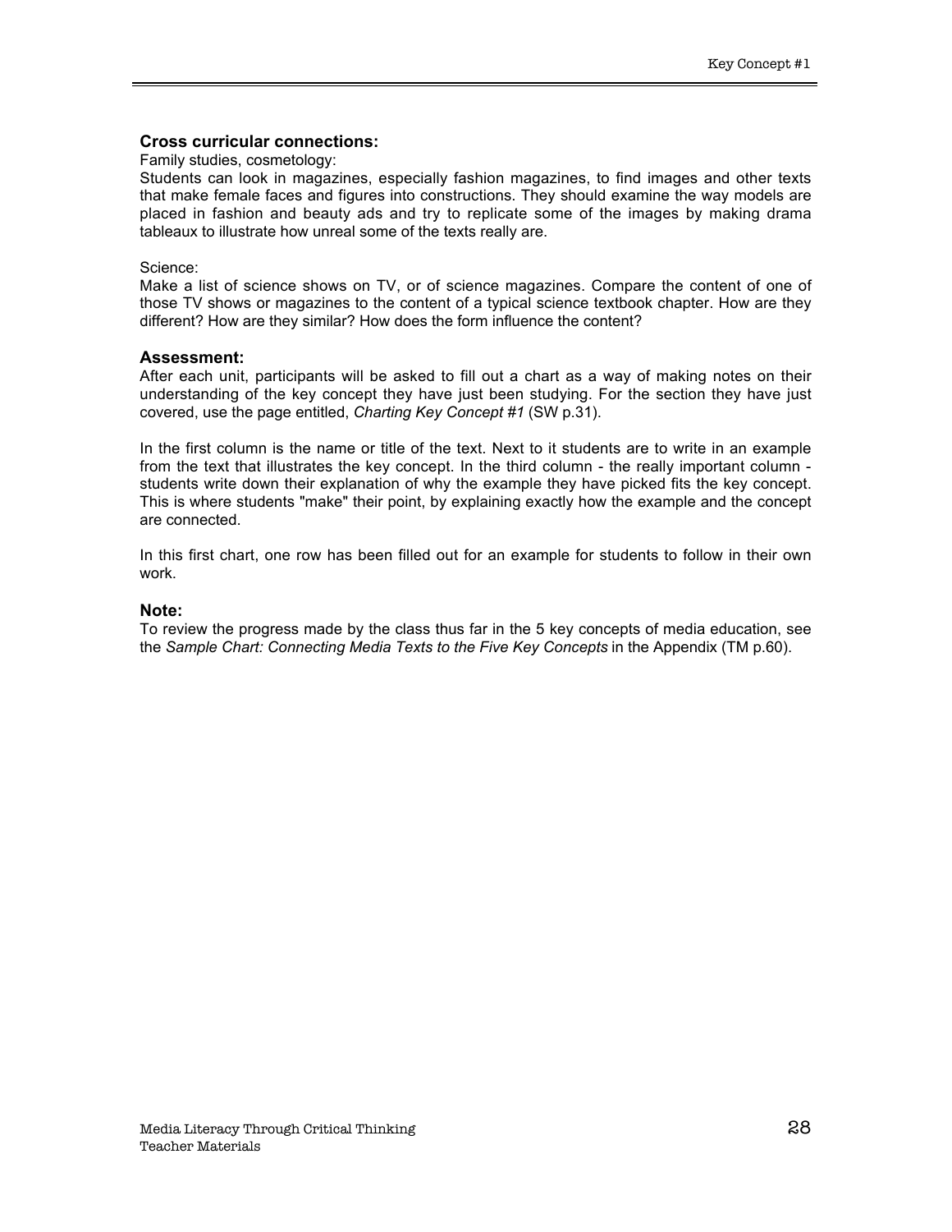### Cross curricular connections:

Family studies, cosmetology:

Students can look in magazines, especially fashion magazines, to find images and other texts that make female faces and figures into constructions. They should examine the way models are placed in fashion and beauty ads and try to replicate some of the images by making drama tableaux to illustrate how unreal some of the texts really are.

Science:

Make a list of science shows on TV, or of science magazines. Compare the content of one of those TV shows or magazines to the content of a typical science textbook chapter. How are they different? How are they similar? How does the form influence the content?

### Assessment:

After each unit, participants will be asked to fill out a chart as a way of making notes on their understanding of the key concept they have just been studying. For the section they have just covered, use the page entitled, *Charting Key Concept #1* (SW p.31).

In the first column is the name or title of the text. Next to it students are to write in an example from the text that illustrates the key concept. In the third column - the really important column - students write down their explanation of why the example they have picked fits the key concept. This is where students "make" their point, by explaining exactly how the example and the concept are connected.

In this first chart, one row has been filled out for an example for students to follow in their own work.

### Note:

To review the progress made by the class thus far in the 5 key concepts of media education, see the *Sample Chart: Connecting Media Texts to the Five Key Concepts* in the Appendix (TM p.60).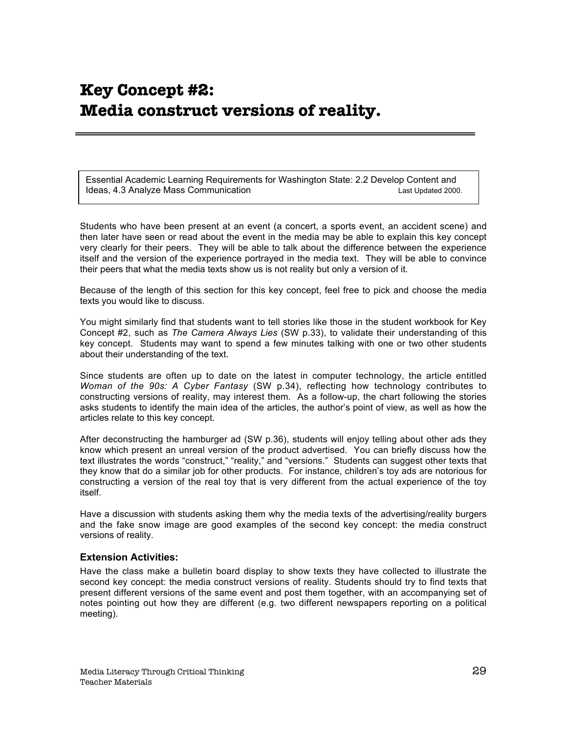# Key Concept #2:
# Media construct versions of reality.

Essential Academic Learning Requirements for Washington State: 2.2 Develop Content and Ideas, 4.3 Analyze Mass Communication Last Updated 2000.

Students who have been present at an event (a concert, a sports event, an accident scene) and then later have seen or read about the event in the media may be able to explain this key concept very clearly for their peers. They will be able to talk about the difference between the experience itself and the version of the experience portrayed in the media text. They will be able to convince their peers that what the media texts show us is not reality but only a version of it.

Because of the length of this section for this key concept, feel free to pick and choose the media texts you would like to discuss.

You might similarly find that students want to tell stories like those in the student workbook for Key Concept #2, such as *The Camera Always Lies* (SW p.33), to validate their understanding of this key concept. Students may want to spend a few minutes talking with one or two other students about their understanding of the text.

Since students are often up to date on the latest in computer technology, the article entitled *Woman of the 90s: A Cyber Fantasy* (SW p.34), reflecting how technology contributes to constructing versions of reality, may interest them. As a follow-up, the chart following the stories asks students to identify the main idea of the articles, the author's point of view, as well as how the articles relate to this key concept.

After deconstructing the hamburger ad (SW p.36), students will enjoy telling about other ads they know which present an unreal version of the product advertised. You can briefly discuss how the text illustrates the words "construct," "reality," and "versions." Students can suggest other texts that they know that do a similar job for other products. For instance, children's toy ads are notorious for constructing a version of the real toy that is very different from the actual experience of the toy itself.

Have a discussion with students asking them why the media texts of the advertising/reality burgers and the fake snow image are good examples of the second key concept: the media construct versions of reality.

### Extension Activities:

Have the class make a bulletin board display to show texts they have collected to illustrate the second key concept: the media construct versions of reality. Students should try to find texts that present different versions of the same event and post them together, with an accompanying set of notes pointing out how they are different (e.g. two different newspapers reporting on a political meeting).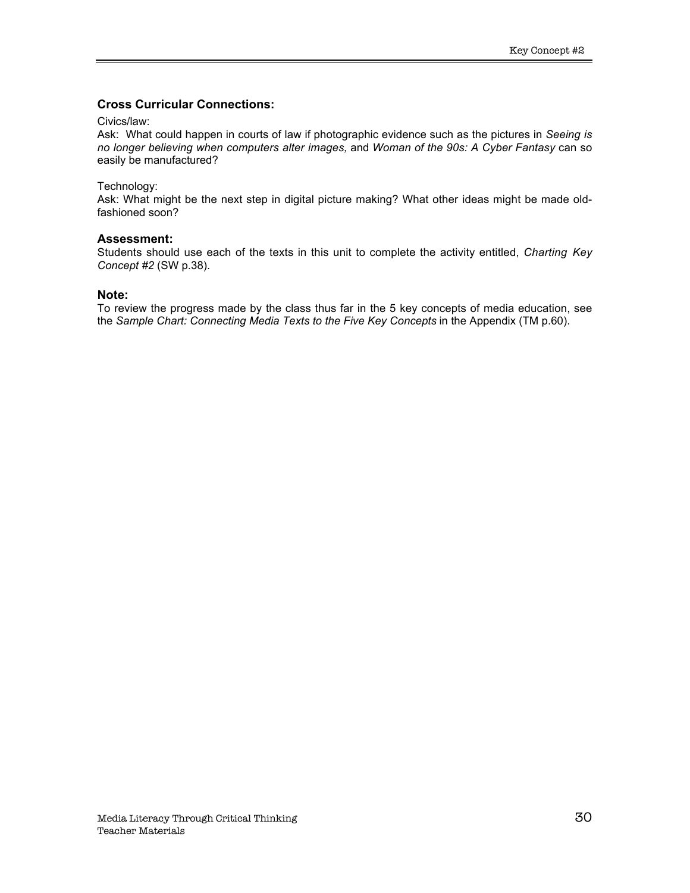### Cross Curricular Connections:

Civics/law:

Ask: What could happen in courts of law if photographic evidence such as the pictures in *Seeing is no longer believing when computers alter images,* and *Woman of the 90s: A Cyber Fantasy* can so easily be manufactured?

Technology:

Ask: What might be the next step in digital picture making? What other ideas might be made old-fashioned soon?

### Assessment:

Students should use each of the texts in this unit to complete the activity entitled, *Charting Key Concept #2* (SW p.38).

### Note:

To review the progress made by the class thus far in the 5 key concepts of media education, see the *Sample Chart: Connecting Media Texts to the Five Key Concepts* in the Appendix (TM p.60).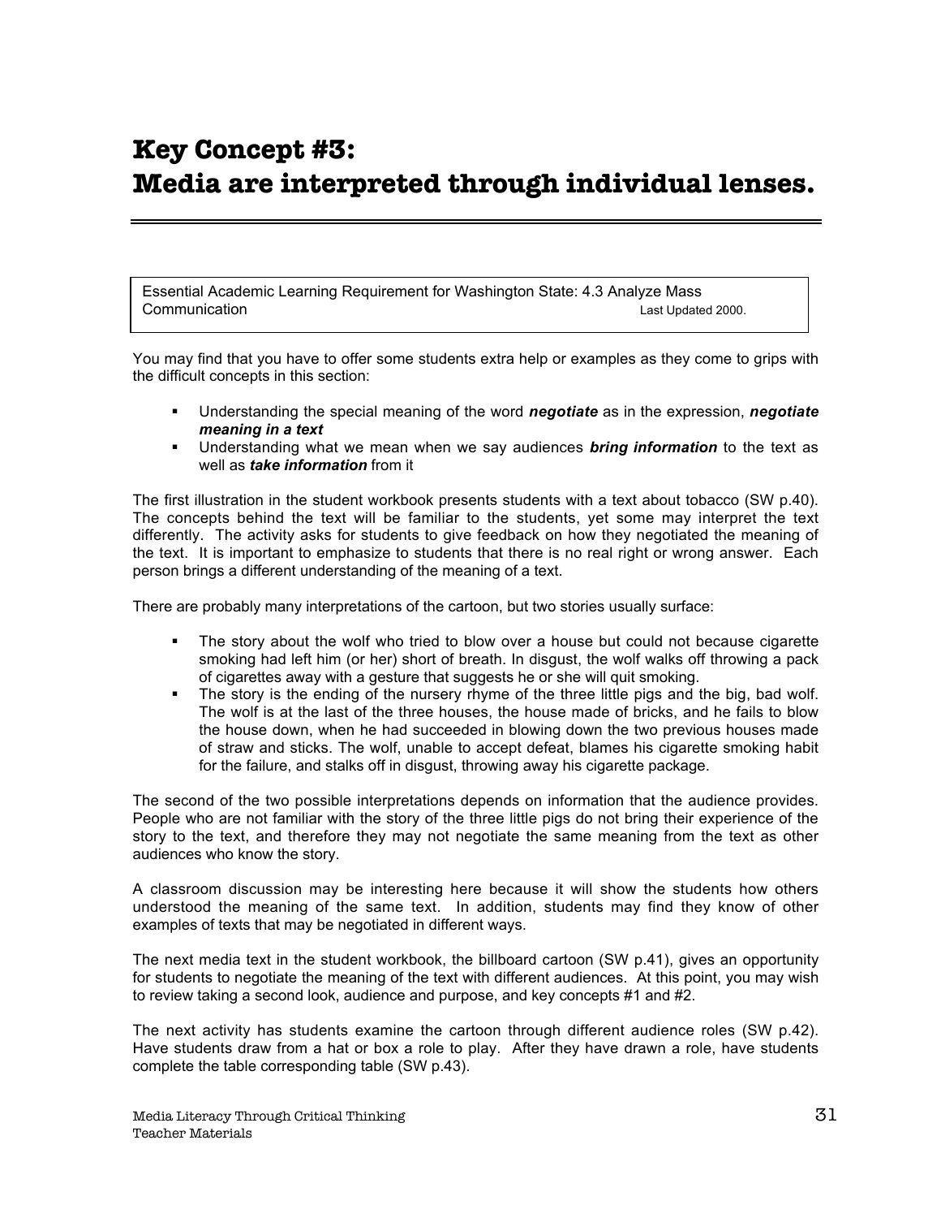# Key Concept #3: Media are interpreted through individual lenses.

Essential Academic Learning Requirement for Washington State: 4.3 Analyze Mass Communication Last Updated 2000.

You may find that you have to offer some students extra help or examples as they come to grips with the difficult concepts in this section:

- Understanding the special meaning of the word ***negotiate*** as in the expression, ***negotiate meaning in a text***
- Understanding what we mean when we say audiences ***bring information*** to the text as well as ***take information*** from it

The first illustration in the student workbook presents students with a text about tobacco (SW p.40). The concepts behind the text will be familiar to the students, yet some may interpret the text differently. The activity asks for students to give feedback on how they negotiated the meaning of the text. It is important to emphasize to students that there is no real right or wrong answer. Each person brings a different understanding of the meaning of a text.

There are probably many interpretations of the cartoon, but two stories usually surface:

- The story about the wolf who tried to blow over a house but could not because cigarette smoking had left him (or her) short of breath. In disgust, the wolf walks off throwing a pack of cigarettes away with a gesture that suggests he or she will quit smoking.
- The story is the ending of the nursery rhyme of the three little pigs and the big, bad wolf. The wolf is at the last of the three houses, the house made of bricks, and he fails to blow the house down, when he had succeeded in blowing down the two previous houses made of straw and sticks. The wolf, unable to accept defeat, blames his cigarette smoking habit for the failure, and stalks off in disgust, throwing away his cigarette package.

The second of the two possible interpretations depends on information that the audience provides. People who are not familiar with the story of the three little pigs do not bring their experience of the story to the text, and therefore they may not negotiate the same meaning from the text as other audiences who know the story.

A classroom discussion may be interesting here because it will show the students how others understood the meaning of the same text. In addition, students may find they know of other examples of texts that may be negotiated in different ways.

The next media text in the student workbook, the billboard cartoon (SW p.41), gives an opportunity for students to negotiate the meaning of the text with different audiences. At this point, you may wish to review taking a second look, audience and purpose, and key concepts #1 and #2.

The next activity has students examine the cartoon through different audience roles (SW p.42). Have students draw from a hat or box a role to play. After they have drawn a role, have students complete the table corresponding table (SW p.43).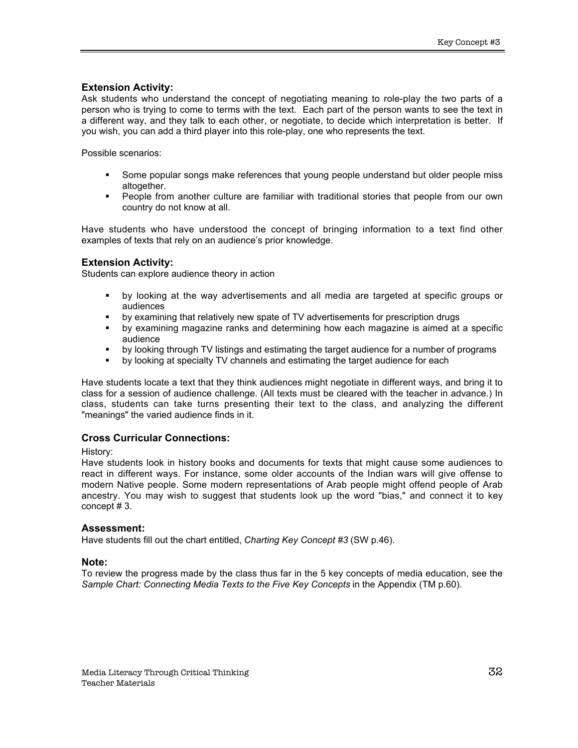### Extension Activity:

Ask students who understand the concept of negotiating meaning to role-play the two parts of a person who is trying to come to terms with the text. Each part of the person wants to see the text in a different way, and they talk to each other, or negotiate, to decide which interpretation is better. If you wish, you can add a third player into this role-play, one who represents the text.

Possible scenarios:

- Some popular songs make references that young people understand but older people miss altogether.
- People from another culture are familiar with traditional stories that people from our own country do not know at all.

Have students who have understood the concept of bringing information to a text find other examples of texts that rely on an audience's prior knowledge.

### Extension Activity:

Students can explore audience theory in action

- by looking at the way advertisements and all media are targeted at specific groups or audiences
- by examining that relatively new spate of TV advertisements for prescription drugs
- by examining magazine ranks and determining how each magazine is aimed at a specific audience
- by looking through TV listings and estimating the target audience for a number of programs
- by looking at specialty TV channels and estimating the target audience for each

Have students locate a text that they think audiences might negotiate in different ways, and bring it to class for a session of audience challenge. (All texts must be cleared with the teacher in advance.) In class, students can take turns presenting their text to the class, and analyzing the different "meanings" the varied audience finds in it.

### Cross Curricular Connections:

History:

Have students look in history books and documents for texts that might cause some audiences to react in different ways. For instance, some older accounts of the Indian wars will give offense to modern Native people. Some modern representations of Arab people might offend people of Arab ancestry. You may wish to suggest that students look up the word "bias," and connect it to key concept # 3.

### Assessment:

Have students fill out the chart entitled, *Charting Key Concept #3* (SW p.46).

### Note:

To review the progress made by the class thus far in the 5 key concepts of media education, see the *Sample Chart: Connecting Media Texts to the Five Key Concepts* in the Appendix (TM p.60).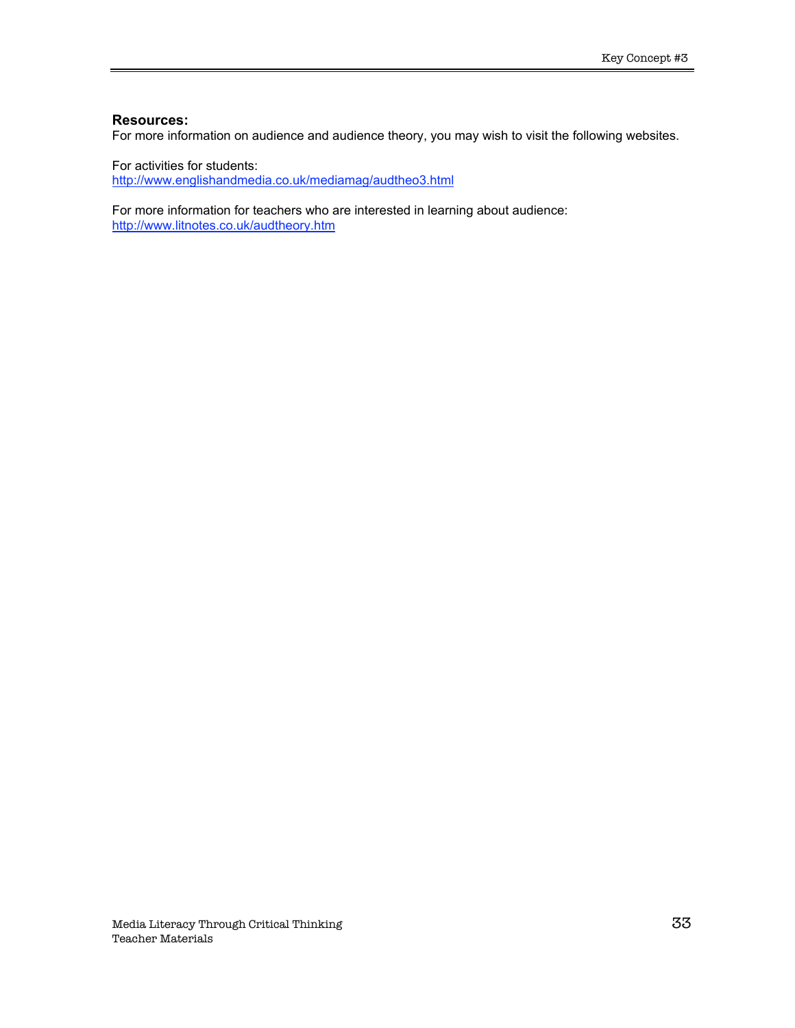**Resources:**
For more information on audience and audience theory, you may wish to visit the following websites.

For activities for students:
http://www.englishandmedia.co.uk/mediamag/audtheo3.html

For more information for teachers who are interested in learning about audience:
http://www.litnotes.co.uk/audtheory.htm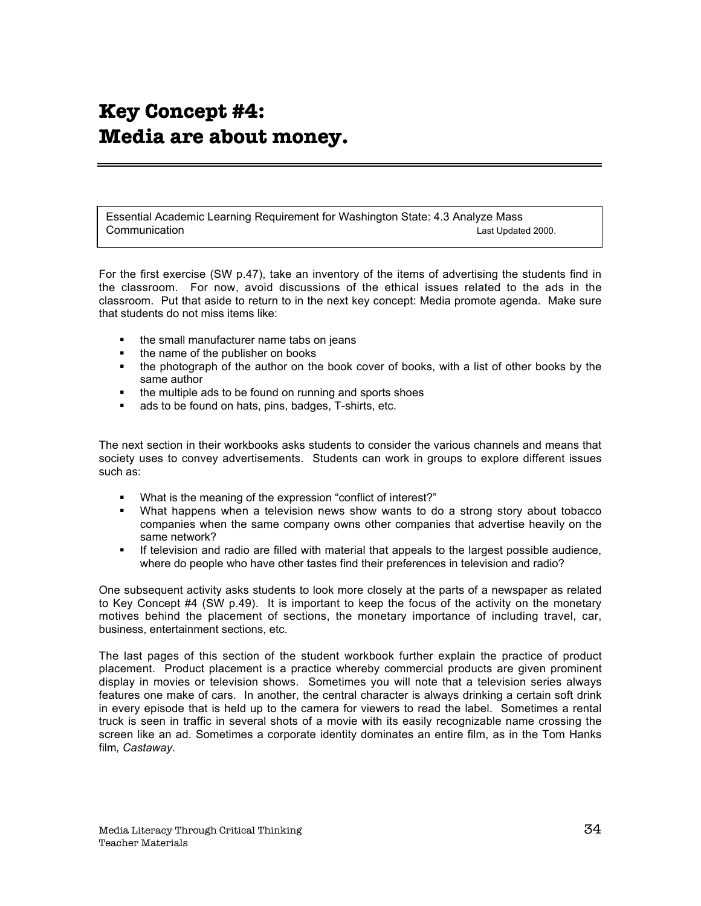# Key Concept #4:
# Media are about money.

Essential Academic Learning Requirement for Washington State: 4.3 Analyze Mass Communication
Last Updated 2000.

For the first exercise (SW p.47), take an inventory of the items of advertising the students find in the classroom. For now, avoid discussions of the ethical issues related to the ads in the classroom. Put that aside to return to in the next key concept: Media promote agenda. Make sure that students do not miss items like:

- the small manufacturer name tabs on jeans
- the name of the publisher on books
- the photograph of the author on the book cover of books, with a list of other books by the same author
- the multiple ads to be found on running and sports shoes
- ads to be found on hats, pins, badges, T-shirts, etc.

The next section in their workbooks asks students to consider the various channels and means that society uses to convey advertisements. Students can work in groups to explore different issues such as:

- What is the meaning of the expression "conflict of interest?"
- What happens when a television news show wants to do a strong story about tobacco companies when the same company owns other companies that advertise heavily on the same network?
- If television and radio are filled with material that appeals to the largest possible audience, where do people who have other tastes find their preferences in television and radio?

One subsequent activity asks students to look more closely at the parts of a newspaper as related to Key Concept #4 (SW p.49). It is important to keep the focus of the activity on the monetary motives behind the placement of sections, the monetary importance of including travel, car, business, entertainment sections, etc.

The last pages of this section of the student workbook further explain the practice of product placement. Product placement is a practice whereby commercial products are given prominent display in movies or television shows. Sometimes you will note that a television series always features one make of cars. In another, the central character is always drinking a certain soft drink in every episode that is held up to the camera for viewers to read the label. Sometimes a rental truck is seen in traffic in several shots of a movie with its easily recognizable name crossing the screen like an ad. Sometimes a corporate identity dominates an entire film, as in the Tom Hanks film*, Castaway*.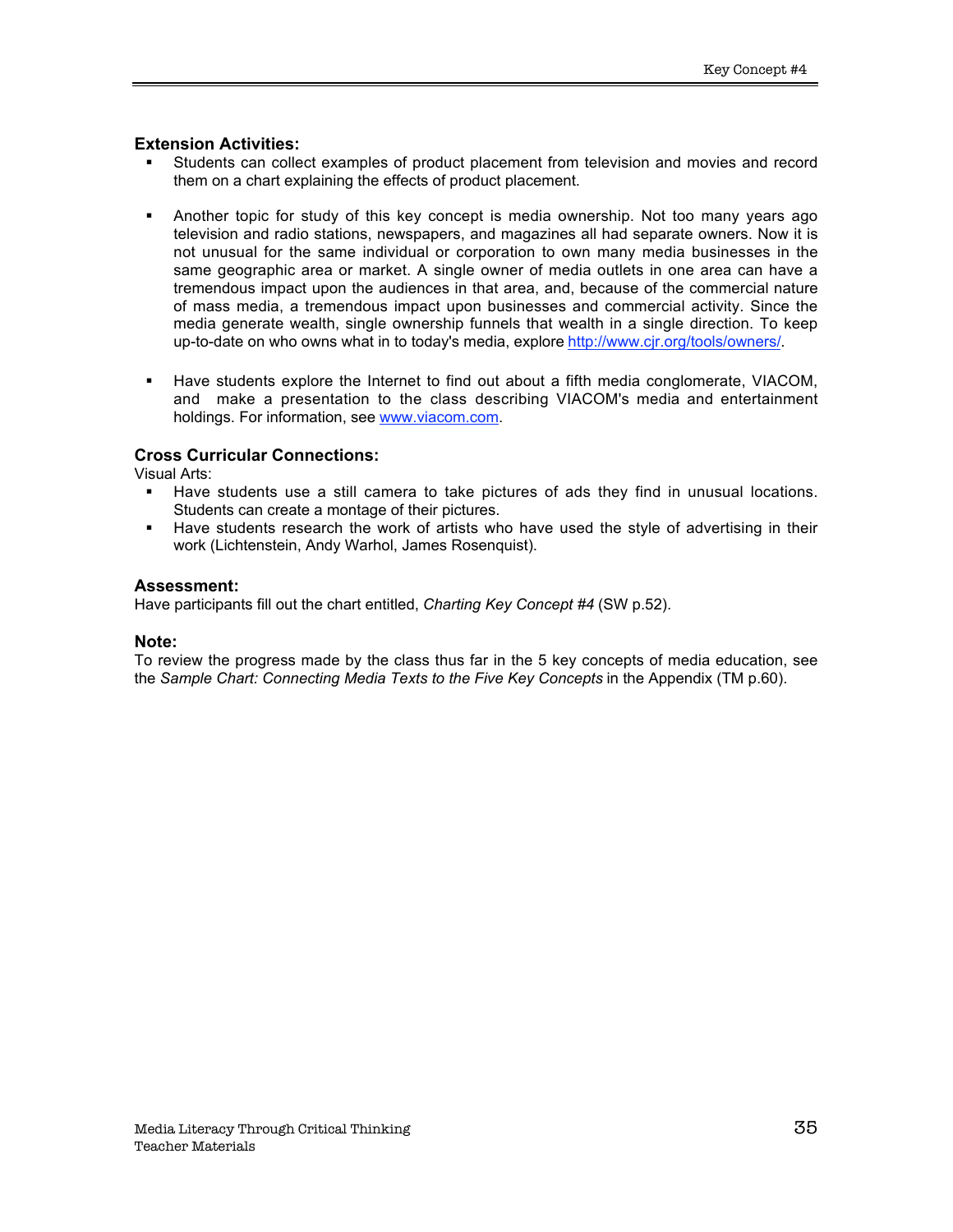### Extension Activities:

- Students can collect examples of product placement from television and movies and record them on a chart explaining the effects of product placement.

- Another topic for study of this key concept is media ownership. Not too many years ago television and radio stations, newspapers, and magazines all had separate owners. Now it is not unusual for the same individual or corporation to own many media businesses in the same geographic area or market. A single owner of media outlets in one area can have a tremendous impact upon the audiences in that area, and, because of the commercial nature of mass media, a tremendous impact upon businesses and commercial activity. Since the media generate wealth, single ownership funnels that wealth in a single direction. To keep up-to-date on who owns what in to today's media, explore [http://www.cjr.org/tools/owners/](http://www.cjr.org/tools/owners/).

- Have students explore the Internet to find out about a fifth media conglomerate, VIACOM, and make a presentation to the class describing VIACOM's media and entertainment holdings. For information, see [www.viacom.com](http://www.viacom.com).

### Cross Curricular Connections:

Visual Arts:

- Have students use a still camera to take pictures of ads they find in unusual locations. Students can create a montage of their pictures.
- Have students research the work of artists who have used the style of advertising in their work (Lichtenstein, Andy Warhol, James Rosenquist).

### Assessment:

Have participants fill out the chart entitled, *Charting Key Concept #4* (SW p.52).

### Note:

To review the progress made by the class thus far in the 5 key concepts of media education, see the *Sample Chart: Connecting Media Texts to the Five Key Concepts* in the Appendix (TM p.60).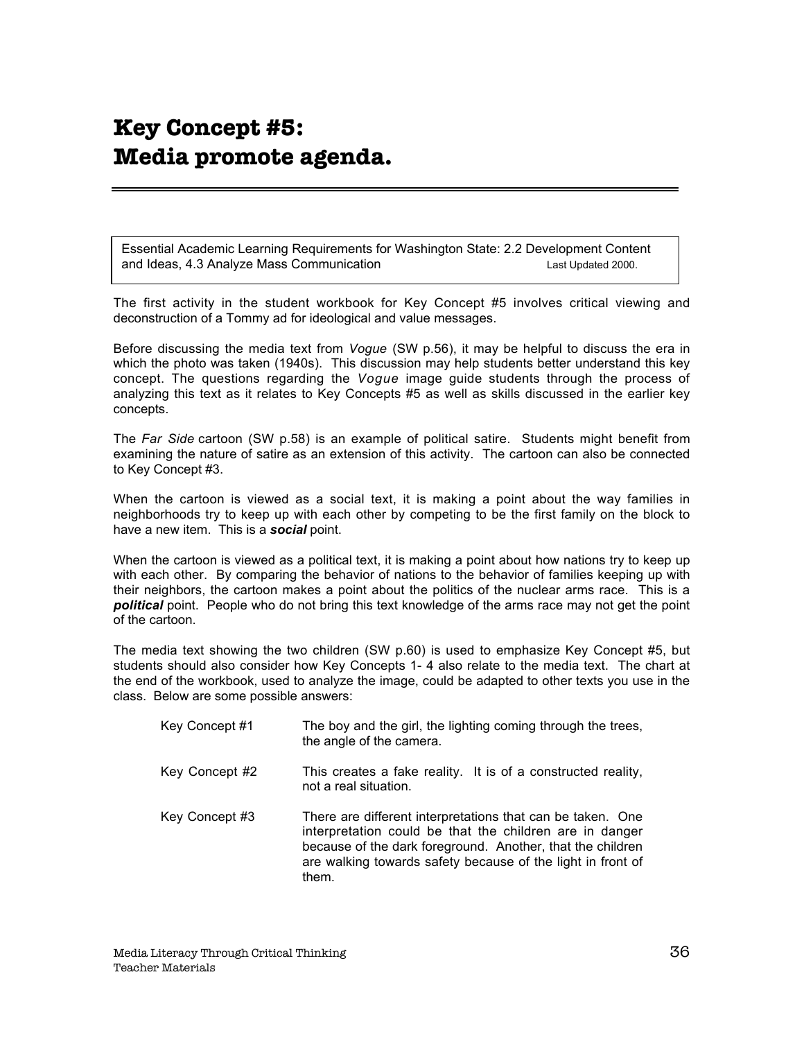# Key Concept #5: Media promote agenda.

Essential Academic Learning Requirements for Washington State: 2.2 Development Content and Ideas, 4.3 Analyze Mass Communication Last Updated 2000.

The first activity in the student workbook for Key Concept #5 involves critical viewing and deconstruction of a Tommy ad for ideological and value messages.

Before discussing the media text from *Vogue* (SW p.56), it may be helpful to discuss the era in which the photo was taken (1940s). This discussion may help students better understand this key concept. The questions regarding the *Vogue* image guide students through the process of analyzing this text as it relates to Key Concepts #5 as well as skills discussed in the earlier key concepts.

The *Far Side* cartoon (SW p.58) is an example of political satire. Students might benefit from examining the nature of satire as an extension of this activity. The cartoon can also be connected to Key Concept #3.

When the cartoon is viewed as a social text, it is making a point about the way families in neighborhoods try to keep up with each other by competing to be the first family on the block to have a new item. This is a ***social*** point.

When the cartoon is viewed as a political text, it is making a point about how nations try to keep up with each other. By comparing the behavior of nations to the behavior of families keeping up with their neighbors, the cartoon makes a point about the politics of the nuclear arms race. This is a ***political*** point. People who do not bring this text knowledge of the arms race may not get the point of the cartoon.

The media text showing the two children (SW p.60) is used to emphasize Key Concept #5, but students should also consider how Key Concepts 1- 4 also relate to the media text. The chart at the end of the workbook, used to analyze the image, could be adapted to other texts you use in the class. Below are some possible answers:

| | |
|---|---|
| Key Concept #1 | The boy and the girl, the lighting coming through the trees, the angle of the camera. |
| Key Concept #2 | This creates a fake reality. It is of a constructed reality, not a real situation. |
| Key Concept #3 | There are different interpretations that can be taken. One interpretation could be that the children are in danger because of the dark foreground. Another, that the children are walking towards safety because of the light in front of them. |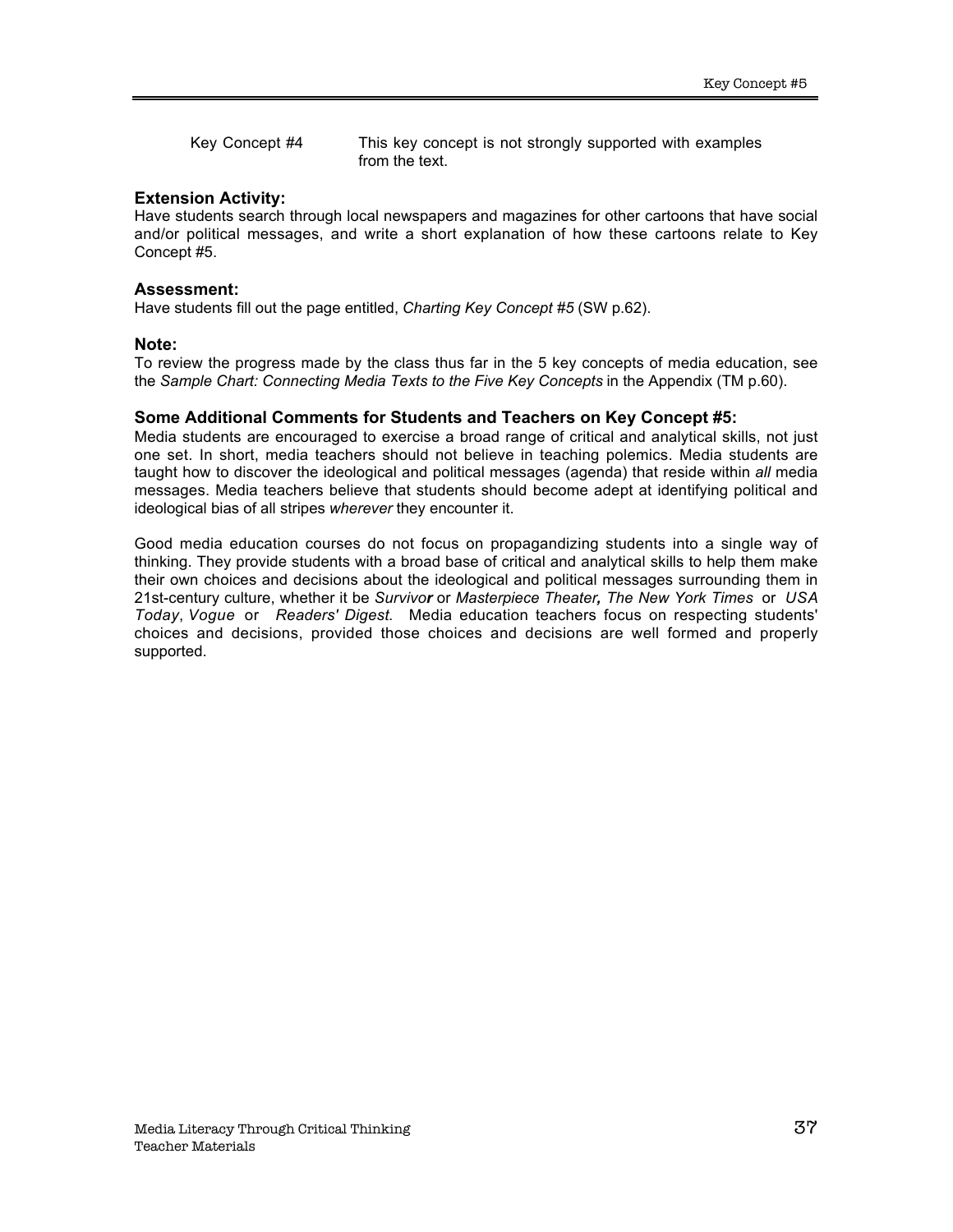Key Concept #4 — This key concept is not strongly supported with examples from the text.

### Extension Activity:

Have students search through local newspapers and magazines for other cartoons that have social and/or political messages, and write a short explanation of how these cartoons relate to Key Concept #5.

### Assessment:

Have students fill out the page entitled, *Charting Key Concept #5* (SW p.62).

### Note:

To review the progress made by the class thus far in the 5 key concepts of media education, see the *Sample Chart: Connecting Media Texts to the Five Key Concepts* in the Appendix (TM p.60).

### Some Additional Comments for Students and Teachers on Key Concept #5:

Media students are encouraged to exercise a broad range of critical and analytical skills, not just one set. In short, media teachers should not believe in teaching polemics. Media students are taught how to discover the ideological and political messages (agenda) that reside within *all* media messages. Media teachers believe that students should become adept at identifying political and ideological bias of all stripes *wherever* they encounter it.

Good media education courses do not focus on propagandizing students into a single way of thinking. They provide students with a broad base of critical and analytical skills to help them make their own choices and decisions about the ideological and political messages surrounding them in 21st-century culture, whether it be *Survivor* or *Masterpiece Theater, The New York Times* or *USA Today*, *Vogue* or *Readers' Digest*. Media education teachers focus on respecting students' choices and decisions, provided those choices and decisions are well formed and properly supported.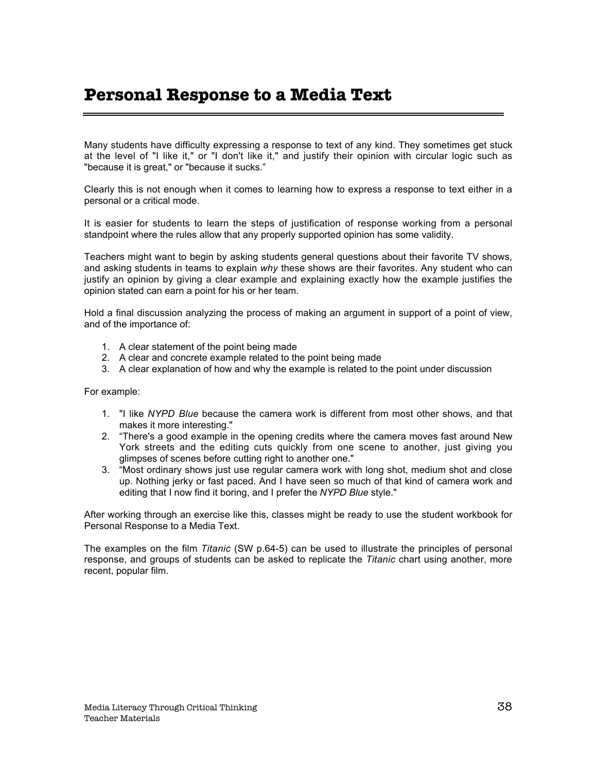# Personal Response to a Media Text

Many students have difficulty expressing a response to text of any kind. They sometimes get stuck at the level of "I like it," or "I don't like it," and justify their opinion with circular logic such as "because it is great," or "because it sucks."

Clearly this is not enough when it comes to learning how to express a response to text either in a personal or a critical mode.

It is easier for students to learn the steps of justification of response working from a personal standpoint where the rules allow that any properly supported opinion has some validity.

Teachers might want to begin by asking students general questions about their favorite TV shows, and asking students in teams to explain *why* these shows are their favorites. Any student who can justify an opinion by giving a clear example and explaining exactly how the example justifies the opinion stated can earn a point for his or her team.

Hold a final discussion analyzing the process of making an argument in support of a point of view, and of the importance of:

1. A clear statement of the point being made
2. A clear and concrete example related to the point being made
3. A clear explanation of how and why the example is related to the point under discussion

For example:

1. "I like *NYPD Blue* because the camera work is different from most other shows, and that makes it more interesting."
2. "There's a good example in the opening credits where the camera moves fast around New York streets and the editing cuts quickly from one scene to another, just giving you glimpses of scenes before cutting right to another one."
3. "Most ordinary shows just use regular camera work with long shot, medium shot and close up. Nothing jerky or fast paced. And I have seen so much of that kind of camera work and editing that I now find it boring, and I prefer the *NYPD Blue* style."

After working through an exercise like this, classes might be ready to use the student workbook for Personal Response to a Media Text.

The examples on the film *Titanic* (SW p.64-5) can be used to illustrate the principles of personal response, and groups of students can be asked to replicate the *Titanic* chart using another, more recent, popular film.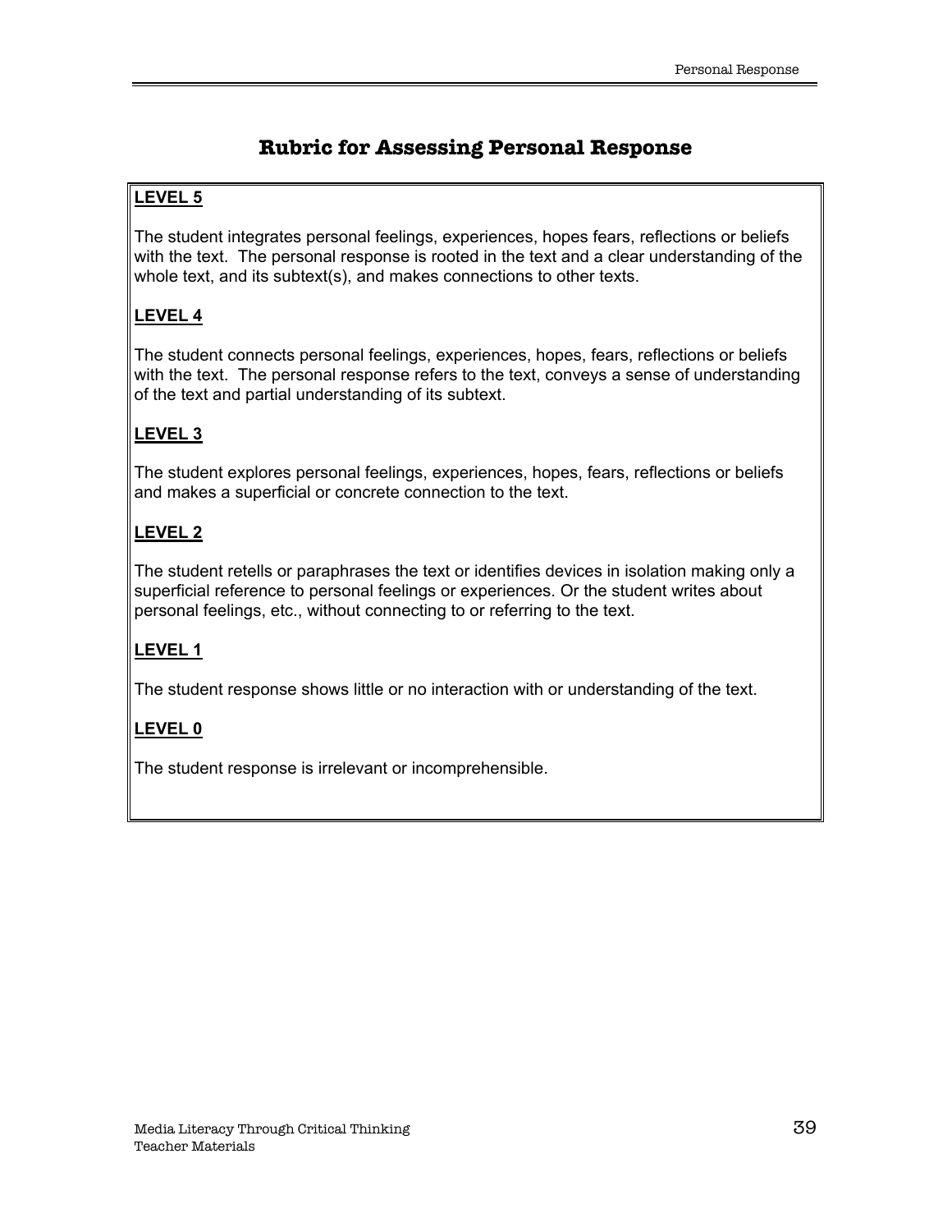# Rubric for Assessing Personal Response

**LEVEL 5**

The student integrates personal feelings, experiences, hopes fears, reflections or beliefs with the text. The personal response is rooted in the text and a clear understanding of the whole text, and its subtext(s), and makes connections to other texts.

**LEVEL 4**

The student connects personal feelings, experiences, hopes, fears, reflections or beliefs with the text. The personal response refers to the text, conveys a sense of understanding of the text and partial understanding of its subtext.

**LEVEL 3**

The student explores personal feelings, experiences, hopes, fears, reflections or beliefs and makes a superficial or concrete connection to the text.

**LEVEL 2**

The student retells or paraphrases the text or identifies devices in isolation making only a superficial reference to personal feelings or experiences. Or the student writes about personal feelings, etc., without connecting to or referring to the text.

**LEVEL 1**

The student response shows little or no interaction with or understanding of the text.

**LEVEL 0**

The student response is irrelevant or incomprehensible.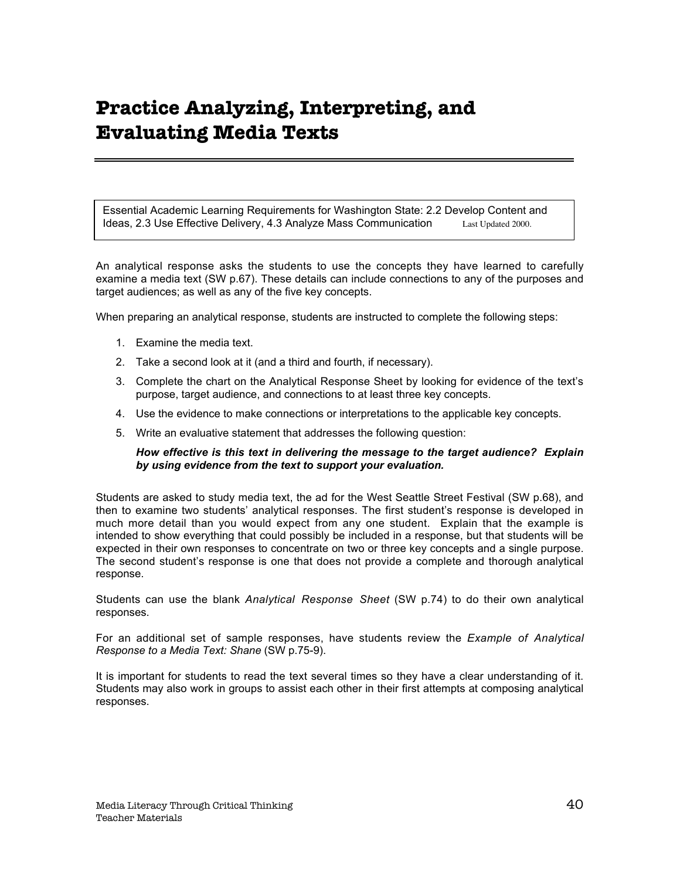# Practice Analyzing, Interpreting, and Evaluating Media Texts

Essential Academic Learning Requirements for Washington State: 2.2 Develop Content and Ideas, 2.3 Use Effective Delivery, 4.3 Analyze Mass Communication Last Updated 2000.

An analytical response asks the students to use the concepts they have learned to carefully examine a media text (SW p.67). These details can include connections to any of the purposes and target audiences; as well as any of the five key concepts.

When preparing an analytical response, students are instructed to complete the following steps:

1. Examine the media text.
2. Take a second look at it (and a third and fourth, if necessary).
3. Complete the chart on the Analytical Response Sheet by looking for evidence of the text's purpose, target audience, and connections to at least three key concepts.
4. Use the evidence to make connections or interpretations to the applicable key concepts.
5. Write an evaluative statement that addresses the following question:

   ***How effective is this text in delivering the message to the target audience? Explain by using evidence from the text to support your evaluation.***

Students are asked to study media text, the ad for the West Seattle Street Festival (SW p.68), and then to examine two students' analytical responses. The first student's response is developed in much more detail than you would expect from any one student. Explain that the example is intended to show everything that could possibly be included in a response, but that students will be expected in their own responses to concentrate on two or three key concepts and a single purpose. The second student's response is one that does not provide a complete and thorough analytical response.

Students can use the blank *Analytical Response Sheet* (SW p.74) to do their own analytical responses.

For an additional set of sample responses, have students review the *Example of Analytical Response to a Media Text: Shane* (SW p.75-9).

It is important for students to read the text several times so they have a clear understanding of it. Students may also work in groups to assist each other in their first attempts at composing analytical responses.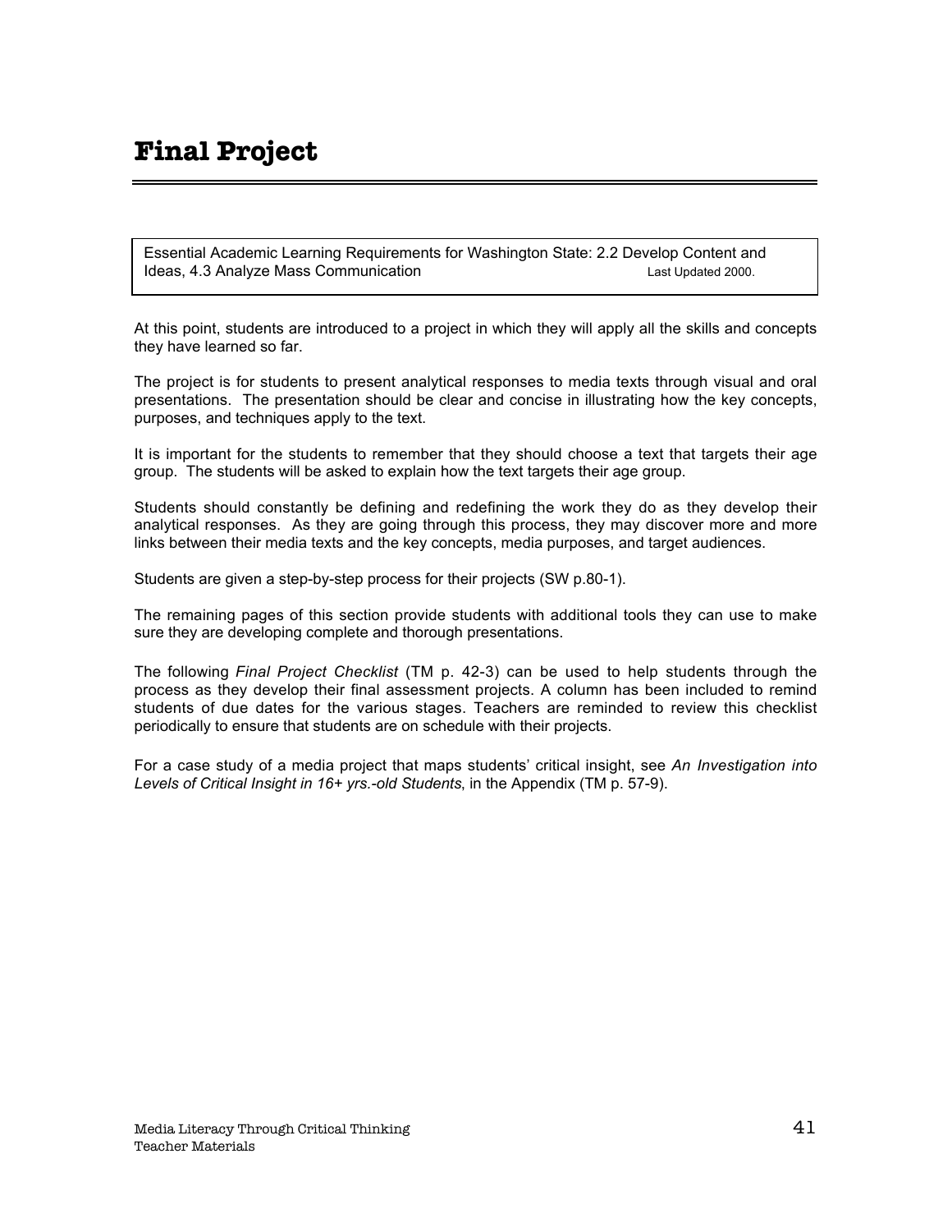# Final Project

Essential Academic Learning Requirements for Washington State: 2.2 Develop Content and Ideas, 4.3 Analyze Mass Communication Last Updated 2000.

At this point, students are introduced to a project in which they will apply all the skills and concepts they have learned so far.

The project is for students to present analytical responses to media texts through visual and oral presentations. The presentation should be clear and concise in illustrating how the key concepts, purposes, and techniques apply to the text.

It is important for the students to remember that they should choose a text that targets their age group. The students will be asked to explain how the text targets their age group.

Students should constantly be defining and redefining the work they do as they develop their analytical responses. As they are going through this process, they may discover more and more links between their media texts and the key concepts, media purposes, and target audiences.

Students are given a step-by-step process for their projects (SW p.80-1).

The remaining pages of this section provide students with additional tools they can use to make sure they are developing complete and thorough presentations.

The following *Final Project Checklist* (TM p. 42-3) can be used to help students through the process as they develop their final assessment projects. A column has been included to remind students of due dates for the various stages. Teachers are reminded to review this checklist periodically to ensure that students are on schedule with their projects.

For a case study of a media project that maps students' critical insight, see *An Investigation into Levels of Critical Insight in 16+ yrs.-old Students*, in the Appendix (TM p. 57-9).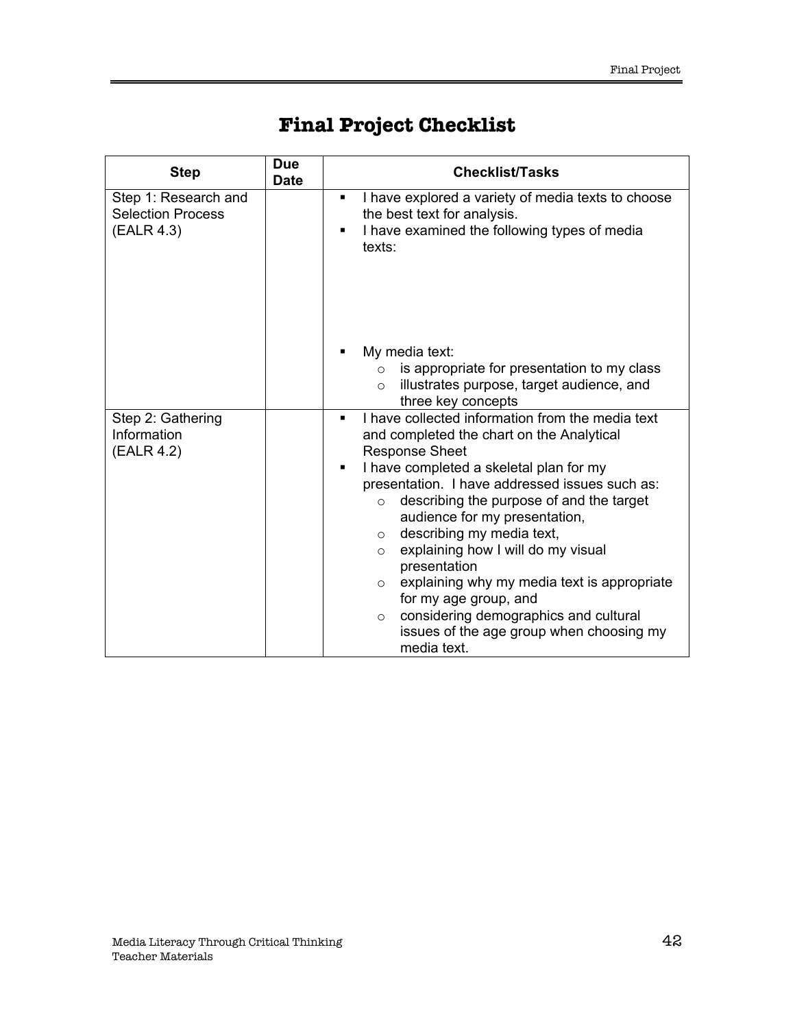# Final Project Checklist

| Step | Due Date | Checklist/Tasks |
|---|---|---|
| Step 1: Research and Selection Process (EALR 4.3) | | ▪ I have explored a variety of media texts to choose the best text for analysis.<br>▪ I have examined the following types of media texts:<br><br><br><br>▪ My media text:<br>&nbsp;&nbsp;○ is appropriate for presentation to my class<br>&nbsp;&nbsp;○ illustrates purpose, target audience, and three key concepts |
| Step 2: Gathering Information (EALR 4.2) | | ▪ I have collected information from the media text and completed the chart on the Analytical Response Sheet<br>▪ I have completed a skeletal plan for my presentation. I have addressed issues such as:<br>&nbsp;&nbsp;○ describing the purpose of and the target audience for my presentation,<br>&nbsp;&nbsp;○ describing my media text,<br>&nbsp;&nbsp;○ explaining how I will do my visual presentation<br>&nbsp;&nbsp;○ explaining why my media text is appropriate for my age group, and<br>&nbsp;&nbsp;○ considering demographics and cultural issues of the age group when choosing my media text. |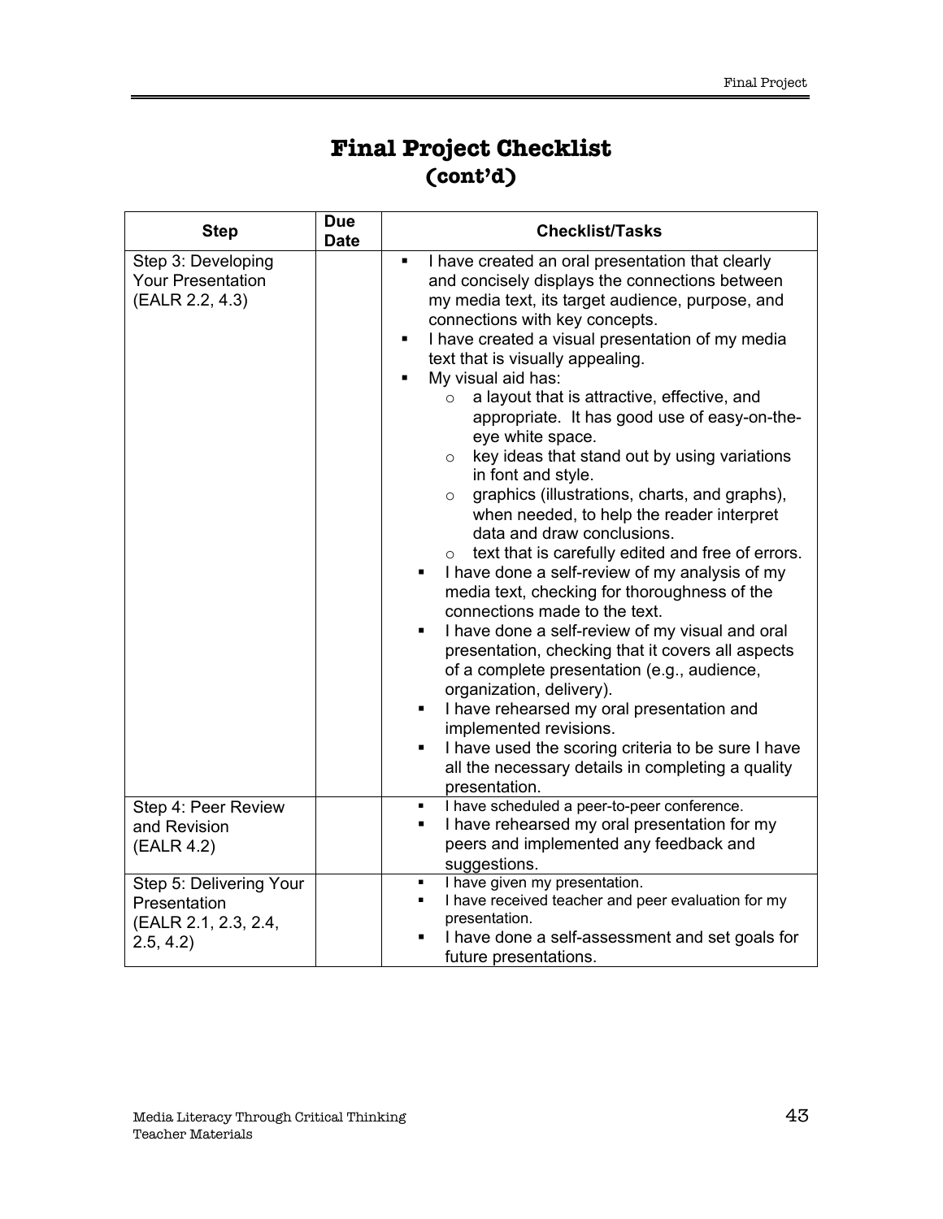# Final Project Checklist
## (cont'd)

| Step | Due Date | Checklist/Tasks |
|---|---|---|
| Step 3: Developing Your Presentation (EALR 2.2, 4.3) | | ▪ I have created an oral presentation that clearly and concisely displays the connections between my media text, its target audience, purpose, and connections with key concepts.<br>▪ I have created a visual presentation of my media text that is visually appealing.<br>▪ My visual aid has:<br>&nbsp;&nbsp;&nbsp;&nbsp;○ a layout that is attractive, effective, and appropriate. It has good use of easy-on-the-eye white space.<br>&nbsp;&nbsp;&nbsp;&nbsp;○ key ideas that stand out by using variations in font and style.<br>&nbsp;&nbsp;&nbsp;&nbsp;○ graphics (illustrations, charts, and graphs), when needed, to help the reader interpret data and draw conclusions.<br>&nbsp;&nbsp;&nbsp;&nbsp;○ text that is carefully edited and free of errors.<br>▪ I have done a self-review of my analysis of my media text, checking for thoroughness of the connections made to the text.<br>▪ I have done a self-review of my visual and oral presentation, checking that it covers all aspects of a complete presentation (e.g., audience, organization, delivery).<br>▪ I have rehearsed my oral presentation and implemented revisions.<br>▪ I have used the scoring criteria to be sure I have all the necessary details in completing a quality presentation. |
| Step 4: Peer Review and Revision (EALR 4.2) | | ▪ I have scheduled a peer-to-peer conference.<br>▪ I have rehearsed my oral presentation for my peers and implemented any feedback and suggestions. |
| Step 5: Delivering Your Presentation (EALR 2.1, 2.3, 2.4, 2.5, 4.2) | | ▪ I have given my presentation.<br>▪ I have received teacher and peer evaluation for my presentation.<br>▪ I have done a self-assessment and set goals for future presentations. |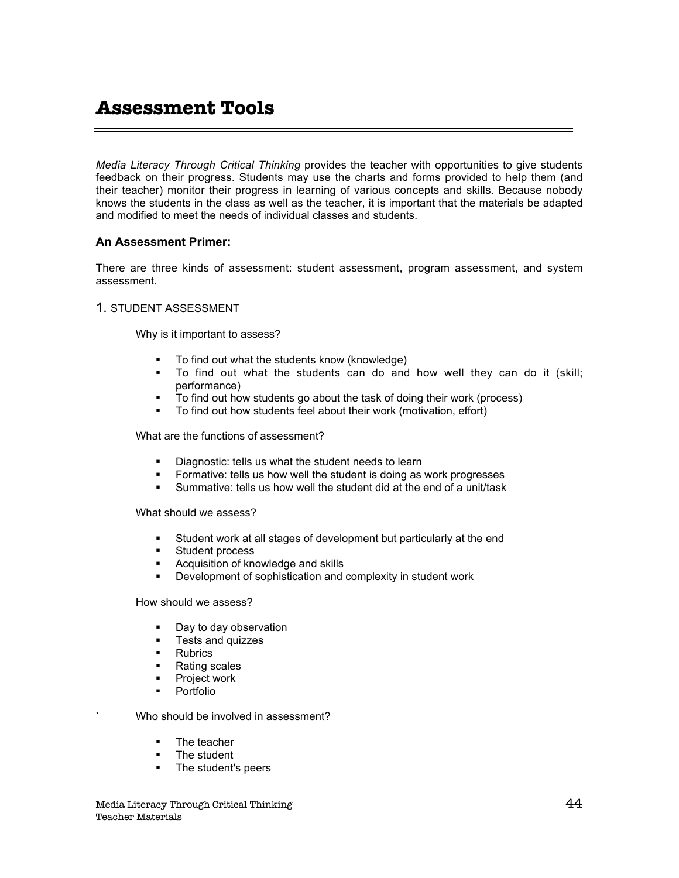# Assessment Tools

*Media Literacy Through Critical Thinking* provides the teacher with opportunities to give students feedback on their progress. Students may use the charts and forms provided to help them (and their teacher) monitor their progress in learning of various concepts and skills. Because nobody knows the students in the class as well as the teacher, it is important that the materials be adapted and modified to meet the needs of individual classes and students.

### An Assessment Primer:

There are three kinds of assessment: student assessment, program assessment, and system assessment.

1. STUDENT ASSESSMENT

Why is it important to assess?

- To find out what the students know (knowledge)
- To find out what the students can do and how well they can do it (skill; performance)
- To find out how students go about the task of doing their work (process)
- To find out how students feel about their work (motivation, effort)

What are the functions of assessment?

- Diagnostic: tells us what the student needs to learn
- Formative: tells us how well the student is doing as work progresses
- Summative: tells us how well the student did at the end of a unit/task

What should we assess?

- Student work at all stages of development but particularly at the end
- Student process
- Acquisition of knowledge and skills
- Development of sophistication and complexity in student work

How should we assess?

- Day to day observation
- Tests and quizzes
- Rubrics
- Rating scales
- Project work
- Portfolio

Who should be involved in assessment?

- The teacher
- The student
- The student's peers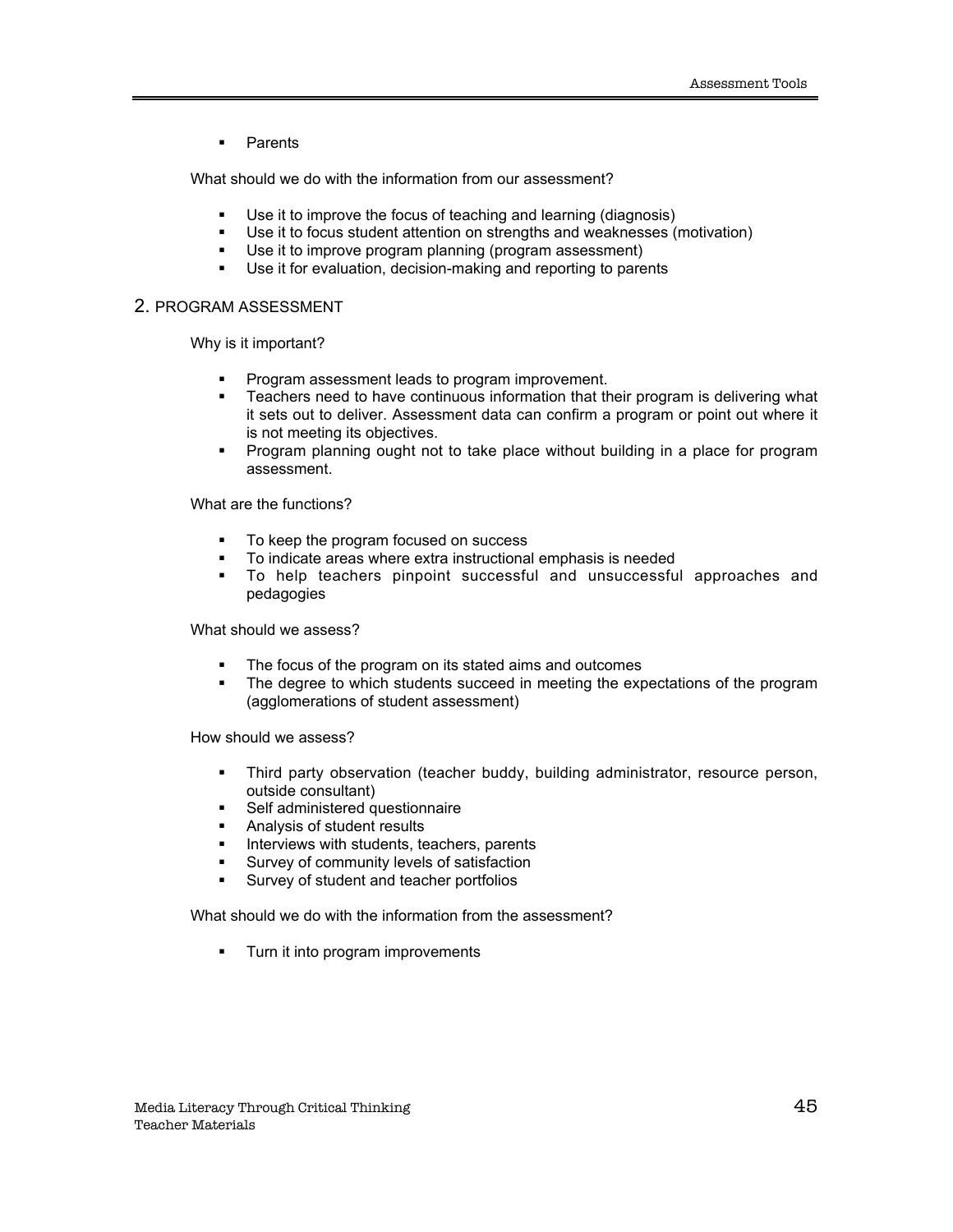- Parents

What should we do with the information from our assessment?

- Use it to improve the focus of teaching and learning (diagnosis)
- Use it to focus student attention on strengths and weaknesses (motivation)
- Use it to improve program planning (program assessment)
- Use it for evaluation, decision-making and reporting to parents

## 2. PROGRAM ASSESSMENT

Why is it important?

- Program assessment leads to program improvement.
- Teachers need to have continuous information that their program is delivering what it sets out to deliver. Assessment data can confirm a program or point out where it is not meeting its objectives.
- Program planning ought not to take place without building in a place for program assessment.

What are the functions?

- To keep the program focused on success
- To indicate areas where extra instructional emphasis is needed
- To help teachers pinpoint successful and unsuccessful approaches and pedagogies

What should we assess?

- The focus of the program on its stated aims and outcomes
- The degree to which students succeed in meeting the expectations of the program (agglomerations of student assessment)

How should we assess?

- Third party observation (teacher buddy, building administrator, resource person, outside consultant)
- Self administered questionnaire
- Analysis of student results
- Interviews with students, teachers, parents
- Survey of community levels of satisfaction
- Survey of student and teacher portfolios

What should we do with the information from the assessment?

- Turn it into program improvements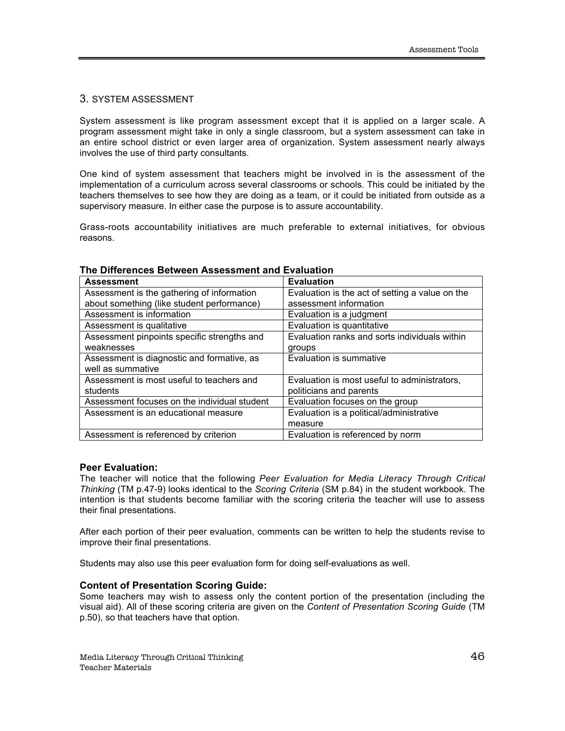## 3. SYSTEM ASSESSMENT

System assessment is like program assessment except that it is applied on a larger scale. A program assessment might take in only a single classroom, but a system assessment can take in an entire school district or even larger area of organization. System assessment nearly always involves the use of third party consultants.

One kind of system assessment that teachers might be involved in is the assessment of the implementation of a curriculum across several classrooms or schools. This could be initiated by the teachers themselves to see how they are doing as a team, or it could be initiated from outside as a supervisory measure. In either case the purpose is to assure accountability.

Grass-roots accountability initiatives are much preferable to external initiatives, for obvious reasons.

**The Differences Between Assessment and Evaluation**

| Assessment | Evaluation |
|---|---|
| Assessment is the gathering of information about something (like student performance) | Evaluation is the act of setting a value on the assessment information |
| Assessment is information | Evaluation is a judgment |
| Assessment is qualitative | Evaluation is quantitative |
| Assessment pinpoints specific strengths and weaknesses | Evaluation ranks and sorts individuals within groups |
| Assessment is diagnostic and formative, as well as summative | Evaluation is summative |
| Assessment is most useful to teachers and students | Evaluation is most useful to administrators, politicians and parents |
| Assessment focuses on the individual student | Evaluation focuses on the group |
| Assessment is an educational measure | Evaluation is a political/administrative measure |
| Assessment is referenced by criterion | Evaluation is referenced by norm |

### Peer Evaluation:

The teacher will notice that the following *Peer Evaluation for Media Literacy Through Critical Thinking* (TM p.47-9) looks identical to the *Scoring Criteria* (SM p.84) in the student workbook. The intention is that students become familiar with the scoring criteria the teacher will use to assess their final presentations.

After each portion of their peer evaluation, comments can be written to help the students revise to improve their final presentations.

Students may also use this peer evaluation form for doing self-evaluations as well.

### Content of Presentation Scoring Guide:

Some teachers may wish to assess only the content portion of the presentation (including the visual aid). All of these scoring criteria are given on the *Content of Presentation Scoring Guide* (TM p.50), so that teachers have that option.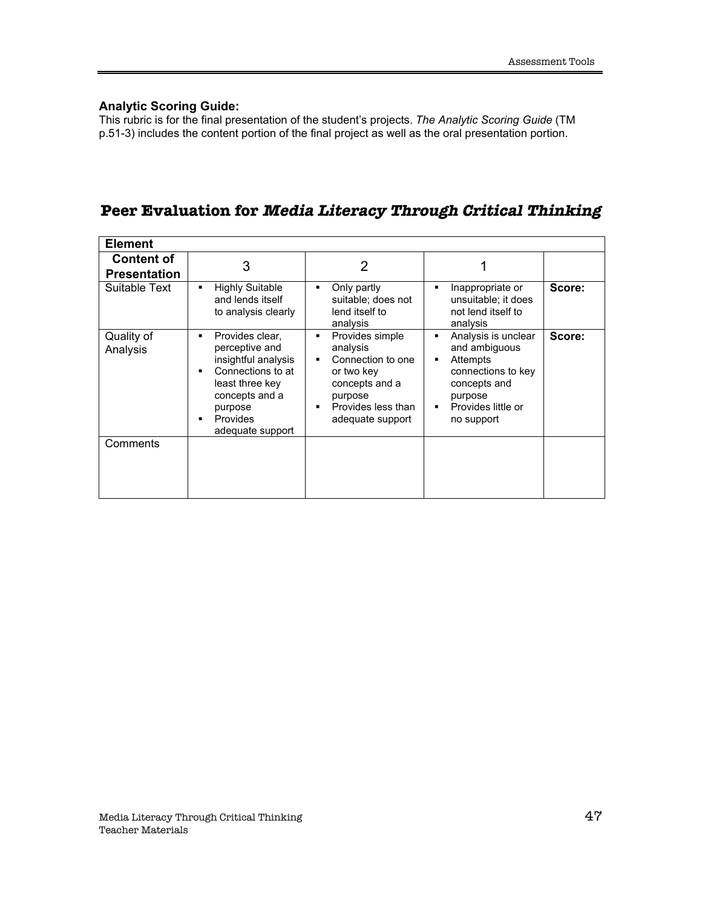**Analytic Scoring Guide:**
This rubric is for the final presentation of the student's projects. *The Analytic Scoring Guide* (TM p.51-3) includes the content portion of the final project as well as the oral presentation portion.

## Peer Evaluation for *Media Literacy Through Critical Thinking*

| **Element** | | | | |
|---|---|---|---|---|
| **Content of Presentation** | 3 | 2 | 1 | |
| Suitable Text | ▪ Highly Suitable and lends itself to analysis clearly | ▪ Only partly suitable; does not lend itself to analysis | ▪ Inappropriate or unsuitable; it does not lend itself to analysis | **Score:** |
| Quality of Analysis | ▪ Provides clear, perceptive and insightful analysis<br>▪ Connections to at least three key concepts and a purpose<br>▪ Provides adequate support | ▪ Provides simple analysis<br>▪ Connection to one or two key concepts and a purpose<br>▪ Provides less than adequate support | ▪ Analysis is unclear and ambiguous<br>▪ Attempts connections to key concepts and purpose<br>▪ Provides little or no support | **Score:** |
| Comments | | | | |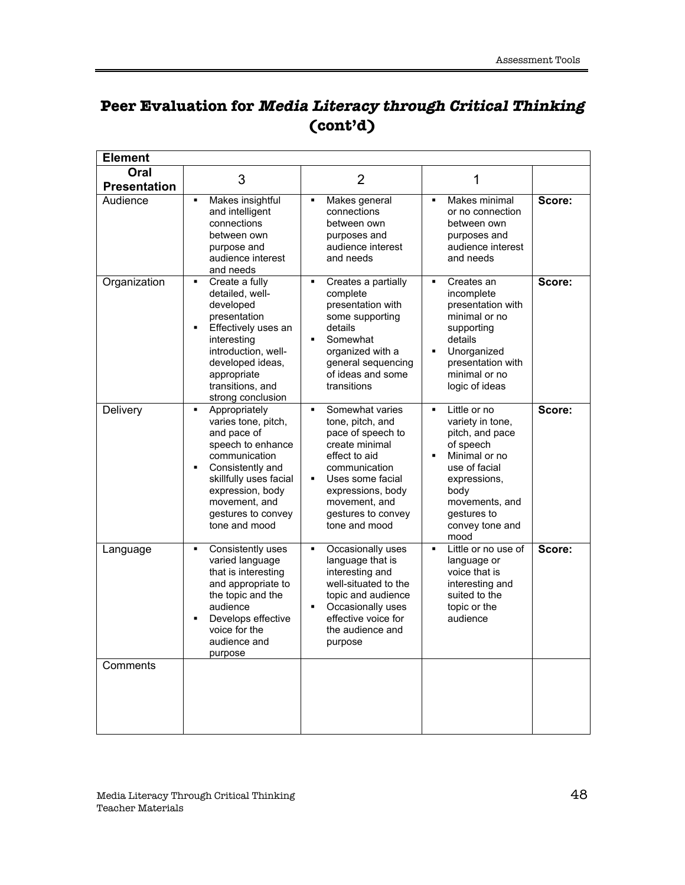# Peer Evaluation for *Media Literacy through Critical Thinking* (cont'd)

| Element | | | | |
|---|---|---|---|---|
| **Oral Presentation** | 3 | 2 | 1 | |
| Audience | ▪ Makes insightful and intelligent connections between own purpose and audience interest and needs | ▪ Makes general connections between own purposes and audience interest and needs | ▪ Makes minimal or no connection between own purposes and audience interest and needs | **Score:** |
| Organization | ▪ Create a fully detailed, well-developed presentation<br>▪ Effectively uses an interesting introduction, well-developed ideas, appropriate transitions, and strong conclusion | ▪ Creates a partially complete presentation with some supporting details<br>▪ Somewhat organized with a general sequencing of ideas and some transitions | ▪ Creates an incomplete presentation with minimal or no supporting details<br>▪ Unorganized presentation with minimal or no logic of ideas | **Score:** |
| Delivery | ▪ Appropriately varies tone, pitch, and pace of speech to enhance communication<br>▪ Consistently and skillfully uses facial expression, body movement, and gestures to convey tone and mood | ▪ Somewhat varies tone, pitch, and pace of speech to create minimal effect to aid communication<br>▪ Uses some facial expressions, body movement, and gestures to convey tone and mood | ▪ Little or no variety in tone, pitch, and pace of speech<br>▪ Minimal or no use of facial expressions, body movements, and gestures to convey tone and mood | **Score:** |
| Language | ▪ Consistently uses varied language that is interesting and appropriate to the topic and the audience<br>▪ Develops effective voice for the audience and purpose | ▪ Occasionally uses language that is interesting and well-situated to the topic and audience<br>▪ Occasionally uses effective voice for the audience and purpose | ▪ Little or no use of language or voice that is interesting and suited to the topic or the audience | **Score:** |
| Comments | | | | |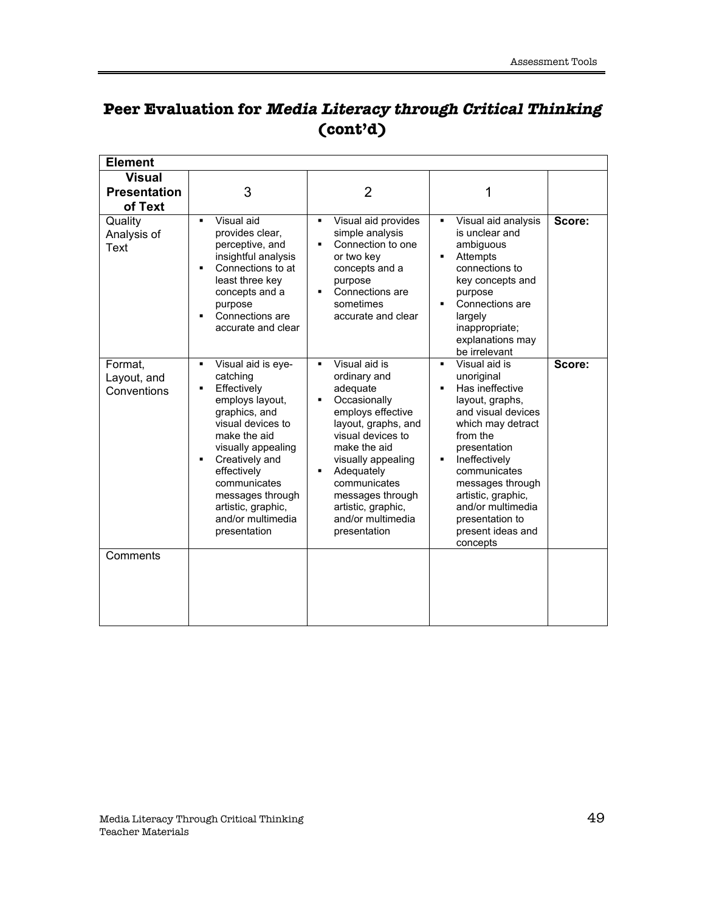## Peer Evaluation for *Media Literacy through Critical Thinking* (cont'd)

| Element | | | | |
|---|---|---|---|---|
| **Visual Presentation of Text** | 3 | 2 | 1 | |
| Quality Analysis of Text | ▪ Visual aid provides clear, perceptive, and insightful analysis<br>▪ Connections to at least three key concepts and a purpose<br>▪ Connections are accurate and clear | ▪ Visual aid provides simple analysis<br>▪ Connection to one or two key concepts and a purpose<br>▪ Connections are sometimes accurate and clear | ▪ Visual aid analysis is unclear and ambiguous<br>▪ Attempts connections to key concepts and purpose<br>▪ Connections are largely inappropriate; explanations may be irrelevant | **Score:** |
| Format, Layout, and Conventions | ▪ Visual aid is eye-catching<br>▪ Effectively employs layout, graphics, and visual devices to make the aid visually appealing<br>▪ Creatively and effectively communicates messages through artistic, graphic, and/or multimedia presentation | ▪ Visual aid is ordinary and adequate<br>▪ Occasionally employs effective layout, graphs, and visual devices to make the aid visually appealing<br>▪ Adequately communicates messages through artistic, graphic, and/or multimedia presentation | ▪ Visual aid is unoriginal<br>▪ Has ineffective layout, graphs, and visual devices which may detract from the presentation<br>▪ Ineffectively communicates messages through artistic, graphic, and/or multimedia presentation to present ideas and concepts | **Score:** |
| Comments | | | | |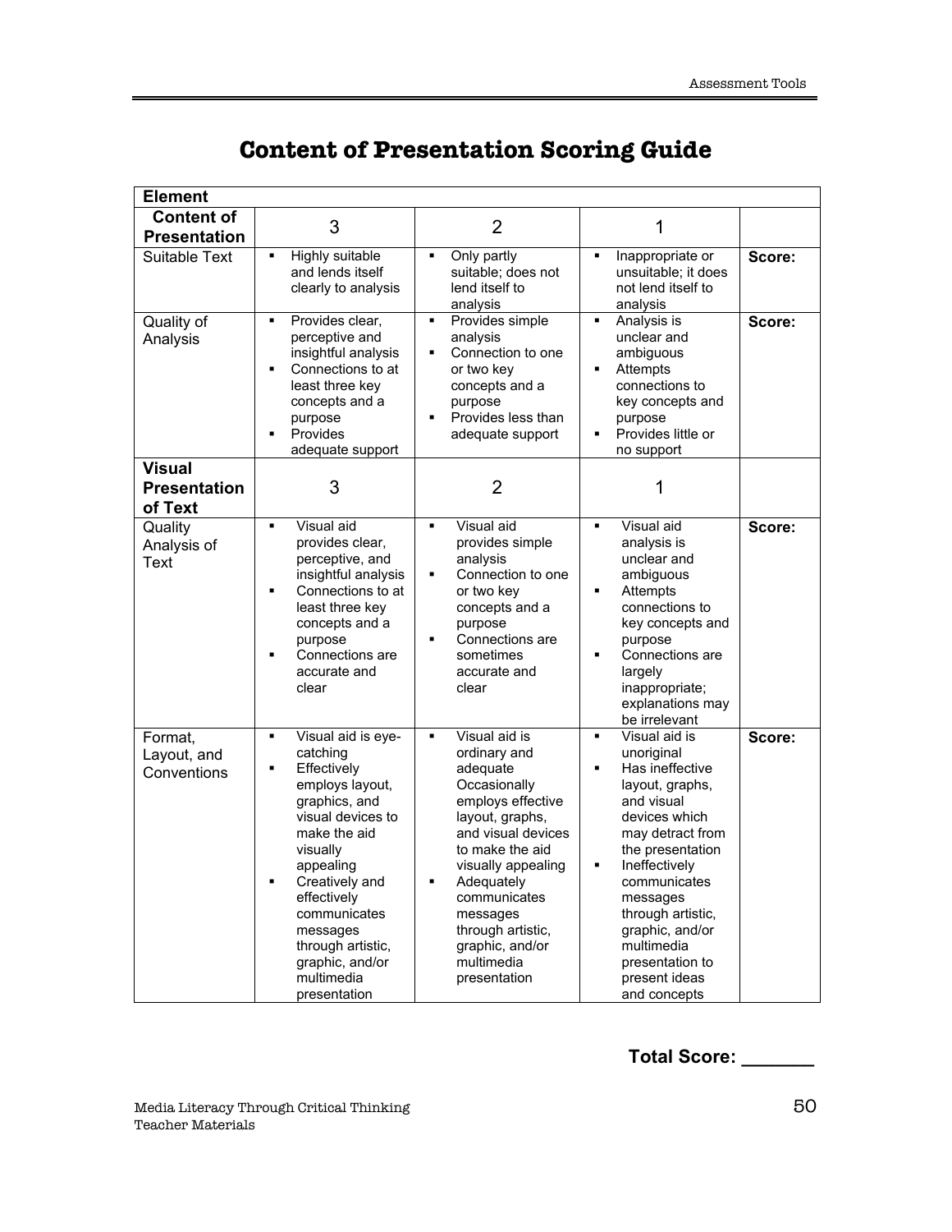# Content of Presentation Scoring Guide

| Element | | | | |
|---|---|---|---|---|
| **Content of Presentation** | 3 | 2 | 1 | |
| Suitable Text | ▪ Highly suitable and lends itself clearly to analysis | ▪ Only partly suitable; does not lend itself to analysis | ▪ Inappropriate or unsuitable; it does not lend itself to analysis | **Score:** |
| Quality of Analysis | ▪ Provides clear, perceptive and insightful analysis<br>▪ Connections to at least three key concepts and a purpose<br>▪ Provides adequate support | ▪ Provides simple analysis<br>▪ Connection to one or two key concepts and a purpose<br>▪ Provides less than adequate support | ▪ Analysis is unclear and ambiguous<br>▪ Attempts connections to key concepts and purpose<br>▪ Provides little or no support | **Score:** |
| **Visual Presentation of Text** | 3 | 2 | 1 | |
| Quality Analysis of Text | ▪ Visual aid provides clear, perceptive, and insightful analysis<br>▪ Connections to at least three key concepts and a purpose<br>▪ Connections are accurate and clear | ▪ Visual aid provides simple analysis<br>▪ Connection to one or two key concepts and a purpose<br>▪ Connections are sometimes accurate and clear | ▪ Visual aid analysis is unclear and ambiguous<br>▪ Attempts connections to key concepts and purpose<br>▪ Connections are largely inappropriate; explanations may be irrelevant | **Score:** |
| Format, Layout, and Conventions | ▪ Visual aid is eye-catching<br>▪ Effectively employs layout, graphics, and visual devices to make the aid visually appealing<br>▪ Creatively and effectively communicates messages through artistic, graphic, and/or multimedia presentation | ▪ Visual aid is ordinary and adequate Occasionally employs effective layout, graphs, and visual devices to make the aid visually appealing<br>▪ Adequately communicates messages through artistic, graphic, and/or multimedia presentation | ▪ Visual aid is unoriginal<br>▪ Has ineffective layout, graphs, and visual devices which may detract from the presentation<br>▪ Ineffectively communicates messages through artistic, graphic, and/or multimedia presentation to present ideas and concepts | **Score:** |

**Total Score: _______**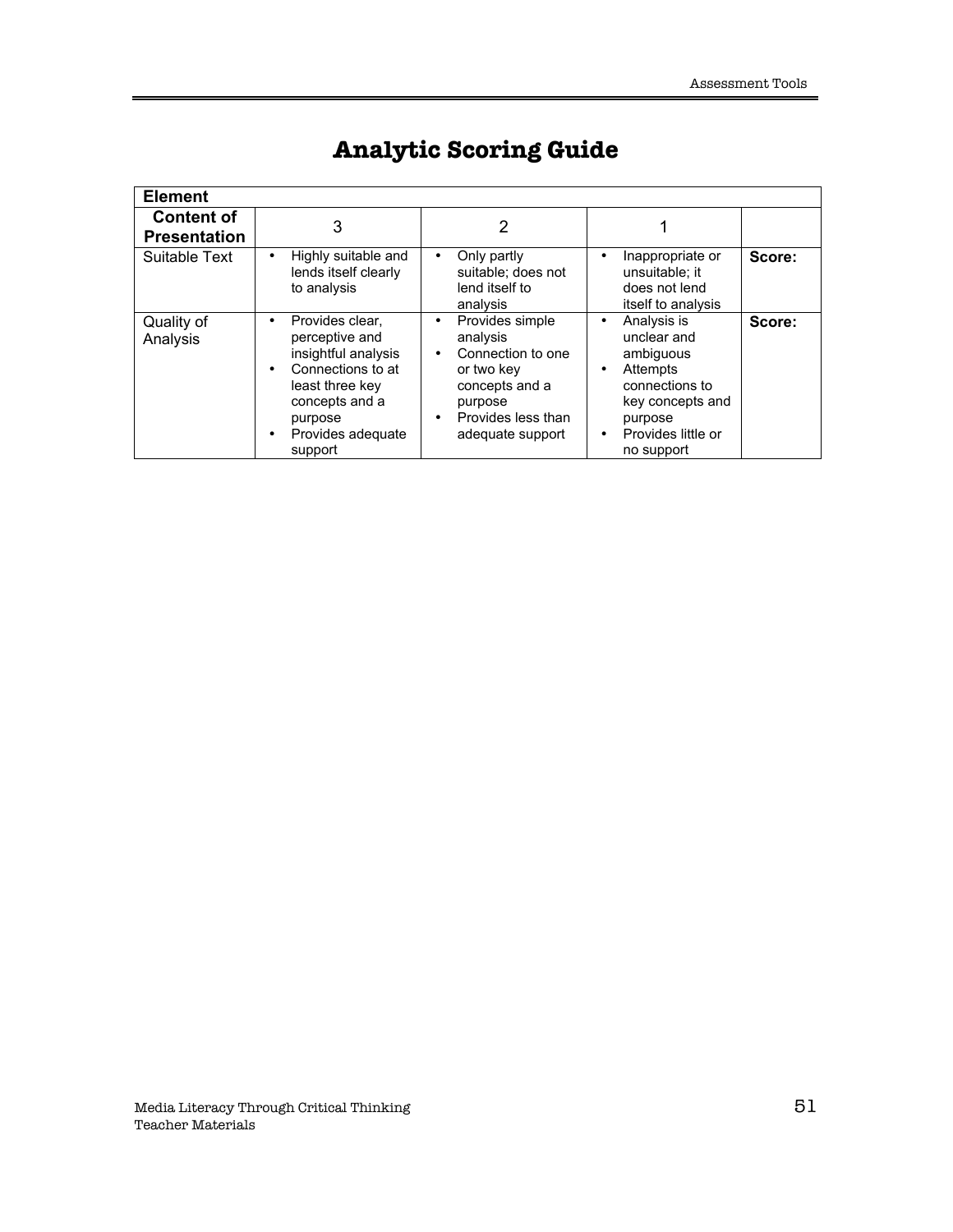# Analytic Scoring Guide

| Element | | | | |
|---|---|---|---|---|
| **Content of Presentation** | 3 | 2 | 1 | |
| Suitable Text | • Highly suitable and lends itself clearly to analysis | • Only partly suitable; does not lend itself to analysis | • Inappropriate or unsuitable; it does not lend itself to analysis | **Score:** |
| Quality of Analysis | • Provides clear, perceptive and insightful analysis<br>• Connections to at least three key concepts and a purpose<br>• Provides adequate support | • Provides simple analysis<br>• Connection to one or two key concepts and a purpose<br>• Provides less than adequate support | • Analysis is unclear and ambiguous<br>• Attempts connections to key concepts and purpose<br>• Provides little or no support | **Score:** |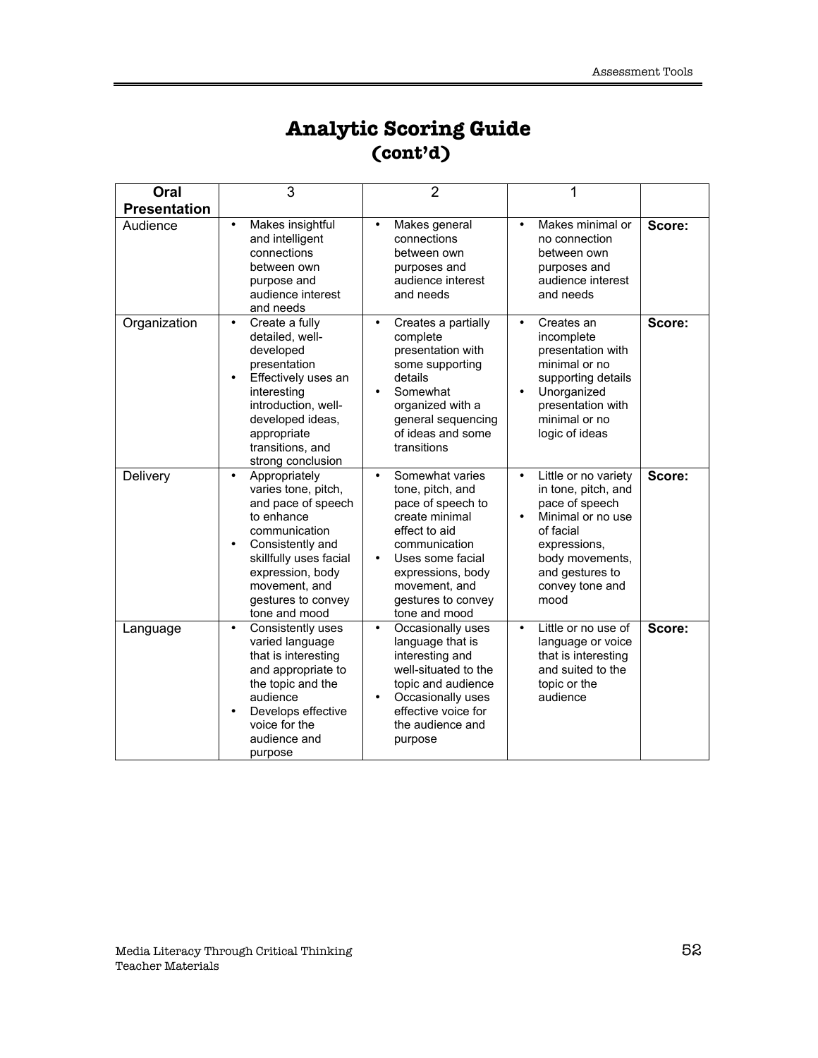# Analytic Scoring Guide
## (cont'd)

| Oral Presentation | 3 | 2 | 1 | |
|---|---|---|---|---|
| Audience | • Makes insightful and intelligent connections between own purpose and audience interest and needs | • Makes general connections between own purposes and audience interest and needs | • Makes minimal or no connection between own purposes and audience interest and needs | **Score:** |
| Organization | • Create a fully detailed, well-developed presentation<br>• Effectively uses an interesting introduction, well-developed ideas, appropriate transitions, and strong conclusion | • Creates a partially complete presentation with some supporting details<br>• Somewhat organized with a general sequencing of ideas and some transitions | • Creates an incomplete presentation with minimal or no supporting details<br>• Unorganized presentation with minimal or no logic of ideas | **Score:** |
| Delivery | • Appropriately varies tone, pitch, and pace of speech to enhance communication<br>• Consistently and skillfully uses facial expression, body movement, and gestures to convey tone and mood | • Somewhat varies tone, pitch, and pace of speech to create minimal effect to aid communication<br>• Uses some facial expressions, body movement, and gestures to convey tone and mood | • Little or no variety in tone, pitch, and pace of speech<br>• Minimal or no use of facial expressions, body movements, and gestures to convey tone and mood | **Score:** |
| Language | • Consistently uses varied language that is interesting and appropriate to the topic and the audience<br>• Develops effective voice for the audience and purpose | • Occasionally uses language that is interesting and well-situated to the topic and audience<br>• Occasionally uses effective voice for the audience and purpose | • Little or no use of language or voice that is interesting and suited to the topic or the audience | **Score:** |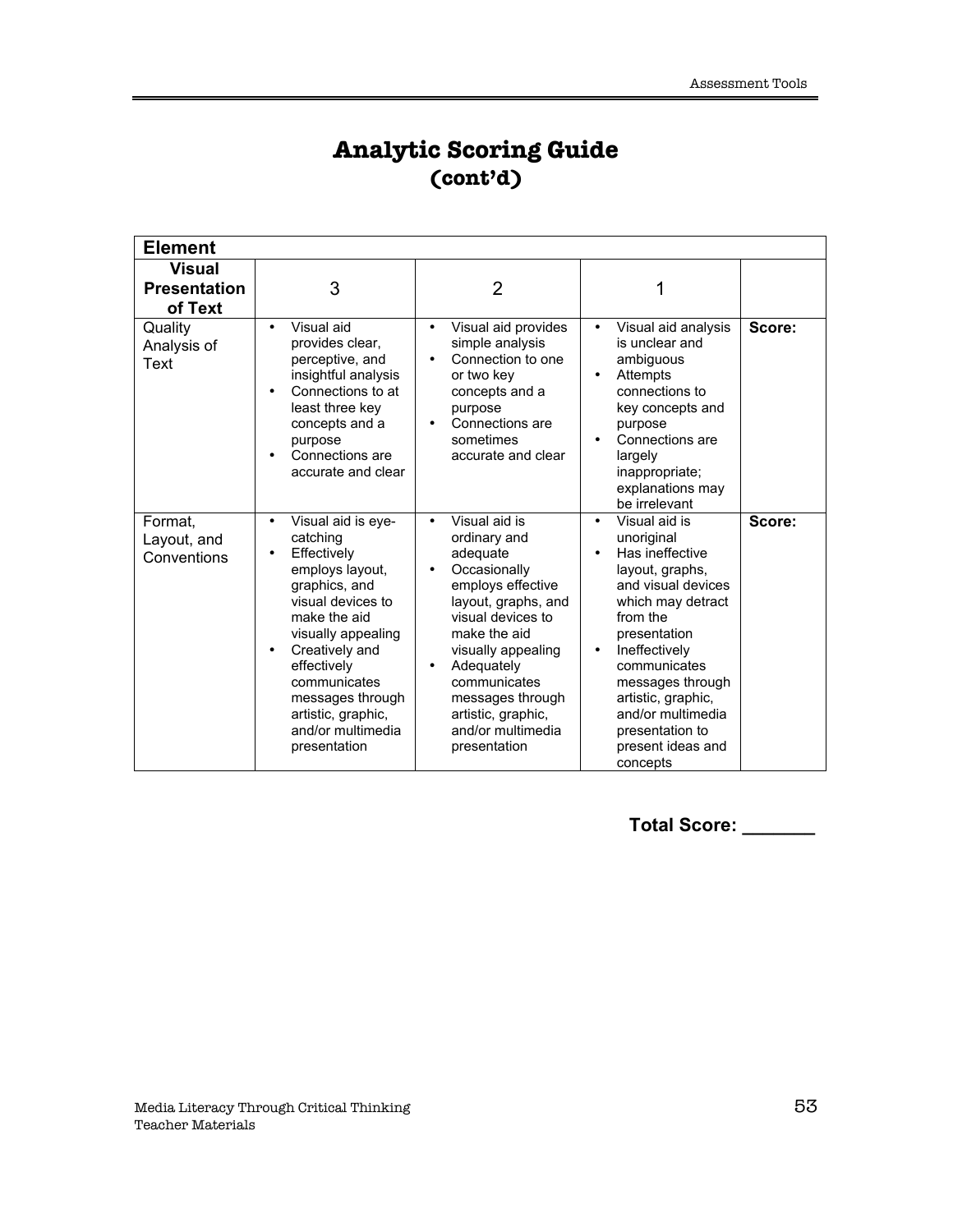# Analytic Scoring Guide
## (cont'd)

| **Element** | | | | |
|---|---|---|---|---|
| **Visual Presentation of Text** | 3 | 2 | 1 | |
| Quality Analysis of Text | • Visual aid provides clear, perceptive, and insightful analysis<br>• Connections to at least three key concepts and a purpose<br>• Connections are accurate and clear | • Visual aid provides simple analysis<br>• Connection to one or two key concepts and a purpose<br>• Connections are sometimes accurate and clear | • Visual aid analysis is unclear and ambiguous<br>• Attempts connections to key concepts and purpose<br>• Connections are largely inappropriate; explanations may be irrelevant | **Score:** |
| Format, Layout, and Conventions | • Visual aid is eye-catching<br>• Effectively employs layout, graphics, and visual devices to make the aid visually appealing<br>• Creatively and effectively communicates messages through artistic, graphic, and/or multimedia presentation | • Visual aid is ordinary and adequate<br>• Occasionally employs effective layout, graphs, and visual devices to make the aid visually appealing<br>• Adequately communicates messages through artistic, graphic, and/or multimedia presentation | • Visual aid is unoriginal<br>• Has ineffective layout, graphs, and visual devices which may detract from the presentation<br>• Ineffectively communicates messages through artistic, graphic, and/or multimedia presentation to present ideas and concepts | **Score:** |

**Total Score: _______**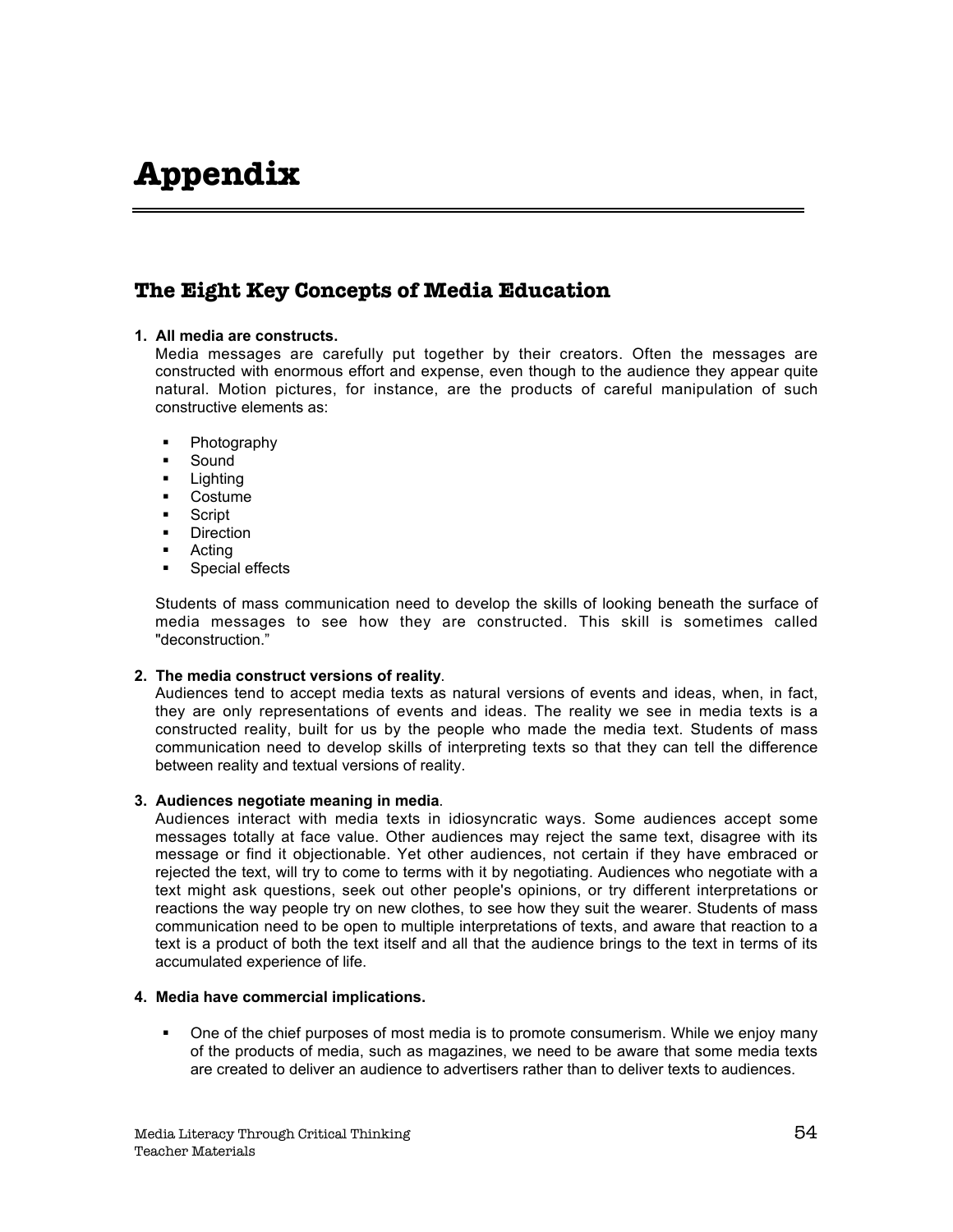# Appendix

## The Eight Key Concepts of Media Education

**1. All media are constructs.**

Media messages are carefully put together by their creators. Often the messages are constructed with enormous effort and expense, even though to the audience they appear quite natural. Motion pictures, for instance, are the products of careful manipulation of such constructive elements as:

- Photography
- Sound
- Lighting
- Costume
- Script
- Direction
- Acting
- Special effects

Students of mass communication need to develop the skills of looking beneath the surface of media messages to see how they are constructed. This skill is sometimes called "deconstruction."

**2. The media construct versions of reality**.

Audiences tend to accept media texts as natural versions of events and ideas, when, in fact, they are only representations of events and ideas. The reality we see in media texts is a constructed reality, built for us by the people who made the media text. Students of mass communication need to develop skills of interpreting texts so that they can tell the difference between reality and textual versions of reality.

**3. Audiences negotiate meaning in media**.

Audiences interact with media texts in idiosyncratic ways. Some audiences accept some messages totally at face value. Other audiences may reject the same text, disagree with its message or find it objectionable. Yet other audiences, not certain if they have embraced or rejected the text, will try to come to terms with it by negotiating. Audiences who negotiate with a text might ask questions, seek out other people's opinions, or try different interpretations or reactions the way people try on new clothes, to see how they suit the wearer. Students of mass communication need to be open to multiple interpretations of texts, and aware that reaction to a text is a product of both the text itself and all that the audience brings to the text in terms of its accumulated experience of life.

**4. Media have commercial implications.**

- One of the chief purposes of most media is to promote consumerism. While we enjoy many of the products of media, such as magazines, we need to be aware that some media texts are created to deliver an audience to advertisers rather than to deliver texts to audiences.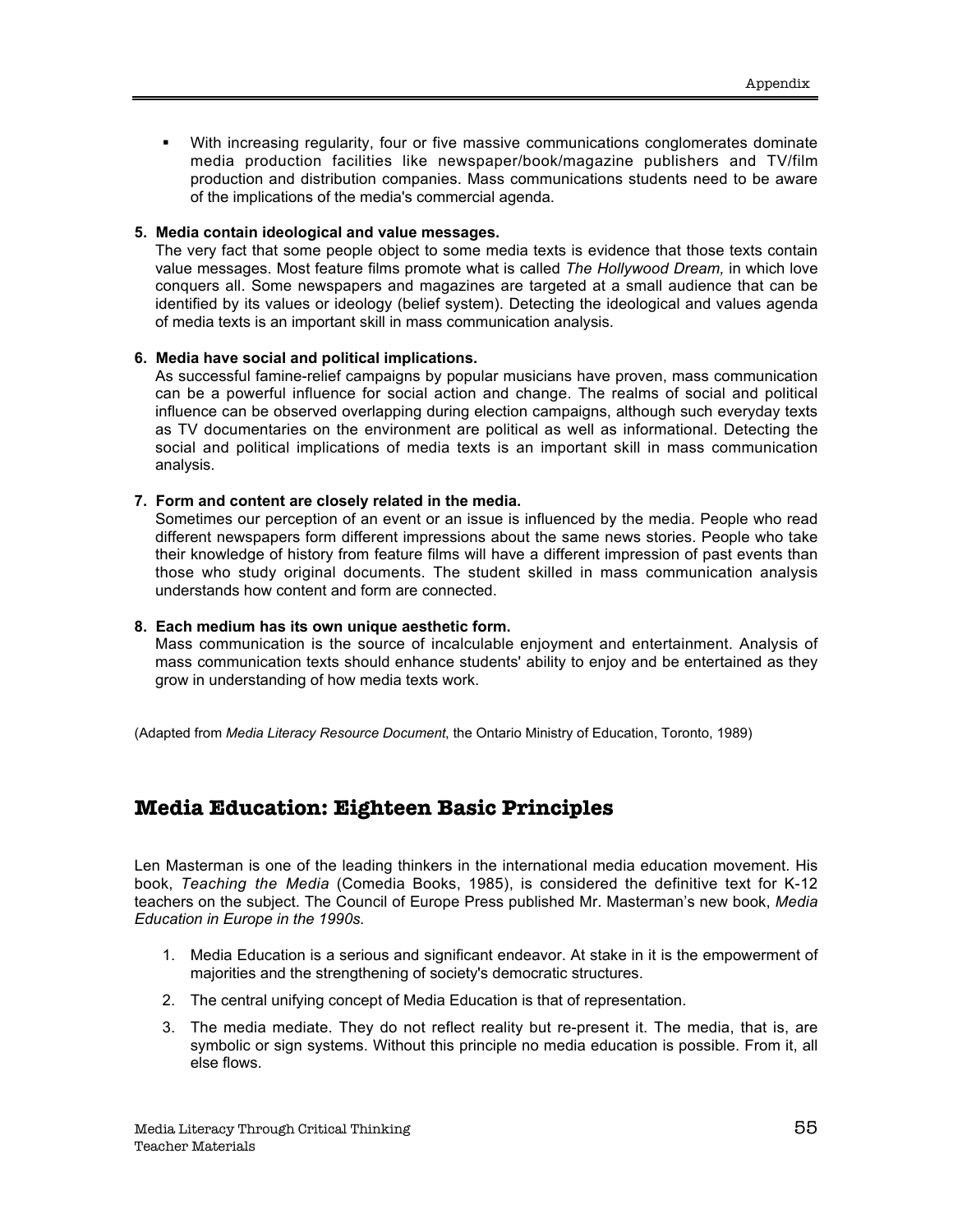- With increasing regularity, four or five massive communications conglomerates dominate media production facilities like newspaper/book/magazine publishers and TV/film production and distribution companies. Mass communications students need to be aware of the implications of the media's commercial agenda.

**5. Media contain ideological and value messages.**

The very fact that some people object to some media texts is evidence that those texts contain value messages. Most feature films promote what is called *The Hollywood Dream,* in which love conquers all. Some newspapers and magazines are targeted at a small audience that can be identified by its values or ideology (belief system). Detecting the ideological and values agenda of media texts is an important skill in mass communication analysis.

**6. Media have social and political implications.**

As successful famine-relief campaigns by popular musicians have proven, mass communication can be a powerful influence for social action and change. The realms of social and political influence can be observed overlapping during election campaigns, although such everyday texts as TV documentaries on the environment are political as well as informational. Detecting the social and political implications of media texts is an important skill in mass communication analysis.

**7. Form and content are closely related in the media.**

Sometimes our perception of an event or an issue is influenced by the media. People who read different newspapers form different impressions about the same news stories. People who take their knowledge of history from feature films will have a different impression of past events than those who study original documents. The student skilled in mass communication analysis understands how content and form are connected.

**8. Each medium has its own unique aesthetic form.**

Mass communication is the source of incalculable enjoyment and entertainment. Analysis of mass communication texts should enhance students' ability to enjoy and be entertained as they grow in understanding of how media texts work.

(Adapted from *Media Literacy Resource Document*, the Ontario Ministry of Education, Toronto, 1989)

## Media Education: Eighteen Basic Principles

Len Masterman is one of the leading thinkers in the international media education movement. His book, *Teaching the Media* (Comedia Books, 1985), is considered the definitive text for K-12 teachers on the subject. The Council of Europe Press published Mr. Masterman's new book, *Media Education in Europe in the 1990s.*

1. Media Education is a serious and significant endeavor. At stake in it is the empowerment of majorities and the strengthening of society's democratic structures.
2. The central unifying concept of Media Education is that of representation.
3. The media mediate. They do not reflect reality but re-present it. The media, that is, are symbolic or sign systems. Without this principle no media education is possible. From it, all else flows.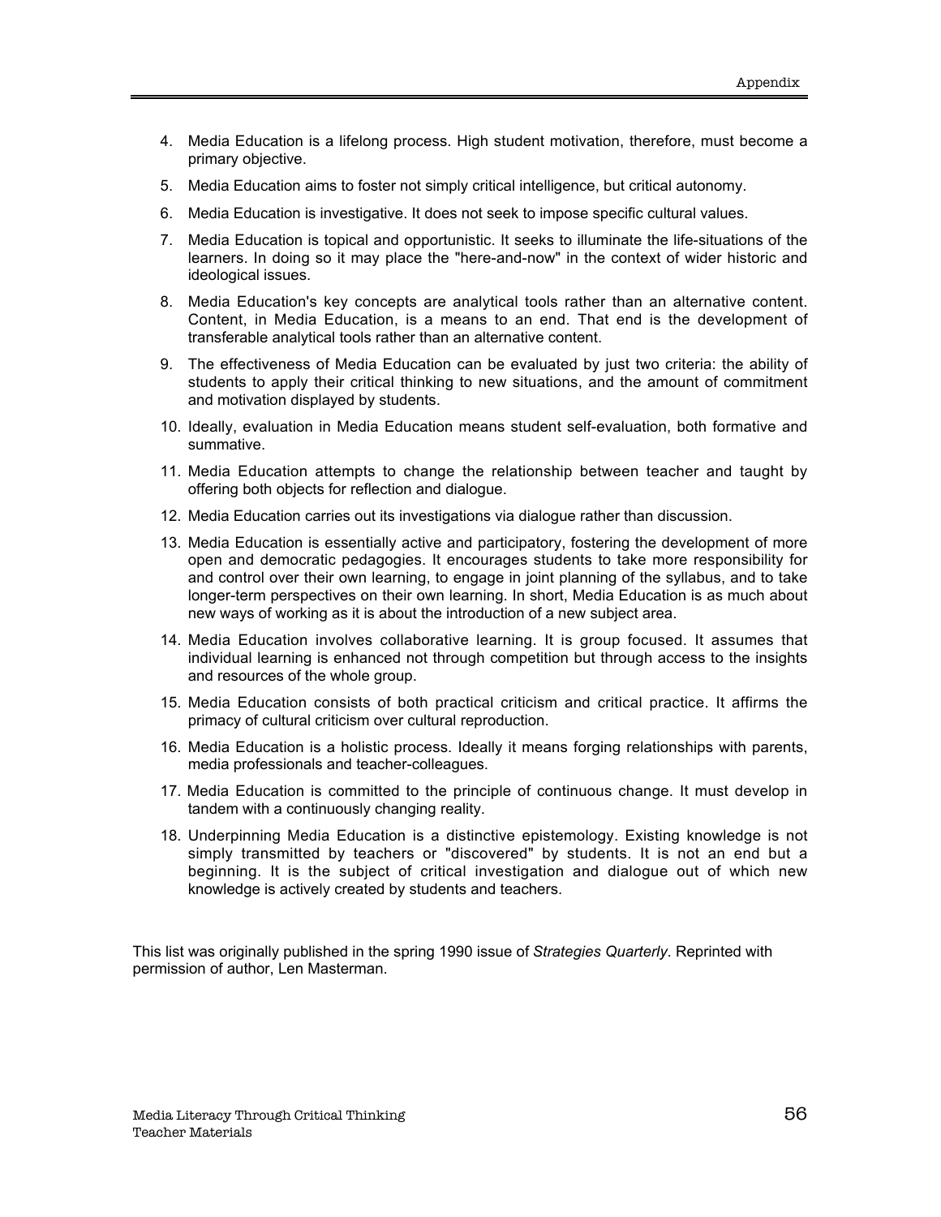4. Media Education is a lifelong process. High student motivation, therefore, must become a primary objective.
5. Media Education aims to foster not simply critical intelligence, but critical autonomy.
6. Media Education is investigative. It does not seek to impose specific cultural values.
7. Media Education is topical and opportunistic. It seeks to illuminate the life-situations of the learners. In doing so it may place the "here-and-now" in the context of wider historic and ideological issues.
8. Media Education's key concepts are analytical tools rather than an alternative content. Content, in Media Education, is a means to an end. That end is the development of transferable analytical tools rather than an alternative content.
9. The effectiveness of Media Education can be evaluated by just two criteria: the ability of students to apply their critical thinking to new situations, and the amount of commitment and motivation displayed by students.
10. Ideally, evaluation in Media Education means student self-evaluation, both formative and summative.
11. Media Education attempts to change the relationship between teacher and taught by offering both objects for reflection and dialogue.
12. Media Education carries out its investigations via dialogue rather than discussion.
13. Media Education is essentially active and participatory, fostering the development of more open and democratic pedagogies. It encourages students to take more responsibility for and control over their own learning, to engage in joint planning of the syllabus, and to take longer-term perspectives on their own learning. In short, Media Education is as much about new ways of working as it is about the introduction of a new subject area.
14. Media Education involves collaborative learning. It is group focused. It assumes that individual learning is enhanced not through competition but through access to the insights and resources of the whole group.
15. Media Education consists of both practical criticism and critical practice. It affirms the primacy of cultural criticism over cultural reproduction.
16. Media Education is a holistic process. Ideally it means forging relationships with parents, media professionals and teacher-colleagues.
17. Media Education is committed to the principle of continuous change. It must develop in tandem with a continuously changing reality.
18. Underpinning Media Education is a distinctive epistemology. Existing knowledge is not simply transmitted by teachers or "discovered" by students. It is not an end but a beginning. It is the subject of critical investigation and dialogue out of which new knowledge is actively created by students and teachers.

This list was originally published in the spring 1990 issue of *Strategies Quarterly*. Reprinted with permission of author, Len Masterman.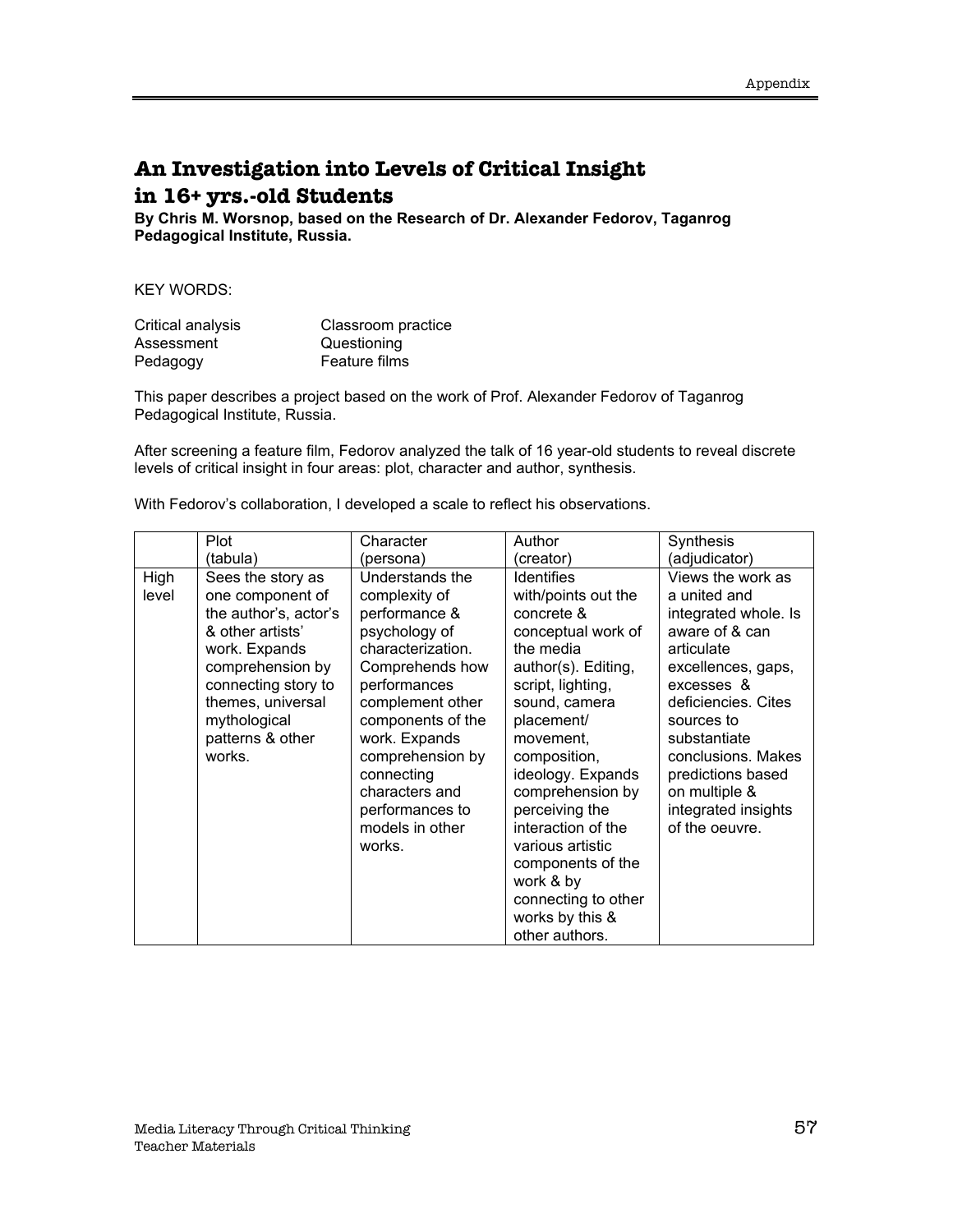## An Investigation into Levels of Critical Insight in 16+ yrs.-old Students

**By Chris M. Worsnop, based on the Research of Dr. Alexander Fedorov, Taganrog Pedagogical Institute, Russia.**

KEY WORDS:

| | |
|---|---|
| Critical analysis | Classroom practice |
| Assessment | Questioning |
| Pedagogy | Feature films |

This paper describes a project based on the work of Prof. Alexander Fedorov of Taganrog Pedagogical Institute, Russia.

After screening a feature film, Fedorov analyzed the talk of 16 year-old students to reveal discrete levels of critical insight in four areas: plot, character and author, synthesis.

With Fedorov's collaboration, I developed a scale to reflect his observations.

| | Plot (tabula) | Character (persona) | Author (creator) | Synthesis (adjudicator) |
|---|---|---|---|---|
| High level | Sees the story as one component of the author's, actor's & other artists' work. Expands comprehension by connecting story to themes, universal mythological patterns & other works. | Understands the complexity of performance & psychology of characterization. Comprehends how performances complement other components of the work. Expands comprehension by connecting characters and performances to models in other works. | Identifies with/points out the concrete & conceptual work of the media author(s). Editing, script, lighting, sound, camera placement/ movement, composition, ideology. Expands comprehension by perceiving the interaction of the various artistic components of the work & by connecting to other works by this & other authors. | Views the work as a united and integrated whole. Is aware of & can articulate excellences, gaps, excesses & deficiencies. Cites sources to substantiate conclusions. Makes predictions based on multiple & integrated insights of the oeuvre. |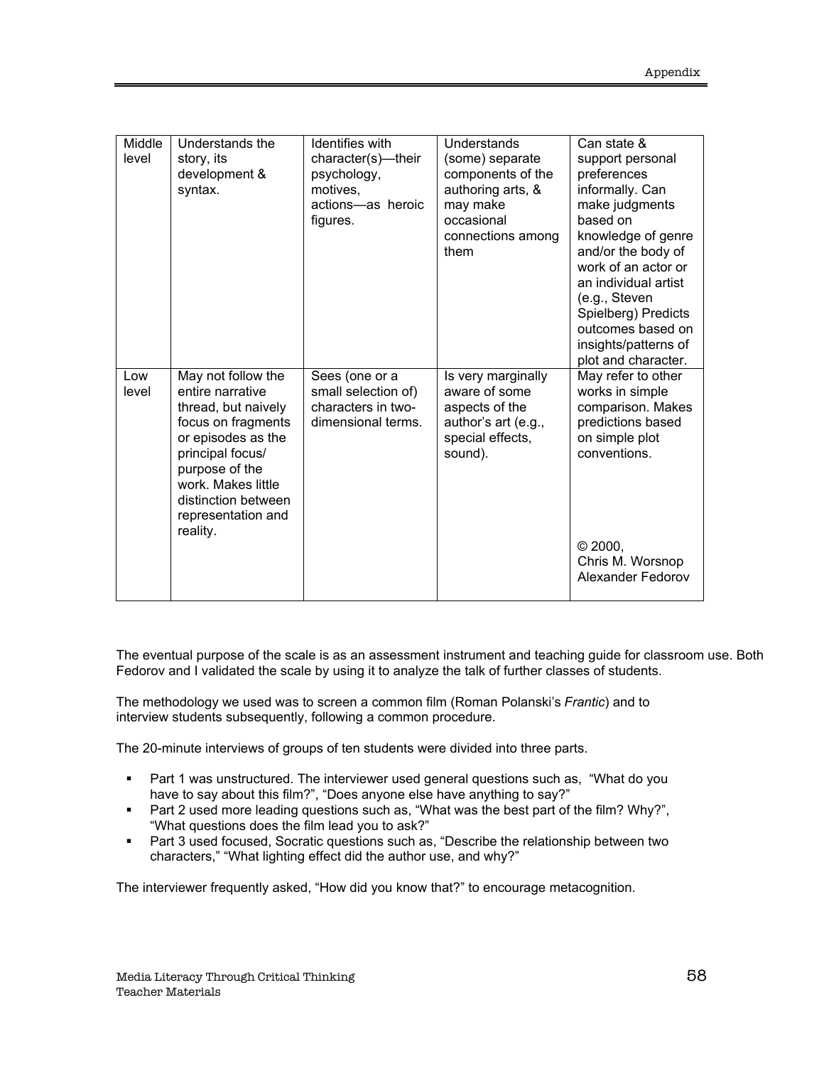| | | | | |
|---|---|---|---|---|
| Middle level | Understands the story, its development & syntax. | Identifies with character(s)—their psychology, motives, actions—as heroic figures. | Understands (some) separate components of the authoring arts, & may make occasional connections among them | Can state & support personal preferences informally. Can make judgments based on knowledge of genre and/or the body of work of an actor or an individual artist (e.g., Steven Spielberg) Predicts outcomes based on insights/patterns of plot and character. |
| Low level | May not follow the entire narrative thread, but naively focus on fragments or episodes as the principal focus/ purpose of the work. Makes little distinction between representation and reality. | Sees (one or a small selection of) characters in two-dimensional terms. | Is very marginally aware of some aspects of the author's art (e.g., special effects, sound). | May refer to other works in simple comparison. Makes predictions based on simple plot conventions.<br><br>© 2000, Chris M. Worsnop Alexander Fedorov |

The eventual purpose of the scale is as an assessment instrument and teaching guide for classroom use. Both Fedorov and I validated the scale by using it to analyze the talk of further classes of students.

The methodology we used was to screen a common film (Roman Polanski's *Frantic*) and to interview students subsequently, following a common procedure.

The 20-minute interviews of groups of ten students were divided into three parts.

- Part 1 was unstructured. The interviewer used general questions such as, "What do you have to say about this film?", "Does anyone else have anything to say?"
- Part 2 used more leading questions such as, "What was the best part of the film? Why?", "What questions does the film lead you to ask?"
- Part 3 used focused, Socratic questions such as, "Describe the relationship between two characters," "What lighting effect did the author use, and why?"

The interviewer frequently asked, "How did you know that?" to encourage metacognition.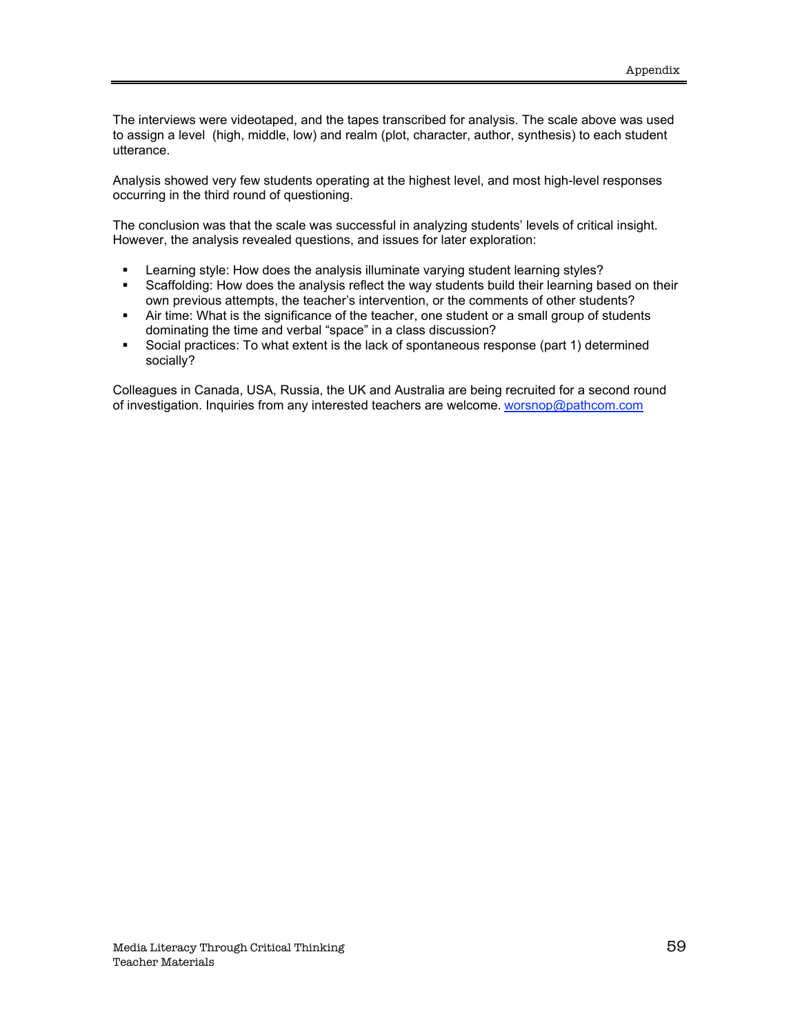The interviews were videotaped, and the tapes transcribed for analysis. The scale above was used to assign a level (high, middle, low) and realm (plot, character, author, synthesis) to each student utterance.

Analysis showed very few students operating at the highest level, and most high-level responses occurring in the third round of questioning.

The conclusion was that the scale was successful in analyzing students' levels of critical insight. However, the analysis revealed questions, and issues for later exploration:

- Learning style: How does the analysis illuminate varying student learning styles?
- Scaffolding: How does the analysis reflect the way students build their learning based on their own previous attempts, the teacher's intervention, or the comments of other students?
- Air time: What is the significance of the teacher, one student or a small group of students dominating the time and verbal "space" in a class discussion?
- Social practices: To what extent is the lack of spontaneous response (part 1) determined socially?

Colleagues in Canada, USA, Russia, the UK and Australia are being recruited for a second round of investigation. Inquiries from any interested teachers are welcome. worsnop@pathcom.com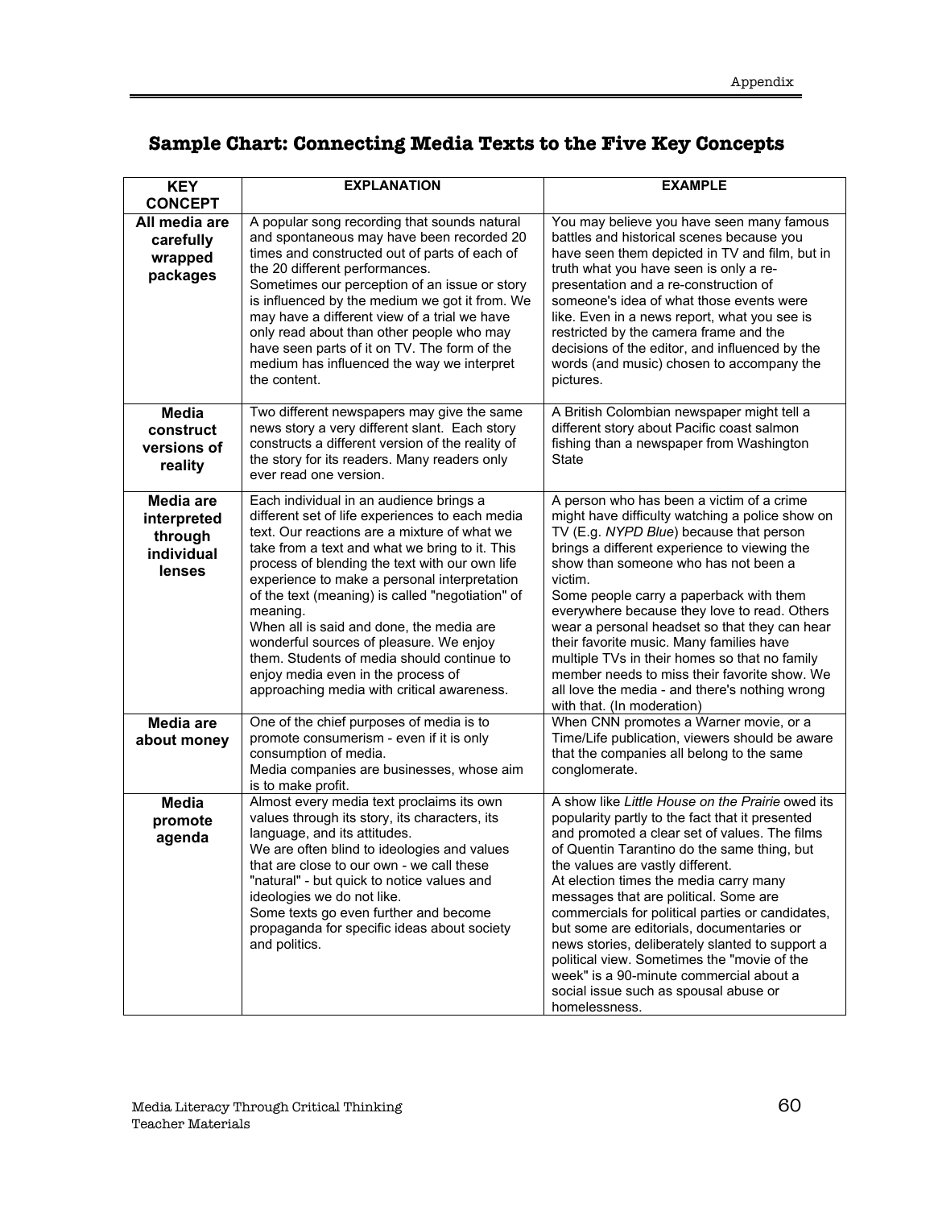## Sample Chart: Connecting Media Texts to the Five Key Concepts

| KEY CONCEPT | EXPLANATION | EXAMPLE |
|---|---|---|
| **All media are carefully wrapped packages** | A popular song recording that sounds natural and spontaneous may have been recorded 20 times and constructed out of parts of each of the 20 different performances.<br>Sometimes our perception of an issue or story is influenced by the medium we got it from. We may have a different view of a trial we have only read about than other people who may have seen parts of it on TV. The form of the medium has influenced the way we interpret the content. | You may believe you have seen many famous battles and historical scenes because you have seen them depicted in TV and film, but in truth what you have seen is only a re-presentation and a re-construction of someone's idea of what those events were like. Even in a news report, what you see is restricted by the camera frame and the decisions of the editor, and influenced by the words (and music) chosen to accompany the pictures. |
| **Media construct versions of reality** | Two different newspapers may give the same news story a very different slant. Each story constructs a different version of the reality of the story for its readers. Many readers only ever read one version. | A British Colombian newspaper might tell a different story about Pacific coast salmon fishing than a newspaper from Washington State |
| **Media are interpreted through individual lenses** | Each individual in an audience brings a different set of life experiences to each media text. Our reactions are a mixture of what we take from a text and what we bring to it. This process of blending the text with our own life experience to make a personal interpretation of the text (meaning) is called "negotiation" of meaning.<br>When all is said and done, the media are wonderful sources of pleasure. We enjoy them. Students of media should continue to enjoy media even in the process of approaching media with critical awareness. | A person who has been a victim of a crime might have difficulty watching a police show on TV (E.g. *NYPD Blue*) because that person brings a different experience to viewing the show than someone who has not been a victim.<br>Some people carry a paperback with them everywhere because they love to read. Others wear a personal headset so that they can hear their favorite music. Many families have multiple TVs in their homes so that no family member needs to miss their favorite show. We all love the media - and there's nothing wrong with that. (In moderation) |
| **Media are about money** | One of the chief purposes of media is to promote consumerism - even if it is only consumption of media.<br>Media companies are businesses, whose aim is to make profit. | When CNN promotes a Warner movie, or a Time/Life publication, viewers should be aware that the companies all belong to the same conglomerate. |
| **Media promote agenda** | Almost every media text proclaims its own values through its story, its characters, its language, and its attitudes.<br>We are often blind to ideologies and values that are close to our own - we call these "natural" - but quick to notice values and ideologies we do not like.<br>Some texts go even further and become propaganda for specific ideas about society and politics. | A show like *Little House on the Prairie* owed its popularity partly to the fact that it presented and promoted a clear set of values. The films of Quentin Tarantino do the same thing, but the values are vastly different.<br>At election times the media carry many messages that are political. Some are commercials for political parties or candidates, but some are editorials, documentaries or news stories, deliberately slanted to support a political view. Sometimes the "movie of the week" is a 90-minute commercial about a social issue such as spousal abuse or homelessness. |